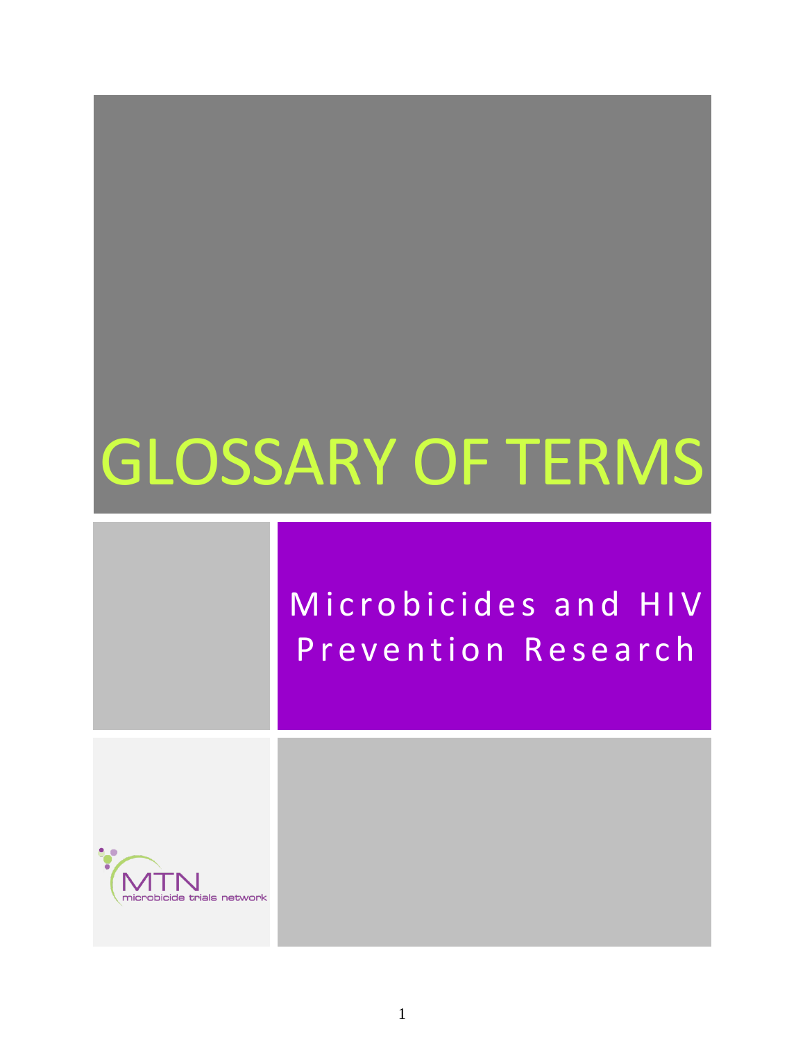# GLOSSARY OF TERMS

## Microbicides and HIV Prevention Research

MTN
microbicide trials network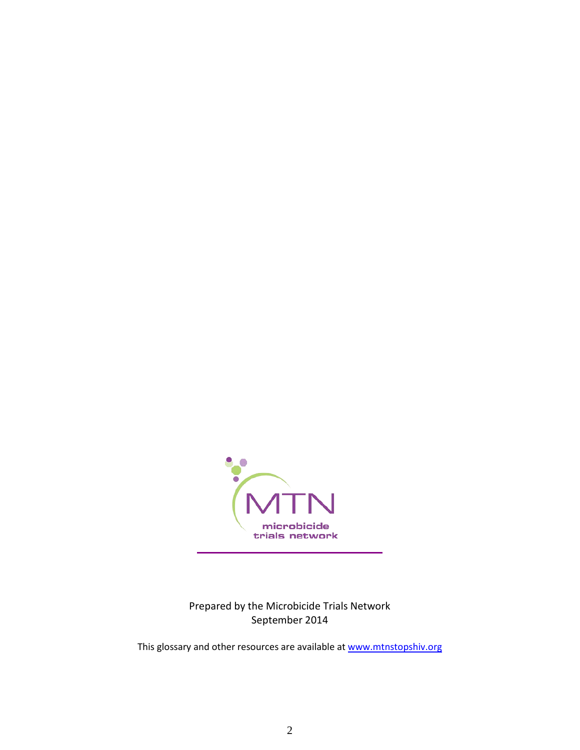MTN
microbicide
trials network

Prepared by the Microbicide Trials Network
September 2014

This glossary and other resources are available at [www.mtnstopshiv.org](http://www.mtnstopshiv.org)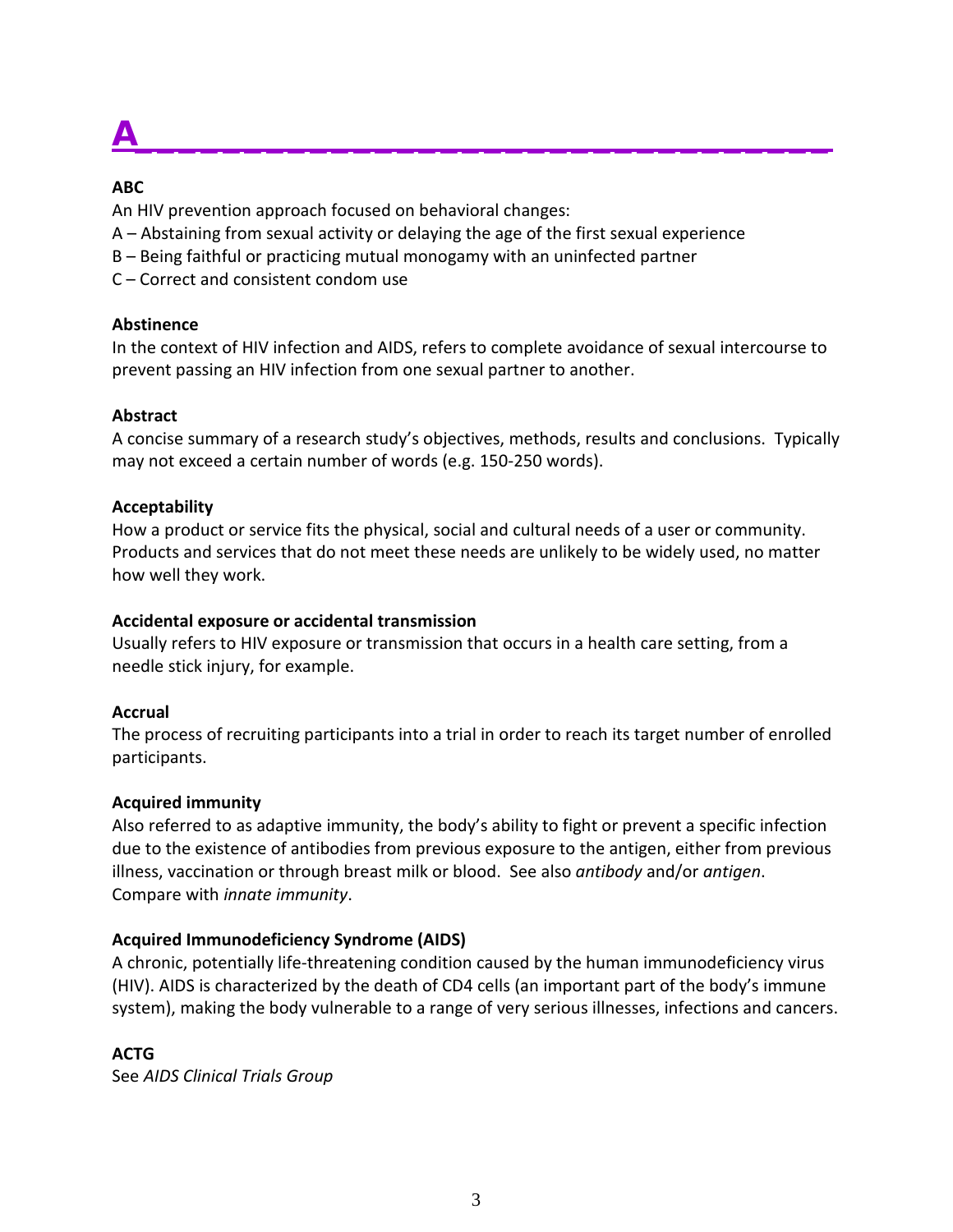# A

**ABC**
An HIV prevention approach focused on behavioral changes:
A – Abstaining from sexual activity or delaying the age of the first sexual experience
B – Being faithful or practicing mutual monogamy with an uninfected partner
C – Correct and consistent condom use

**Abstinence**
In the context of HIV infection and AIDS, refers to complete avoidance of sexual intercourse to prevent passing an HIV infection from one sexual partner to another.

**Abstract**
A concise summary of a research study's objectives, methods, results and conclusions. Typically may not exceed a certain number of words (e.g. 150-250 words).

**Acceptability**
How a product or service fits the physical, social and cultural needs of a user or community. Products and services that do not meet these needs are unlikely to be widely used, no matter how well they work.

**Accidental exposure or accidental transmission**
Usually refers to HIV exposure or transmission that occurs in a health care setting, from a needle stick injury, for example.

**Accrual**
The process of recruiting participants into a trial in order to reach its target number of enrolled participants.

**Acquired immunity**
Also referred to as adaptive immunity, the body's ability to fight or prevent a specific infection due to the existence of antibodies from previous exposure to the antigen, either from previous illness, vaccination or through breast milk or blood. See also *antibody* and/or *antigen*. Compare with *innate immunity*.

**Acquired Immunodeficiency Syndrome (AIDS)**
A chronic, potentially life-threatening condition caused by the human immunodeficiency virus (HIV). AIDS is characterized by the death of CD4 cells (an important part of the body's immune system), making the body vulnerable to a range of very serious illnesses, infections and cancers.

**ACTG**
See *AIDS Clinical Trials Group*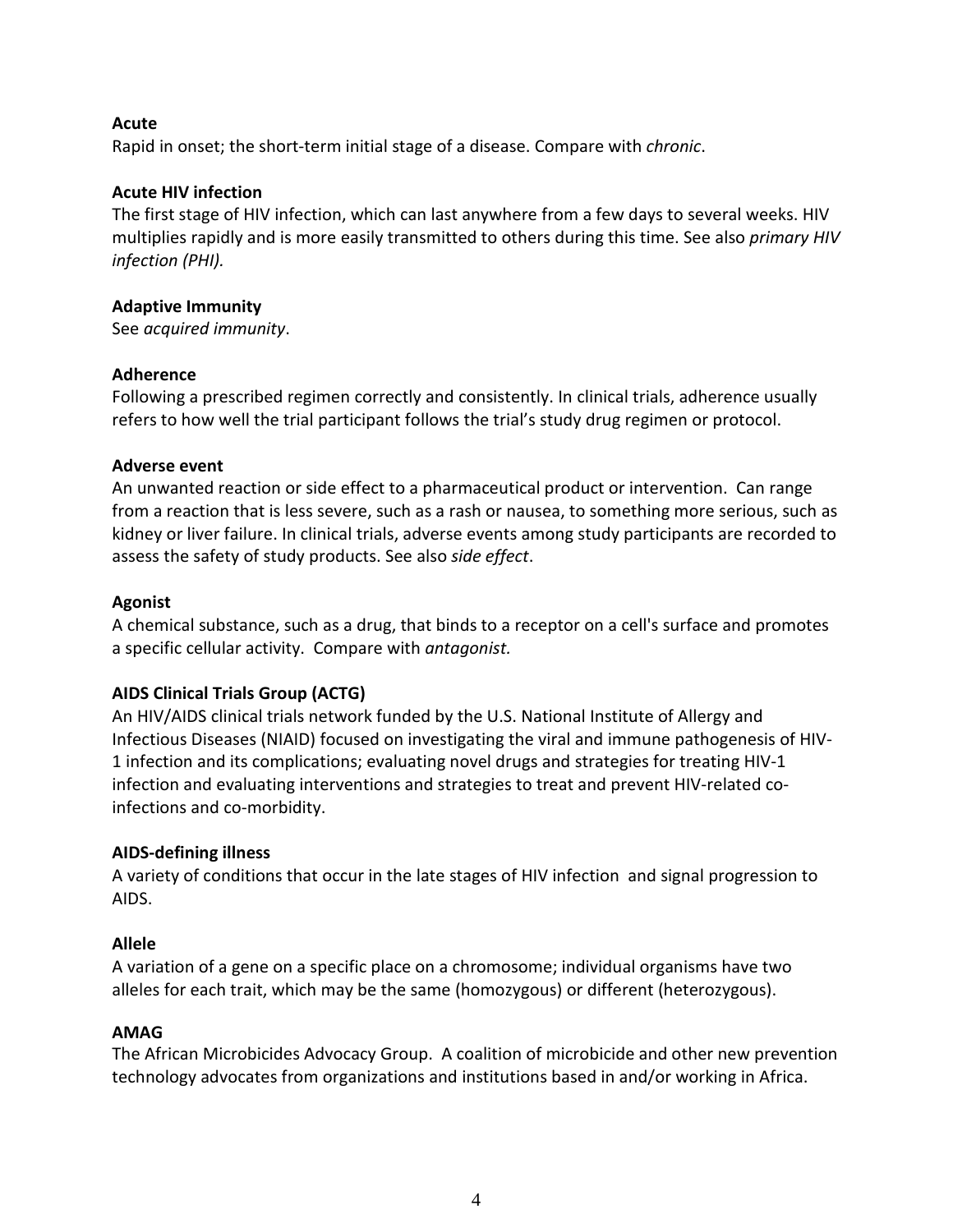**Acute**
Rapid in onset; the short-term initial stage of a disease. Compare with *chronic*.

**Acute HIV infection**
The first stage of HIV infection, which can last anywhere from a few days to several weeks. HIV multiplies rapidly and is more easily transmitted to others during this time. See also *primary HIV infection (PHI).*

**Adaptive Immunity**
See *acquired immunity*.

**Adherence**
Following a prescribed regimen correctly and consistently. In clinical trials, adherence usually refers to how well the trial participant follows the trial's study drug regimen or protocol.

**Adverse event**
An unwanted reaction or side effect to a pharmaceutical product or intervention. Can range from a reaction that is less severe, such as a rash or nausea, to something more serious, such as kidney or liver failure. In clinical trials, adverse events among study participants are recorded to assess the safety of study products. See also *side effect*.

**Agonist**
A chemical substance, such as a drug, that binds to a receptor on a cell's surface and promotes a specific cellular activity. Compare with *antagonist.*

**AIDS Clinical Trials Group (ACTG)**
An HIV/AIDS clinical trials network funded by the U.S. National Institute of Allergy and Infectious Diseases (NIAID) focused on investigating the viral and immune pathogenesis of HIV-1 infection and its complications; evaluating novel drugs and strategies for treating HIV-1 infection and evaluating interventions and strategies to treat and prevent HIV-related co-infections and co-morbidity.

**AIDS-defining illness**
A variety of conditions that occur in the late stages of HIV infection and signal progression to AIDS.

**Allele**
A variation of a gene on a specific place on a chromosome; individual organisms have two alleles for each trait, which may be the same (homozygous) or different (heterozygous).

**AMAG**
The African Microbicides Advocacy Group. A coalition of microbicide and other new prevention technology advocates from organizations and institutions based in and/or working in Africa.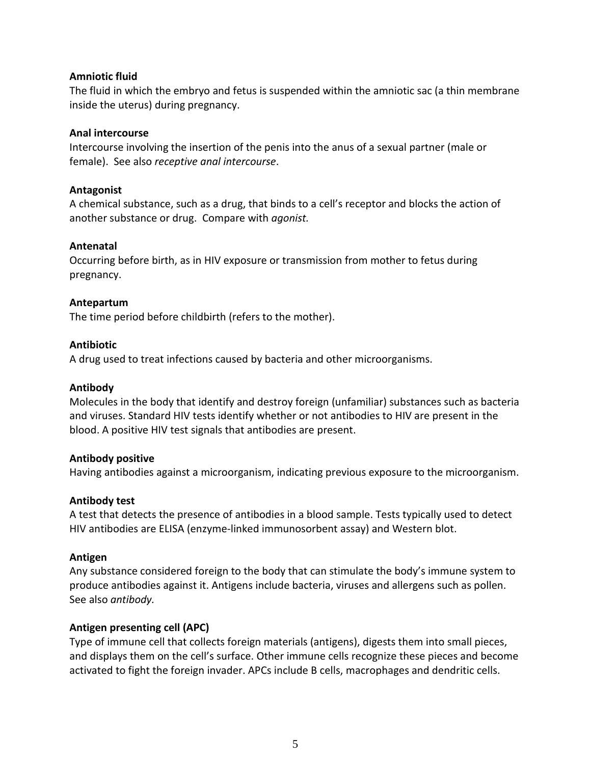**Amniotic fluid**
The fluid in which the embryo and fetus is suspended within the amniotic sac (a thin membrane inside the uterus) during pregnancy.

**Anal intercourse**
Intercourse involving the insertion of the penis into the anus of a sexual partner (male or female). See also *receptive anal intercourse*.

**Antagonist**
A chemical substance, such as a drug, that binds to a cell's receptor and blocks the action of another substance or drug. Compare with *agonist.*

**Antenatal**
Occurring before birth, as in HIV exposure or transmission from mother to fetus during pregnancy.

**Antepartum**
The time period before childbirth (refers to the mother).

**Antibiotic**
A drug used to treat infections caused by bacteria and other microorganisms.

**Antibody**
Molecules in the body that identify and destroy foreign (unfamiliar) substances such as bacteria and viruses. Standard HIV tests identify whether or not antibodies to HIV are present in the blood. A positive HIV test signals that antibodies are present.

**Antibody positive**
Having antibodies against a microorganism, indicating previous exposure to the microorganism.

**Antibody test**
A test that detects the presence of antibodies in a blood sample. Tests typically used to detect HIV antibodies are ELISA (enzyme-linked immunosorbent assay) and Western blot.

**Antigen**
Any substance considered foreign to the body that can stimulate the body's immune system to produce antibodies against it. Antigens include bacteria, viruses and allergens such as pollen. See also *antibody.*

**Antigen presenting cell (APC)**
Type of immune cell that collects foreign materials (antigens), digests them into small pieces, and displays them on the cell's surface. Other immune cells recognize these pieces and become activated to fight the foreign invader. APCs include B cells, macrophages and dendritic cells.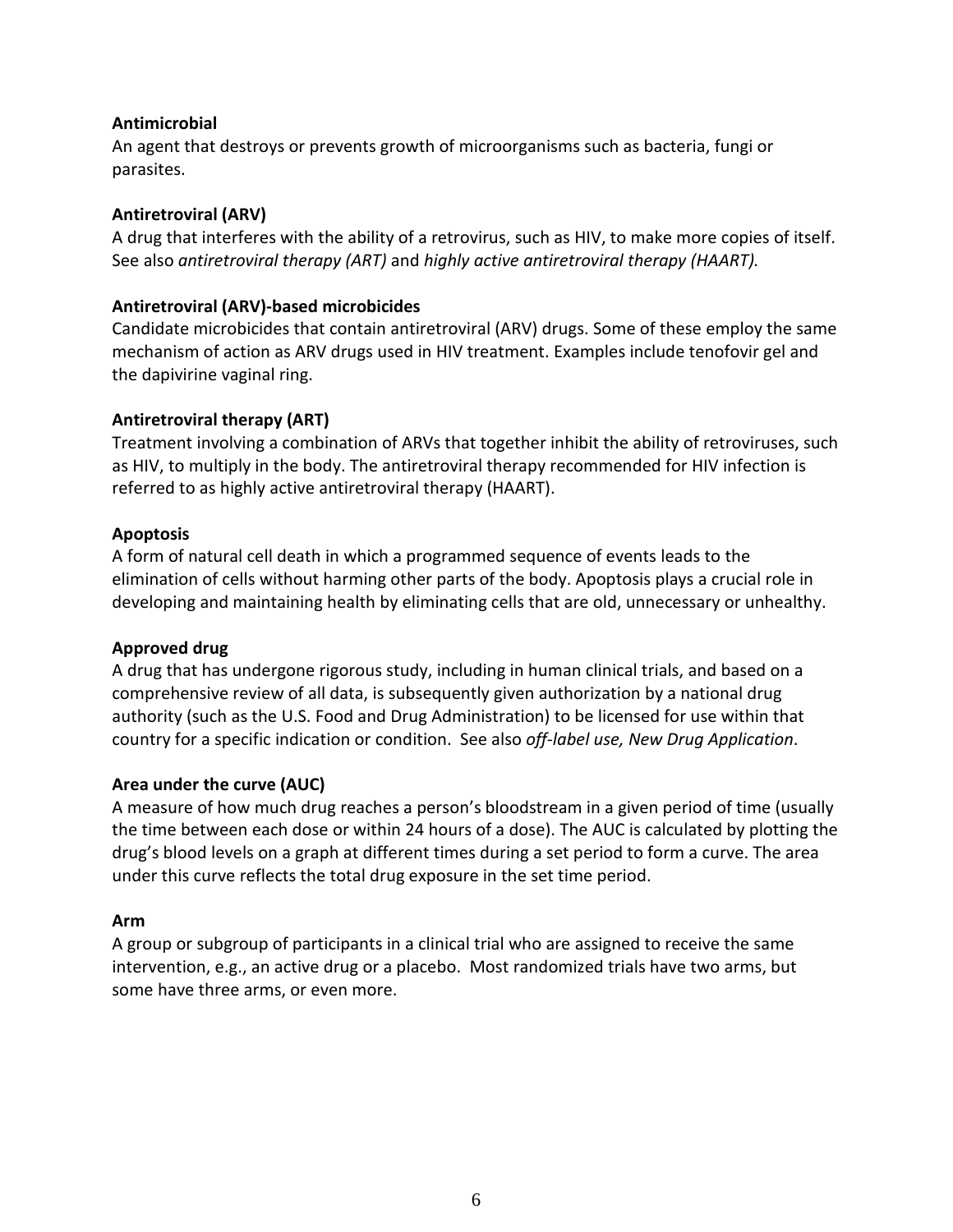**Antimicrobial**

An agent that destroys or prevents growth of microorganisms such as bacteria, fungi or parasites.

**Antiretroviral (ARV)**

A drug that interferes with the ability of a retrovirus, such as HIV, to make more copies of itself. See also *antiretroviral therapy (ART)* and *highly active antiretroviral therapy (HAART).*

**Antiretroviral (ARV)-based microbicides**

Candidate microbicides that contain antiretroviral (ARV) drugs. Some of these employ the same mechanism of action as ARV drugs used in HIV treatment. Examples include tenofovir gel and the dapivirine vaginal ring.

**Antiretroviral therapy (ART)**

Treatment involving a combination of ARVs that together inhibit the ability of retroviruses, such as HIV, to multiply in the body. The antiretroviral therapy recommended for HIV infection is referred to as highly active antiretroviral therapy (HAART).

**Apoptosis**

A form of natural cell death in which a programmed sequence of events leads to the elimination of cells without harming other parts of the body. Apoptosis plays a crucial role in developing and maintaining health by eliminating cells that are old, unnecessary or unhealthy.

**Approved drug**

A drug that has undergone rigorous study, including in human clinical trials, and based on a comprehensive review of all data, is subsequently given authorization by a national drug authority (such as the U.S. Food and Drug Administration) to be licensed for use within that country for a specific indication or condition. See also *off-label use, New Drug Application*.

**Area under the curve (AUC)**

A measure of how much drug reaches a person's bloodstream in a given period of time (usually the time between each dose or within 24 hours of a dose). The AUC is calculated by plotting the drug's blood levels on a graph at different times during a set period to form a curve. The area under this curve reflects the total drug exposure in the set time period.

**Arm**

A group or subgroup of participants in a clinical trial who are assigned to receive the same intervention, e.g., an active drug or a placebo. Most randomized trials have two arms, but some have three arms, or even more.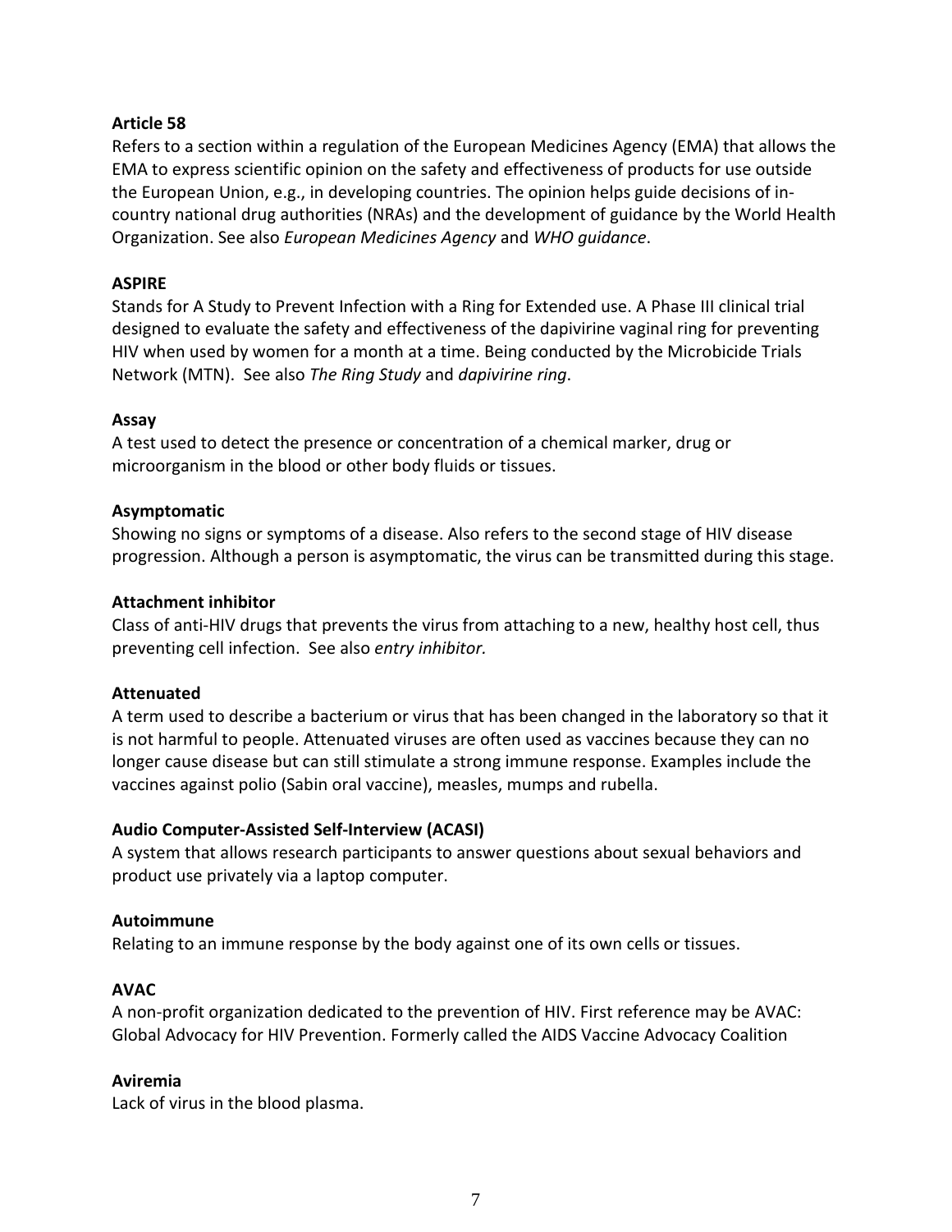**Article 58**
Refers to a section within a regulation of the European Medicines Agency (EMA) that allows the EMA to express scientific opinion on the safety and effectiveness of products for use outside the European Union, e.g., in developing countries. The opinion helps guide decisions of in-country national drug authorities (NRAs) and the development of guidance by the World Health Organization. See also *European Medicines Agency* and *WHO guidance*.

**ASPIRE**
Stands for A Study to Prevent Infection with a Ring for Extended use. A Phase III clinical trial designed to evaluate the safety and effectiveness of the dapivirine vaginal ring for preventing HIV when used by women for a month at a time. Being conducted by the Microbicide Trials Network (MTN). See also *The Ring Study* and *dapivirine ring*.

**Assay**
A test used to detect the presence or concentration of a chemical marker, drug or microorganism in the blood or other body fluids or tissues.

**Asymptomatic**
Showing no signs or symptoms of a disease. Also refers to the second stage of HIV disease progression. Although a person is asymptomatic, the virus can be transmitted during this stage.

**Attachment inhibitor**
Class of anti-HIV drugs that prevents the virus from attaching to a new, healthy host cell, thus preventing cell infection. See also *entry inhibitor.*

**Attenuated**
A term used to describe a bacterium or virus that has been changed in the laboratory so that it is not harmful to people. Attenuated viruses are often used as vaccines because they can no longer cause disease but can still stimulate a strong immune response. Examples include the vaccines against polio (Sabin oral vaccine), measles, mumps and rubella.

**Audio Computer-Assisted Self-Interview (ACASI)**
A system that allows research participants to answer questions about sexual behaviors and product use privately via a laptop computer.

**Autoimmune**
Relating to an immune response by the body against one of its own cells or tissues.

**AVAC**
A non-profit organization dedicated to the prevention of HIV. First reference may be AVAC: Global Advocacy for HIV Prevention. Formerly called the AIDS Vaccine Advocacy Coalition

**Aviremia**
Lack of virus in the blood plasma.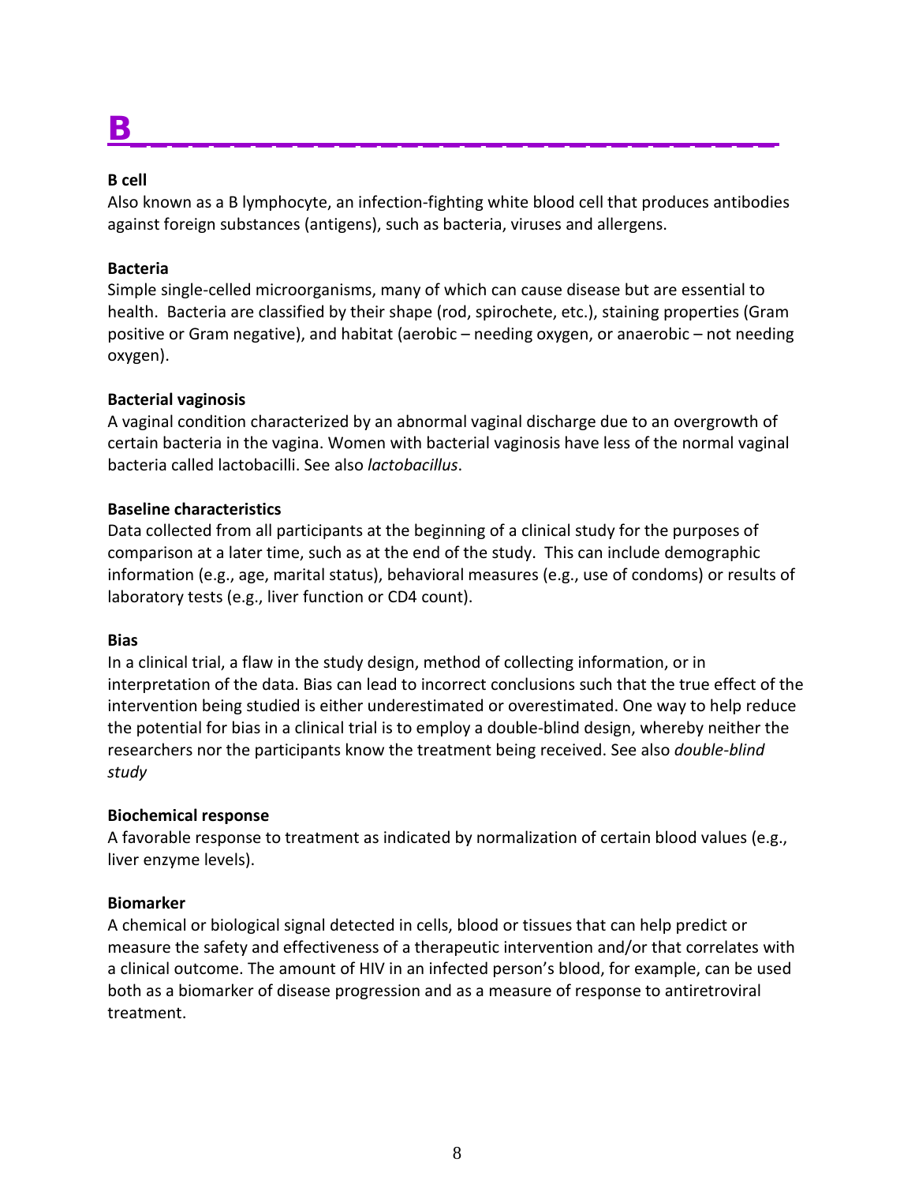# B

**B cell**
Also known as a B lymphocyte, an infection-fighting white blood cell that produces antibodies against foreign substances (antigens), such as bacteria, viruses and allergens.

**Bacteria**
Simple single-celled microorganisms, many of which can cause disease but are essential to health. Bacteria are classified by their shape (rod, spirochete, etc.), staining properties (Gram positive or Gram negative), and habitat (aerobic – needing oxygen, or anaerobic – not needing oxygen).

**Bacterial vaginosis**
A vaginal condition characterized by an abnormal vaginal discharge due to an overgrowth of certain bacteria in the vagina. Women with bacterial vaginosis have less of the normal vaginal bacteria called lactobacilli. See also *lactobacillus*.

**Baseline characteristics**
Data collected from all participants at the beginning of a clinical study for the purposes of comparison at a later time, such as at the end of the study. This can include demographic information (e.g., age, marital status), behavioral measures (e.g., use of condoms) or results of laboratory tests (e.g., liver function or CD4 count).

**Bias**
In a clinical trial, a flaw in the study design, method of collecting information, or in interpretation of the data. Bias can lead to incorrect conclusions such that the true effect of the intervention being studied is either underestimated or overestimated. One way to help reduce the potential for bias in a clinical trial is to employ a double-blind design, whereby neither the researchers nor the participants know the treatment being received. See also *double-blind study*

**Biochemical response**
A favorable response to treatment as indicated by normalization of certain blood values (e.g., liver enzyme levels).

**Biomarker**
A chemical or biological signal detected in cells, blood or tissues that can help predict or measure the safety and effectiveness of a therapeutic intervention and/or that correlates with a clinical outcome. The amount of HIV in an infected person's blood, for example, can be used both as a biomarker of disease progression and as a measure of response to antiretroviral treatment.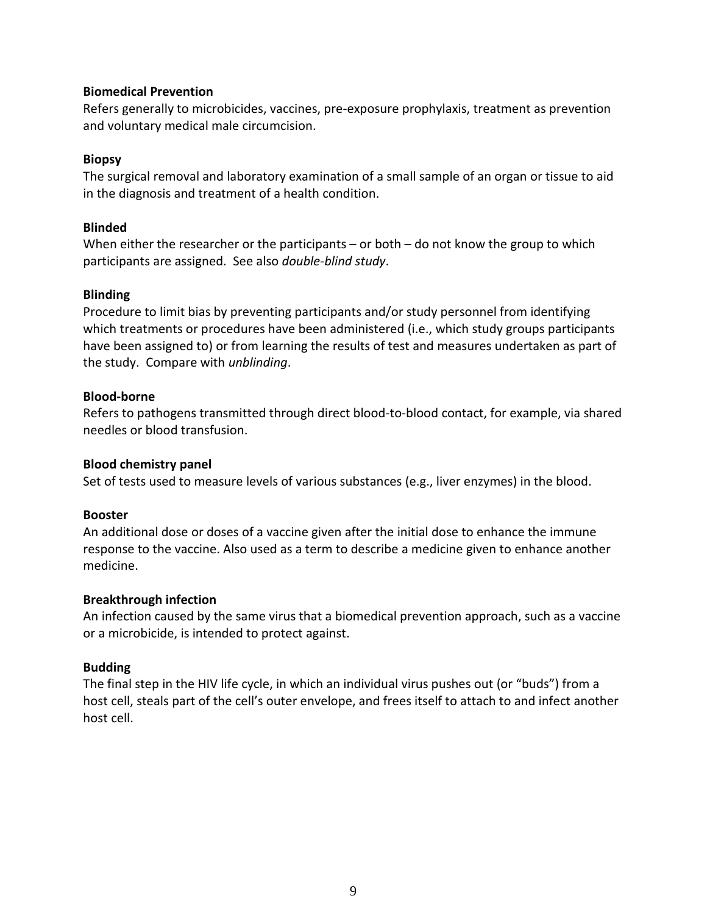**Biomedical Prevention**

Refers generally to microbicides, vaccines, pre-exposure prophylaxis, treatment as prevention and voluntary medical male circumcision.

**Biopsy**

The surgical removal and laboratory examination of a small sample of an organ or tissue to aid in the diagnosis and treatment of a health condition.

**Blinded**

When either the researcher or the participants – or both – do not know the group to which participants are assigned. See also *double-blind study*.

**Blinding**

Procedure to limit bias by preventing participants and/or study personnel from identifying which treatments or procedures have been administered (i.e., which study groups participants have been assigned to) or from learning the results of test and measures undertaken as part of the study. Compare with *unblinding*.

**Blood-borne**

Refers to pathogens transmitted through direct blood-to-blood contact, for example, via shared needles or blood transfusion.

**Blood chemistry panel**

Set of tests used to measure levels of various substances (e.g., liver enzymes) in the blood.

**Booster**

An additional dose or doses of a vaccine given after the initial dose to enhance the immune response to the vaccine. Also used as a term to describe a medicine given to enhance another medicine.

**Breakthrough infection**

An infection caused by the same virus that a biomedical prevention approach, such as a vaccine or a microbicide, is intended to protect against.

**Budding**

The final step in the HIV life cycle, in which an individual virus pushes out (or "buds") from a host cell, steals part of the cell's outer envelope, and frees itself to attach to and infect another host cell.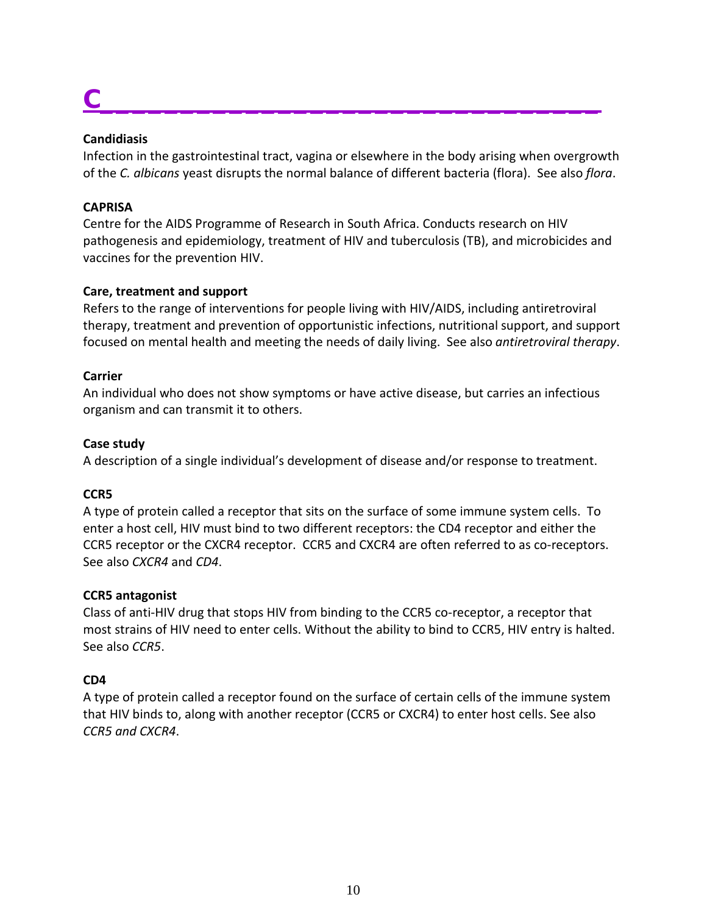# C

**Candidiasis**
Infection in the gastrointestinal tract, vagina or elsewhere in the body arising when overgrowth of the *C. albicans* yeast disrupts the normal balance of different bacteria (flora). See also *flora*.

**CAPRISA**
Centre for the AIDS Programme of Research in South Africa. Conducts research on HIV pathogenesis and epidemiology, treatment of HIV and tuberculosis (TB), and microbicides and vaccines for the prevention HIV.

**Care, treatment and support**
Refers to the range of interventions for people living with HIV/AIDS, including antiretroviral therapy, treatment and prevention of opportunistic infections, nutritional support, and support focused on mental health and meeting the needs of daily living. See also *antiretroviral therapy*.

**Carrier**
An individual who does not show symptoms or have active disease, but carries an infectious organism and can transmit it to others.

**Case study**
A description of a single individual's development of disease and/or response to treatment.

**CCR5**
A type of protein called a receptor that sits on the surface of some immune system cells. To enter a host cell, HIV must bind to two different receptors: the CD4 receptor and either the CCR5 receptor or the CXCR4 receptor. CCR5 and CXCR4 are often referred to as co-receptors. See also *CXCR4* and *CD4*.

**CCR5 antagonist**
Class of anti-HIV drug that stops HIV from binding to the CCR5 co-receptor, a receptor that most strains of HIV need to enter cells. Without the ability to bind to CCR5, HIV entry is halted. See also *CCR5*.

**CD4**
A type of protein called a receptor found on the surface of certain cells of the immune system that HIV binds to, along with another receptor (CCR5 or CXCR4) to enter host cells. See also *CCR5 and CXCR4*.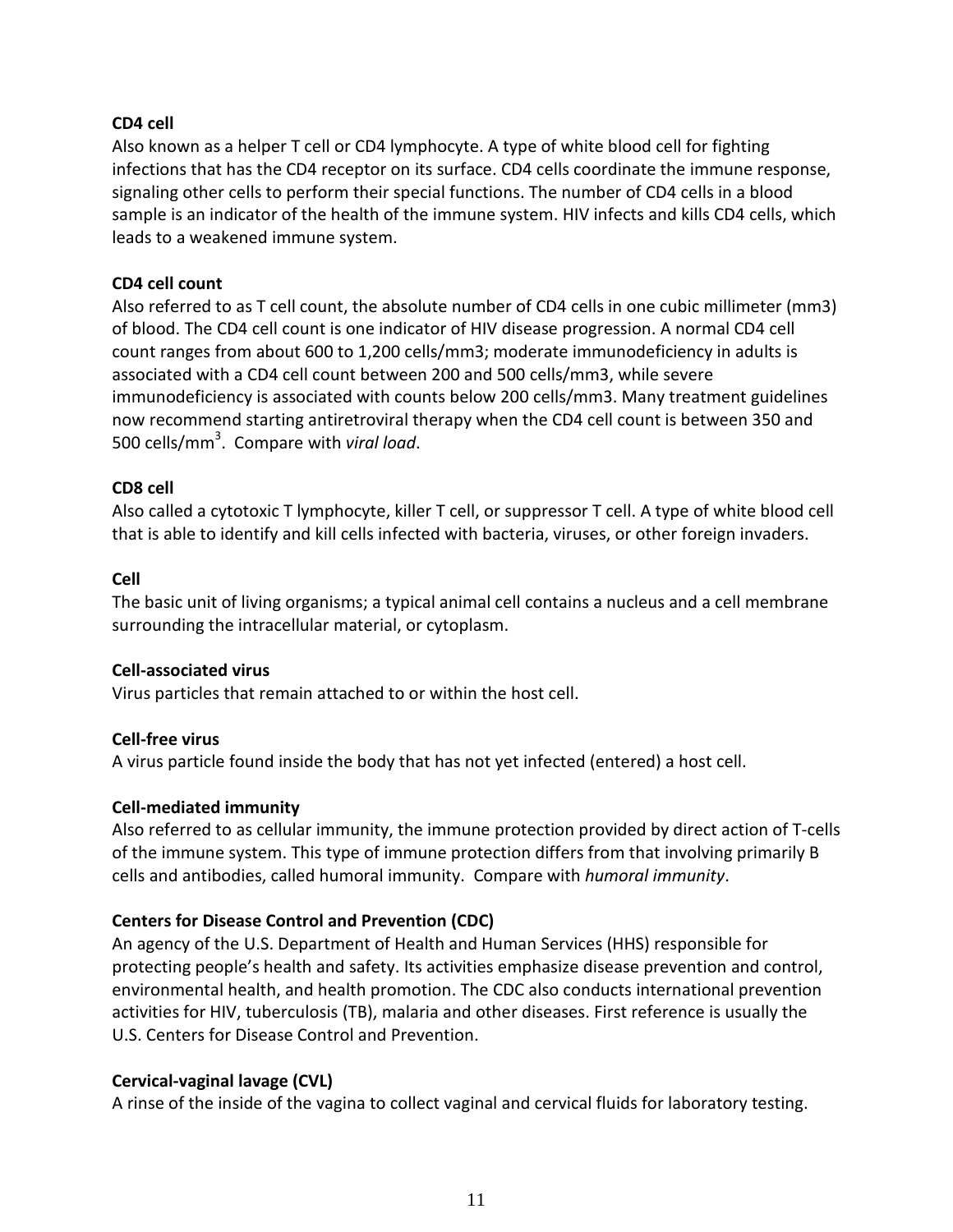**CD4 cell**

Also known as a helper T cell or CD4 lymphocyte. A type of white blood cell for fighting infections that has the CD4 receptor on its surface. CD4 cells coordinate the immune response, signaling other cells to perform their special functions. The number of CD4 cells in a blood sample is an indicator of the health of the immune system. HIV infects and kills CD4 cells, which leads to a weakened immune system.

**CD4 cell count**

Also referred to as T cell count, the absolute number of CD4 cells in one cubic millimeter (mm3) of blood. The CD4 cell count is one indicator of HIV disease progression. A normal CD4 cell count ranges from about 600 to 1,200 cells/mm3; moderate immunodeficiency in adults is associated with a CD4 cell count between 200 and 500 cells/mm3, while severe immunodeficiency is associated with counts below 200 cells/mm3. Many treatment guidelines now recommend starting antiretroviral therapy when the CD4 cell count is between 350 and 500 cells/$mm^3$. Compare with *viral load*.

**CD8 cell**

Also called a cytotoxic T lymphocyte, killer T cell, or suppressor T cell. A type of white blood cell that is able to identify and kill cells infected with bacteria, viruses, or other foreign invaders.

**Cell**

The basic unit of living organisms; a typical animal cell contains a nucleus and a cell membrane surrounding the intracellular material, or cytoplasm.

**Cell-associated virus**

Virus particles that remain attached to or within the host cell.

**Cell-free virus**

A virus particle found inside the body that has not yet infected (entered) a host cell.

**Cell-mediated immunity**

Also referred to as cellular immunity, the immune protection provided by direct action of T-cells of the immune system. This type of immune protection differs from that involving primarily B cells and antibodies, called humoral immunity. Compare with *humoral immunity*.

**Centers for Disease Control and Prevention (CDC)**

An agency of the U.S. Department of Health and Human Services (HHS) responsible for protecting people's health and safety. Its activities emphasize disease prevention and control, environmental health, and health promotion. The CDC also conducts international prevention activities for HIV, tuberculosis (TB), malaria and other diseases. First reference is usually the U.S. Centers for Disease Control and Prevention.

**Cervical-vaginal lavage (CVL)**

A rinse of the inside of the vagina to collect vaginal and cervical fluids for laboratory testing.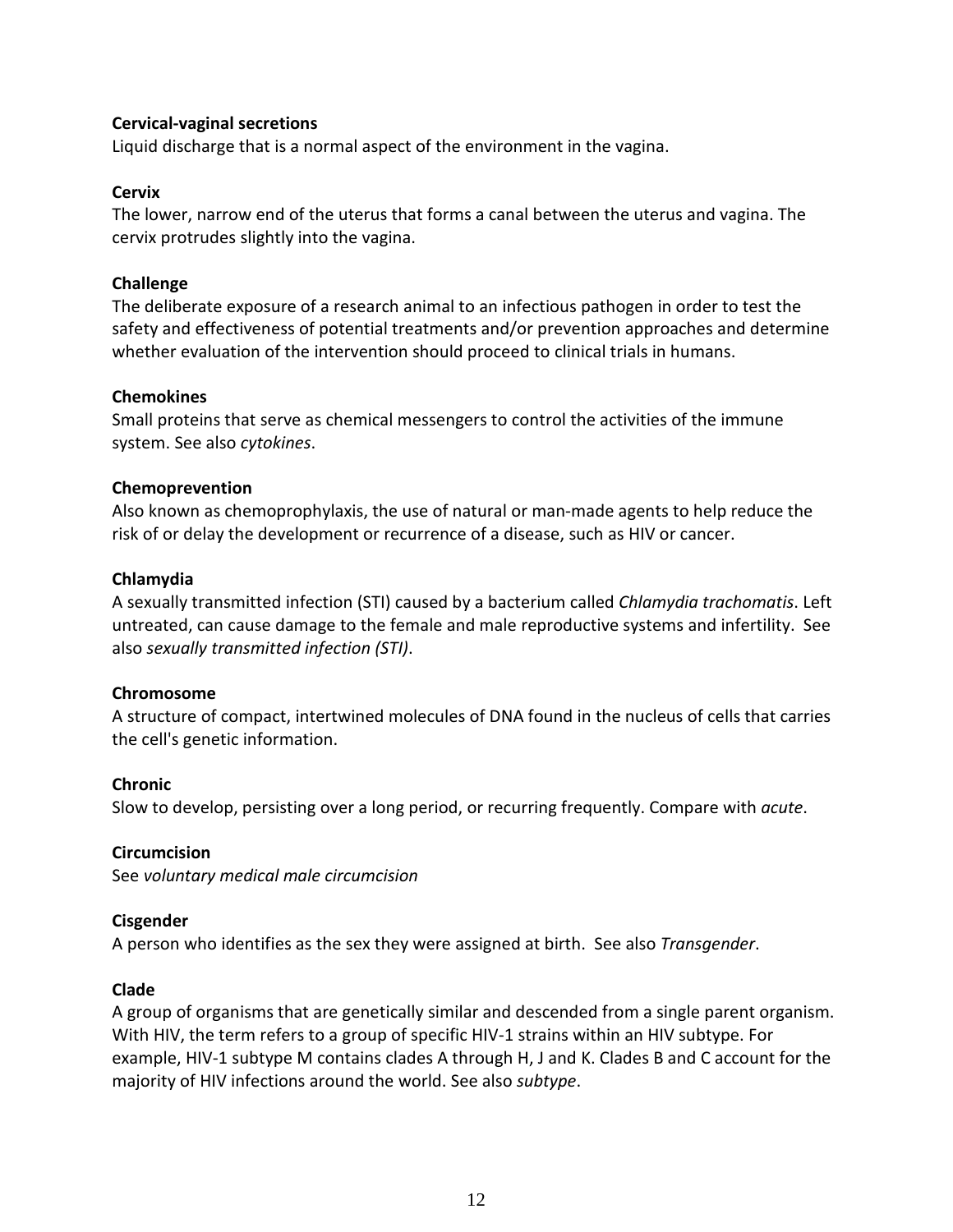**Cervical-vaginal secretions**
Liquid discharge that is a normal aspect of the environment in the vagina.

**Cervix**
The lower, narrow end of the uterus that forms a canal between the uterus and vagina. The cervix protrudes slightly into the vagina.

**Challenge**
The deliberate exposure of a research animal to an infectious pathogen in order to test the safety and effectiveness of potential treatments and/or prevention approaches and determine whether evaluation of the intervention should proceed to clinical trials in humans.

**Chemokines**
Small proteins that serve as chemical messengers to control the activities of the immune system. See also *cytokines*.

**Chemoprevention**
Also known as chemoprophylaxis, the use of natural or man-made agents to help reduce the risk of or delay the development or recurrence of a disease, such as HIV or cancer.

**Chlamydia**
A sexually transmitted infection (STI) caused by a bacterium called *Chlamydia trachomatis*. Left untreated, can cause damage to the female and male reproductive systems and infertility. See also *sexually transmitted infection (STI)*.

**Chromosome**
A structure of compact, intertwined molecules of DNA found in the nucleus of cells that carries the cell's genetic information.

**Chronic**
Slow to develop, persisting over a long period, or recurring frequently. Compare with *acute*.

**Circumcision**
See *voluntary medical male circumcision*

**Cisgender**
A person who identifies as the sex they were assigned at birth. See also *Transgender*.

**Clade**
A group of organisms that are genetically similar and descended from a single parent organism. With HIV, the term refers to a group of specific HIV-1 strains within an HIV subtype. For example, HIV-1 subtype M contains clades A through H, J and K. Clades B and C account for the majority of HIV infections around the world. See also *subtype*.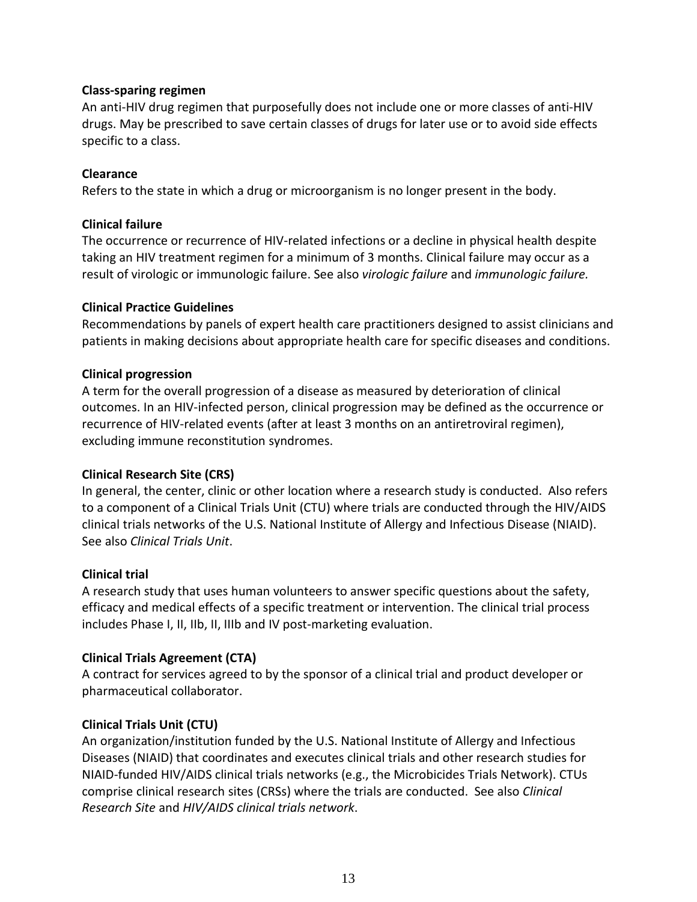**Class-sparing regimen**
An anti-HIV drug regimen that purposefully does not include one or more classes of anti-HIV drugs. May be prescribed to save certain classes of drugs for later use or to avoid side effects specific to a class.

**Clearance**
Refers to the state in which a drug or microorganism is no longer present in the body.

**Clinical failure**
The occurrence or recurrence of HIV-related infections or a decline in physical health despite taking an HIV treatment regimen for a minimum of 3 months. Clinical failure may occur as a result of virologic or immunologic failure. See also *virologic failure* and *immunologic failure.*

**Clinical Practice Guidelines**
Recommendations by panels of expert health care practitioners designed to assist clinicians and patients in making decisions about appropriate health care for specific diseases and conditions.

**Clinical progression**
A term for the overall progression of a disease as measured by deterioration of clinical outcomes. In an HIV-infected person, clinical progression may be defined as the occurrence or recurrence of HIV-related events (after at least 3 months on an antiretroviral regimen), excluding immune reconstitution syndromes.

**Clinical Research Site (CRS)**
In general, the center, clinic or other location where a research study is conducted. Also refers to a component of a Clinical Trials Unit (CTU) where trials are conducted through the HIV/AIDS clinical trials networks of the U.S. National Institute of Allergy and Infectious Disease (NIAID). See also *Clinical Trials Unit*.

**Clinical trial**
A research study that uses human volunteers to answer specific questions about the safety, efficacy and medical effects of a specific treatment or intervention. The clinical trial process includes Phase I, II, IIb, II, IIIb and IV post-marketing evaluation.

**Clinical Trials Agreement (CTA)**
A contract for services agreed to by the sponsor of a clinical trial and product developer or pharmaceutical collaborator.

**Clinical Trials Unit (CTU)**
An organization/institution funded by the U.S. National Institute of Allergy and Infectious Diseases (NIAID) that coordinates and executes clinical trials and other research studies for NIAID-funded HIV/AIDS clinical trials networks (e.g., the Microbicides Trials Network). CTUs comprise clinical research sites (CRSs) where the trials are conducted. See also *Clinical Research Site* and *HIV/AIDS clinical trials network*.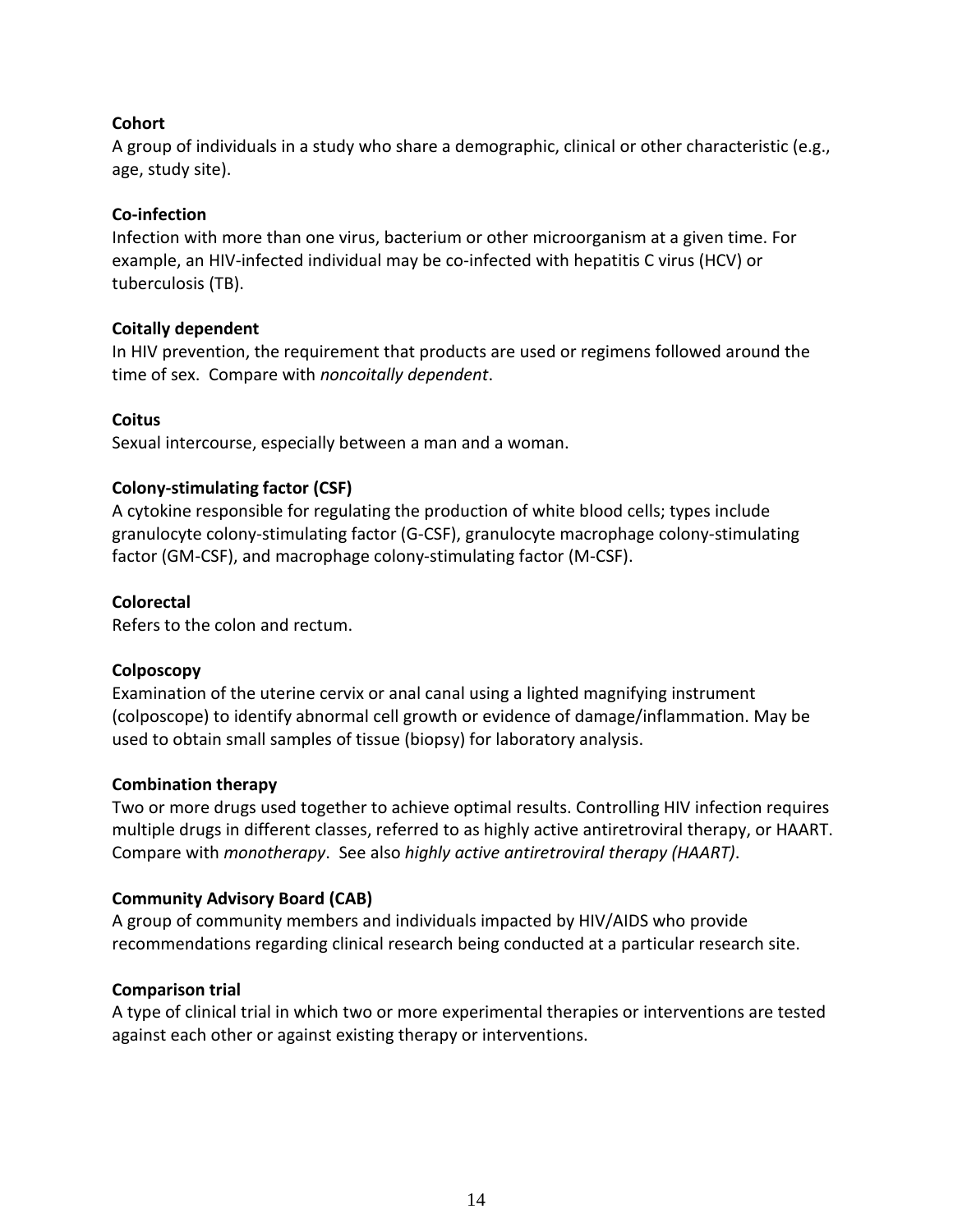**Cohort**

A group of individuals in a study who share a demographic, clinical or other characteristic (e.g., age, study site).

**Co-infection**

Infection with more than one virus, bacterium or other microorganism at a given time. For example, an HIV-infected individual may be co-infected with hepatitis C virus (HCV) or tuberculosis (TB).

**Coitally dependent**

In HIV prevention, the requirement that products are used or regimens followed around the time of sex. Compare with *noncoitally dependent*.

**Coitus**

Sexual intercourse, especially between a man and a woman.

**Colony-stimulating factor (CSF)**

A cytokine responsible for regulating the production of white blood cells; types include granulocyte colony-stimulating factor (G-CSF), granulocyte macrophage colony-stimulating factor (GM-CSF), and macrophage colony-stimulating factor (M-CSF).

**Colorectal**

Refers to the colon and rectum.

**Colposcopy**

Examination of the uterine cervix or anal canal using a lighted magnifying instrument (colposcope) to identify abnormal cell growth or evidence of damage/inflammation. May be used to obtain small samples of tissue (biopsy) for laboratory analysis.

**Combination therapy**

Two or more drugs used together to achieve optimal results. Controlling HIV infection requires multiple drugs in different classes, referred to as highly active antiretroviral therapy, or HAART. Compare with *monotherapy*. See also *highly active antiretroviral therapy (HAART)*.

**Community Advisory Board (CAB)**

A group of community members and individuals impacted by HIV/AIDS who provide recommendations regarding clinical research being conducted at a particular research site.

**Comparison trial**

A type of clinical trial in which two or more experimental therapies or interventions are tested against each other or against existing therapy or interventions.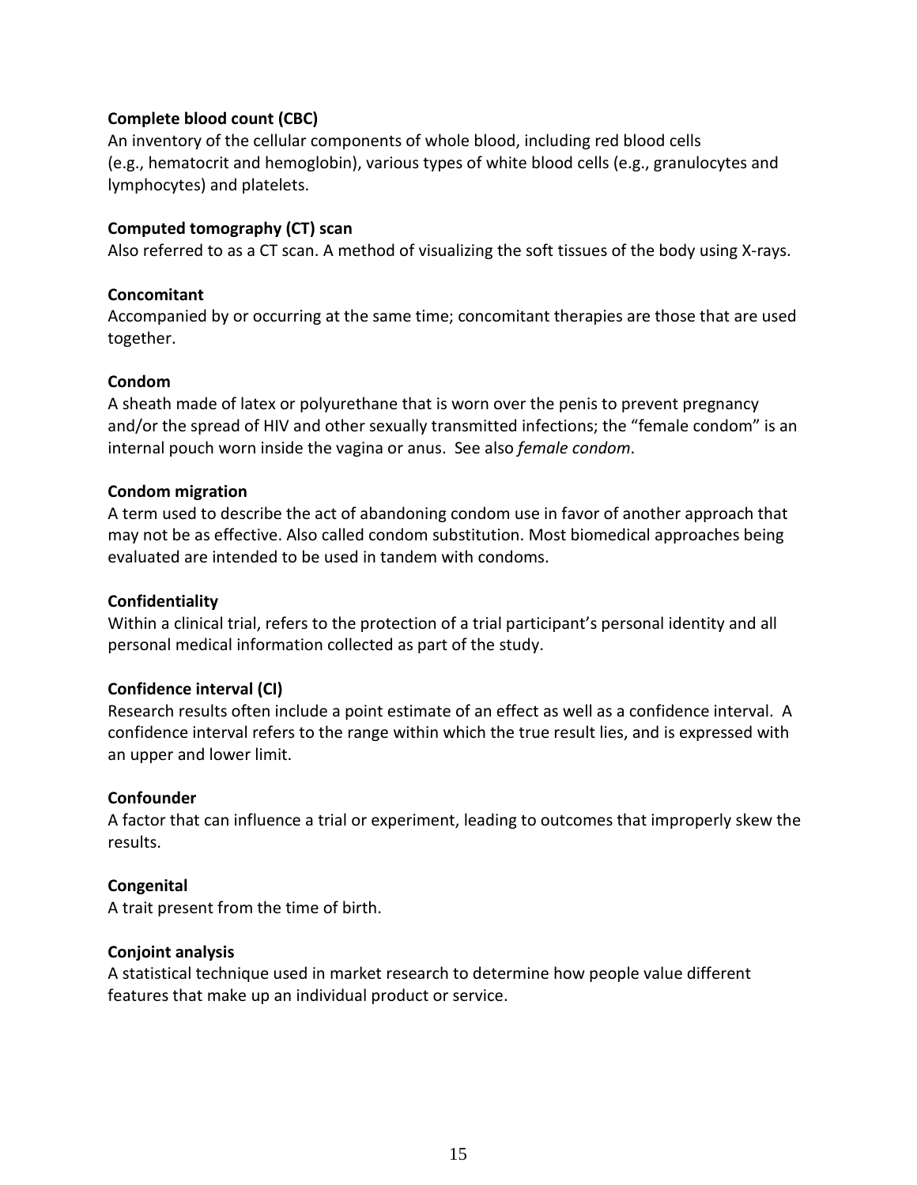**Complete blood count (CBC)**
An inventory of the cellular components of whole blood, including red blood cells (e.g., hematocrit and hemoglobin), various types of white blood cells (e.g., granulocytes and lymphocytes) and platelets.

**Computed tomography (CT) scan**
Also referred to as a CT scan. A method of visualizing the soft tissues of the body using X-rays.

**Concomitant**
Accompanied by or occurring at the same time; concomitant therapies are those that are used together.

**Condom**
A sheath made of latex or polyurethane that is worn over the penis to prevent pregnancy and/or the spread of HIV and other sexually transmitted infections; the "female condom" is an internal pouch worn inside the vagina or anus. See also *female condom*.

**Condom migration**
A term used to describe the act of abandoning condom use in favor of another approach that may not be as effective. Also called condom substitution. Most biomedical approaches being evaluated are intended to be used in tandem with condoms.

**Confidentiality**
Within a clinical trial, refers to the protection of a trial participant's personal identity and all personal medical information collected as part of the study.

**Confidence interval (CI)**
Research results often include a point estimate of an effect as well as a confidence interval. A confidence interval refers to the range within which the true result lies, and is expressed with an upper and lower limit.

**Confounder**
A factor that can influence a trial or experiment, leading to outcomes that improperly skew the results.

**Congenital**
A trait present from the time of birth.

**Conjoint analysis**
A statistical technique used in market research to determine how people value different features that make up an individual product or service.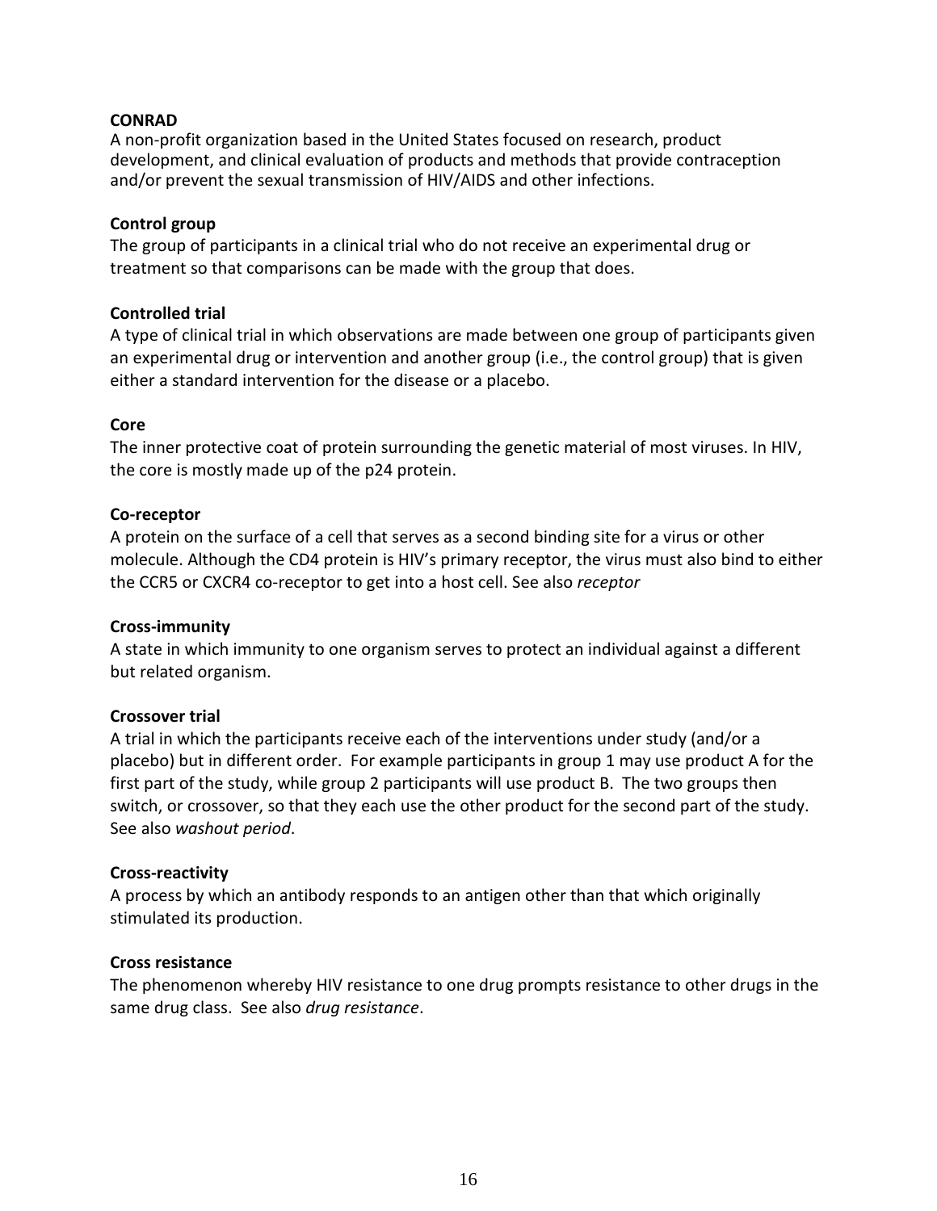**CONRAD**
A non-profit organization based in the United States focused on research, product development, and clinical evaluation of products and methods that provide contraception and/or prevent the sexual transmission of HIV/AIDS and other infections.

**Control group**
The group of participants in a clinical trial who do not receive an experimental drug or treatment so that comparisons can be made with the group that does.

**Controlled trial**
A type of clinical trial in which observations are made between one group of participants given an experimental drug or intervention and another group (i.e., the control group) that is given either a standard intervention for the disease or a placebo.

**Core**
The inner protective coat of protein surrounding the genetic material of most viruses. In HIV, the core is mostly made up of the p24 protein.

**Co-receptor**
A protein on the surface of a cell that serves as a second binding site for a virus or other molecule. Although the CD4 protein is HIV's primary receptor, the virus must also bind to either the CCR5 or CXCR4 co-receptor to get into a host cell. See also *receptor*

**Cross-immunity**
A state in which immunity to one organism serves to protect an individual against a different but related organism.

**Crossover trial**
A trial in which the participants receive each of the interventions under study (and/or a placebo) but in different order. For example participants in group 1 may use product A for the first part of the study, while group 2 participants will use product B. The two groups then switch, or crossover, so that they each use the other product for the second part of the study. See also *washout period*.

**Cross-reactivity**
A process by which an antibody responds to an antigen other than that which originally stimulated its production.

**Cross resistance**
The phenomenon whereby HIV resistance to one drug prompts resistance to other drugs in the same drug class. See also *drug resistance*.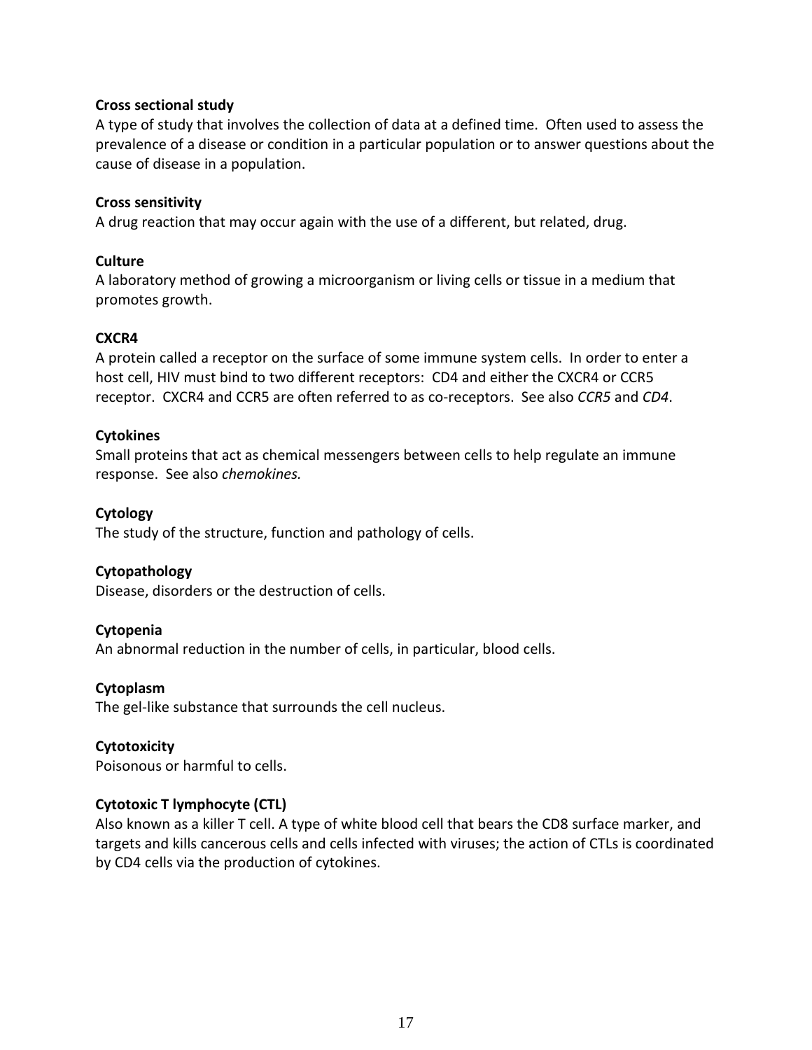**Cross sectional study**
A type of study that involves the collection of data at a defined time. Often used to assess the prevalence of a disease or condition in a particular population or to answer questions about the cause of disease in a population.

**Cross sensitivity**
A drug reaction that may occur again with the use of a different, but related, drug.

**Culture**
A laboratory method of growing a microorganism or living cells or tissue in a medium that promotes growth.

**CXCR4**
A protein called a receptor on the surface of some immune system cells. In order to enter a host cell, HIV must bind to two different receptors: CD4 and either the CXCR4 or CCR5 receptor. CXCR4 and CCR5 are often referred to as co-receptors. See also *CCR5* and *CD4*.

**Cytokines**
Small proteins that act as chemical messengers between cells to help regulate an immune response. See also *chemokines.*

**Cytology**
The study of the structure, function and pathology of cells.

**Cytopathology**
Disease, disorders or the destruction of cells.

**Cytopenia**
An abnormal reduction in the number of cells, in particular, blood cells.

**Cytoplasm**
The gel-like substance that surrounds the cell nucleus.

**Cytotoxicity**
Poisonous or harmful to cells.

**Cytotoxic T lymphocyte (CTL)**
Also known as a killer T cell. A type of white blood cell that bears the CD8 surface marker, and targets and kills cancerous cells and cells infected with viruses; the action of CTLs is coordinated by CD4 cells via the production of cytokines.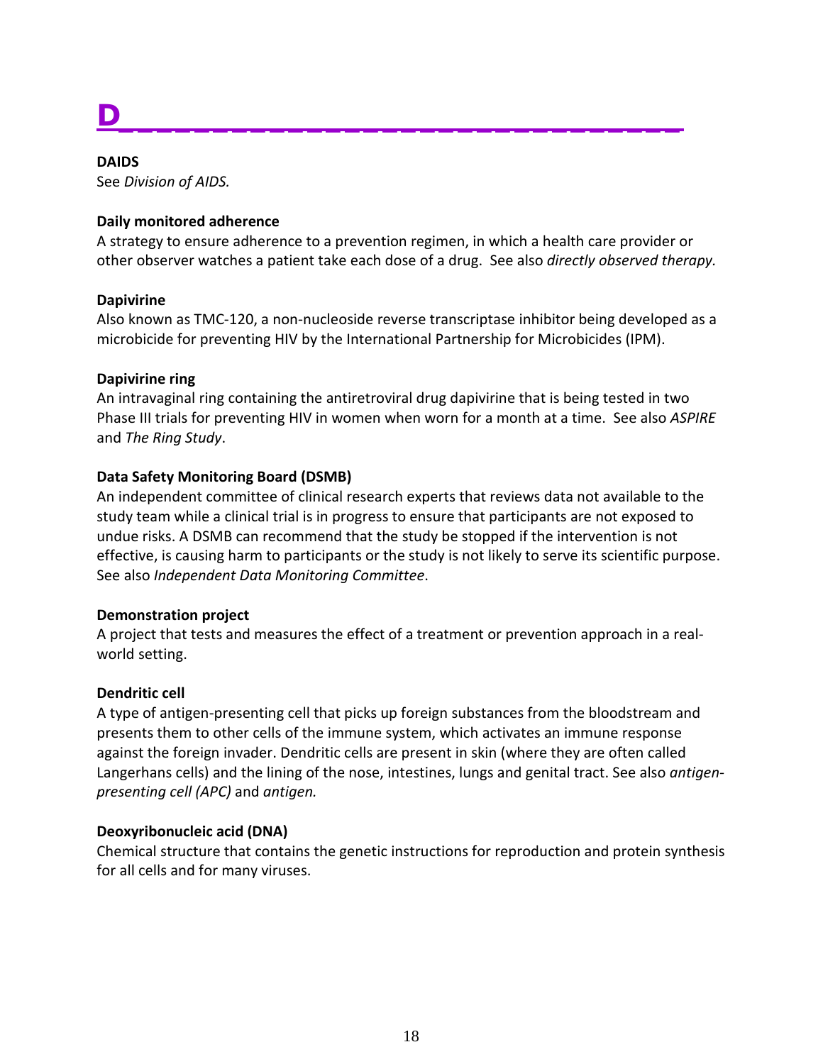# D

**DAIDS**
See *Division of AIDS.*

**Daily monitored adherence**
A strategy to ensure adherence to a prevention regimen, in which a health care provider or other observer watches a patient take each dose of a drug. See also *directly observed therapy.*

**Dapivirine**
Also known as TMC-120, a non-nucleoside reverse transcriptase inhibitor being developed as a microbicide for preventing HIV by the International Partnership for Microbicides (IPM).

**Dapivirine ring**
An intravaginal ring containing the antiretroviral drug dapivirine that is being tested in two Phase III trials for preventing HIV in women when worn for a month at a time. See also *ASPIRE* and *The Ring Study*.

**Data Safety Monitoring Board (DSMB)**
An independent committee of clinical research experts that reviews data not available to the study team while a clinical trial is in progress to ensure that participants are not exposed to undue risks. A DSMB can recommend that the study be stopped if the intervention is not effective, is causing harm to participants or the study is not likely to serve its scientific purpose. See also *Independent Data Monitoring Committee*.

**Demonstration project**
A project that tests and measures the effect of a treatment or prevention approach in a real-world setting.

**Dendritic cell**
A type of antigen-presenting cell that picks up foreign substances from the bloodstream and presents them to other cells of the immune system, which activates an immune response against the foreign invader. Dendritic cells are present in skin (where they are often called Langerhans cells) and the lining of the nose, intestines, lungs and genital tract. See also *antigen-presenting cell (APC)* and *antigen.*

**Deoxyribonucleic acid (DNA)**
Chemical structure that contains the genetic instructions for reproduction and protein synthesis for all cells and for many viruses.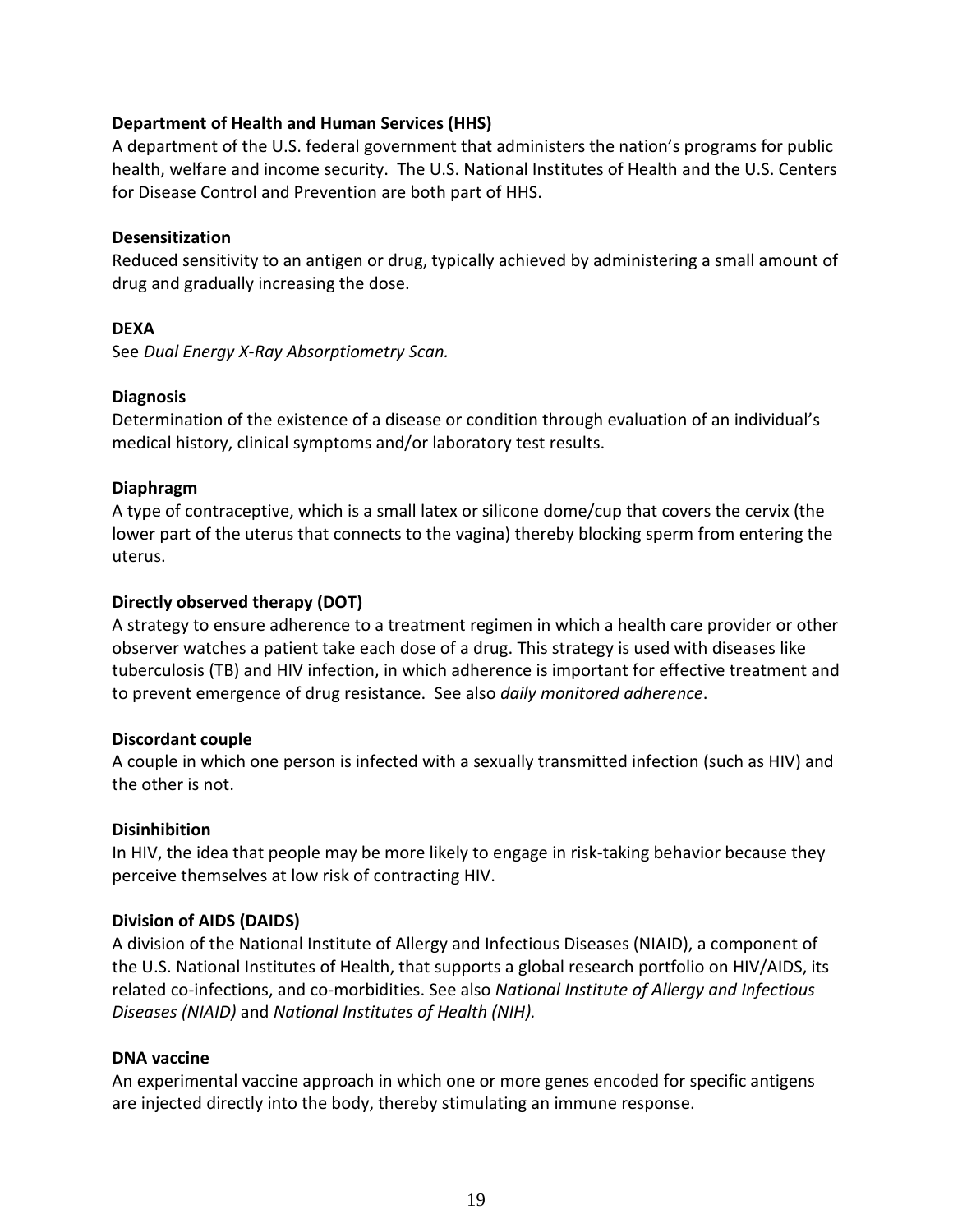**Department of Health and Human Services (HHS)**
A department of the U.S. federal government that administers the nation's programs for public health, welfare and income security. The U.S. National Institutes of Health and the U.S. Centers for Disease Control and Prevention are both part of HHS.

**Desensitization**
Reduced sensitivity to an antigen or drug, typically achieved by administering a small amount of drug and gradually increasing the dose.

**DEXA**
See *Dual Energy X-Ray Absorptiometry Scan.*

**Diagnosis**
Determination of the existence of a disease or condition through evaluation of an individual's medical history, clinical symptoms and/or laboratory test results.

**Diaphragm**
A type of contraceptive, which is a small latex or silicone dome/cup that covers the cervix (the lower part of the uterus that connects to the vagina) thereby blocking sperm from entering the uterus.

**Directly observed therapy (DOT)**
A strategy to ensure adherence to a treatment regimen in which a health care provider or other observer watches a patient take each dose of a drug. This strategy is used with diseases like tuberculosis (TB) and HIV infection, in which adherence is important for effective treatment and to prevent emergence of drug resistance. See also *daily monitored adherence*.

**Discordant couple**
A couple in which one person is infected with a sexually transmitted infection (such as HIV) and the other is not.

**Disinhibition**
In HIV, the idea that people may be more likely to engage in risk-taking behavior because they perceive themselves at low risk of contracting HIV.

**Division of AIDS (DAIDS)**
A division of the National Institute of Allergy and Infectious Diseases (NIAID), a component of the U.S. National Institutes of Health, that supports a global research portfolio on HIV/AIDS, its related co-infections, and co-morbidities. See also *National Institute of Allergy and Infectious Diseases (NIAID)* and *National Institutes of Health (NIH).*

**DNA vaccine**
An experimental vaccine approach in which one or more genes encoded for specific antigens are injected directly into the body, thereby stimulating an immune response.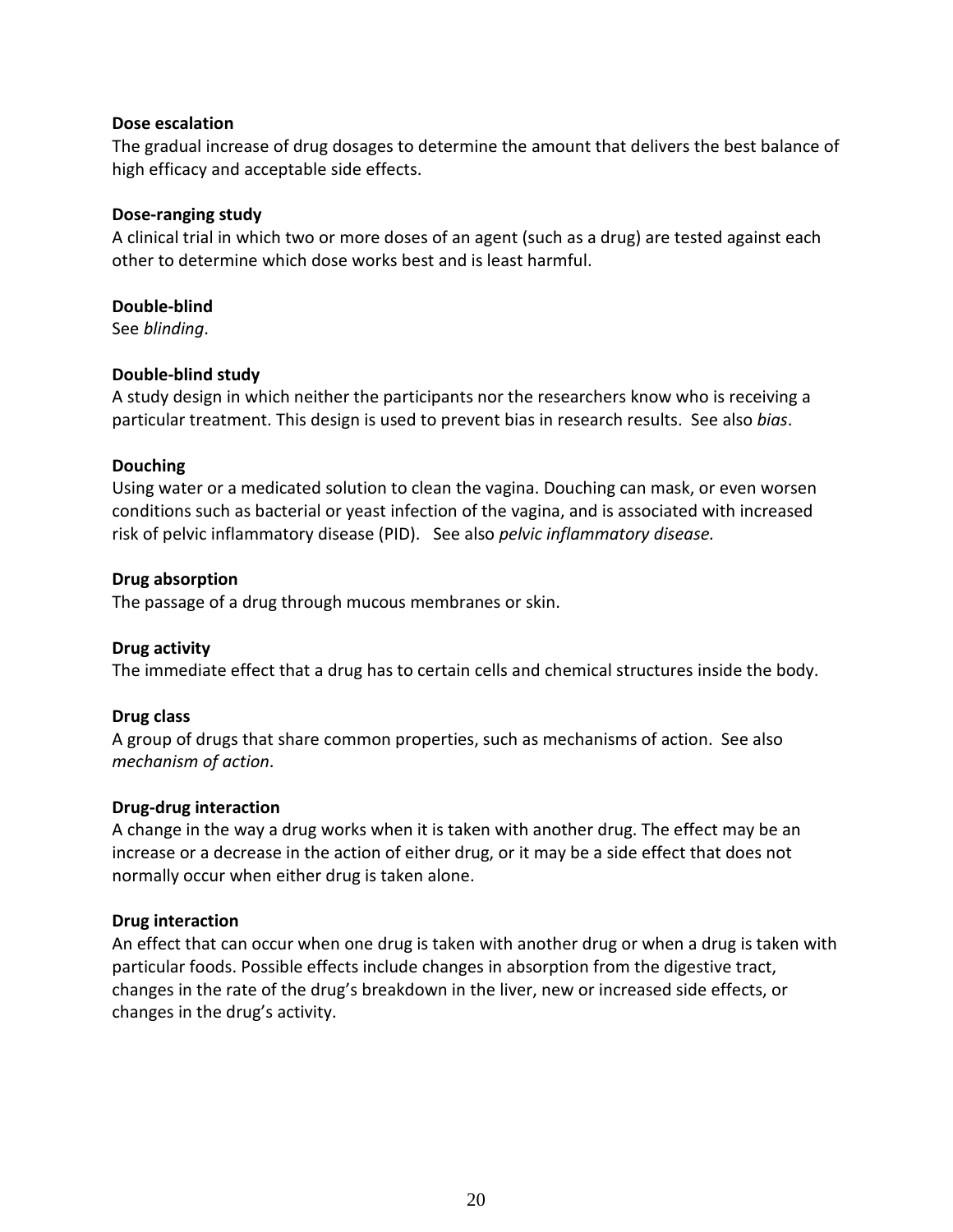**Dose escalation**
The gradual increase of drug dosages to determine the amount that delivers the best balance of high efficacy and acceptable side effects.

**Dose-ranging study**
A clinical trial in which two or more doses of an agent (such as a drug) are tested against each other to determine which dose works best and is least harmful.

**Double-blind**
See *blinding*.

**Double-blind study**
A study design in which neither the participants nor the researchers know who is receiving a particular treatment. This design is used to prevent bias in research results. See also *bias*.

**Douching**
Using water or a medicated solution to clean the vagina. Douching can mask, or even worsen conditions such as bacterial or yeast infection of the vagina, and is associated with increased risk of pelvic inflammatory disease (PID). See also *pelvic inflammatory disease.*

**Drug absorption**
The passage of a drug through mucous membranes or skin.

**Drug activity**
The immediate effect that a drug has to certain cells and chemical structures inside the body.

**Drug class**
A group of drugs that share common properties, such as mechanisms of action. See also *mechanism of action*.

**Drug-drug interaction**
A change in the way a drug works when it is taken with another drug. The effect may be an increase or a decrease in the action of either drug, or it may be a side effect that does not normally occur when either drug is taken alone.

**Drug interaction**
An effect that can occur when one drug is taken with another drug or when a drug is taken with particular foods. Possible effects include changes in absorption from the digestive tract, changes in the rate of the drug's breakdown in the liver, new or increased side effects, or changes in the drug's activity.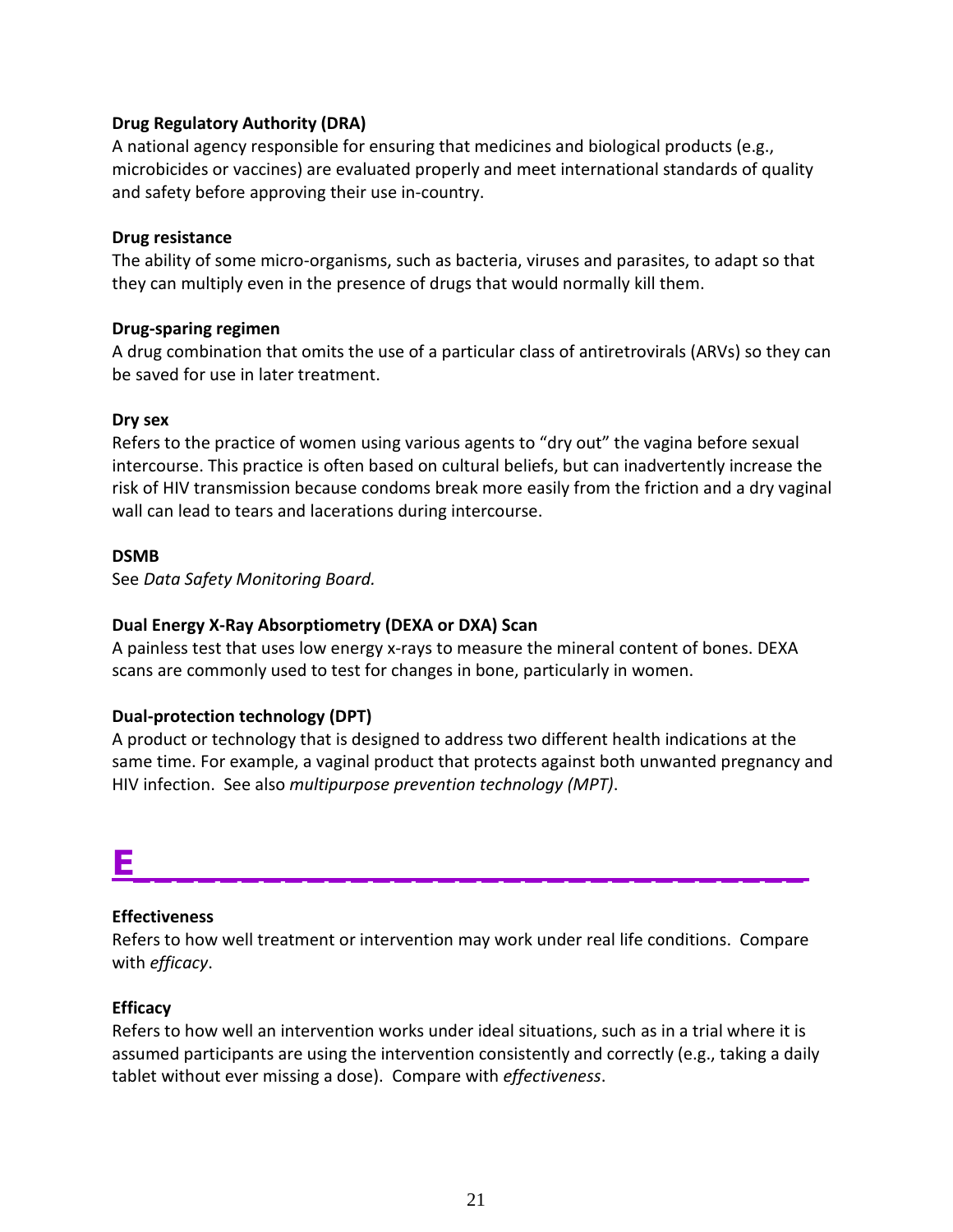**Drug Regulatory Authority (DRA)**
A national agency responsible for ensuring that medicines and biological products (e.g., microbicides or vaccines) are evaluated properly and meet international standards of quality and safety before approving their use in-country.

**Drug resistance**
The ability of some micro-organisms, such as bacteria, viruses and parasites, to adapt so that they can multiply even in the presence of drugs that would normally kill them.

**Drug-sparing regimen**
A drug combination that omits the use of a particular class of antiretrovirals (ARVs) so they can be saved for use in later treatment.

**Dry sex**
Refers to the practice of women using various agents to "dry out" the vagina before sexual intercourse. This practice is often based on cultural beliefs, but can inadvertently increase the risk of HIV transmission because condoms break more easily from the friction and a dry vaginal wall can lead to tears and lacerations during intercourse.

**DSMB**
See *Data Safety Monitoring Board.*

**Dual Energy X-Ray Absorptiometry (DEXA or DXA) Scan**
A painless test that uses low energy x-rays to measure the mineral content of bones. DEXA scans are commonly used to test for changes in bone, particularly in women.

**Dual-protection technology (DPT)**
A product or technology that is designed to address two different health indications at the same time. For example, a vaginal product that protects against both unwanted pregnancy and HIV infection. See also *multipurpose prevention technology (MPT)*.

# E

**Effectiveness**
Refers to how well treatment or intervention may work under real life conditions. Compare with *efficacy*.

**Efficacy**
Refers to how well an intervention works under ideal situations, such as in a trial where it is assumed participants are using the intervention consistently and correctly (e.g., taking a daily tablet without ever missing a dose). Compare with *effectiveness*.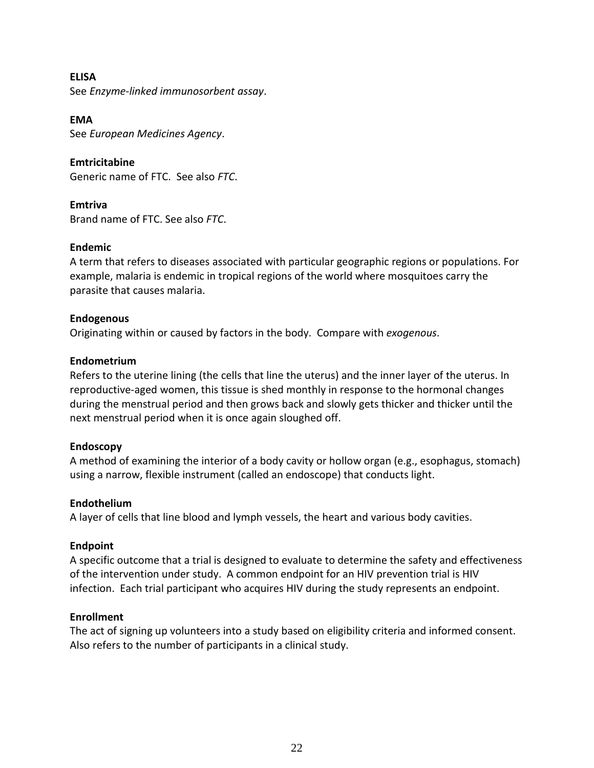**ELISA**
See *Enzyme-linked immunosorbent assay*.

**EMA**
See *European Medicines Agency*.

**Emtricitabine**
Generic name of FTC. See also *FTC*.

**Emtriva**
Brand name of FTC. See also *FTC*.

**Endemic**
A term that refers to diseases associated with particular geographic regions or populations. For example, malaria is endemic in tropical regions of the world where mosquitoes carry the parasite that causes malaria.

**Endogenous**
Originating within or caused by factors in the body. Compare with *exogenous*.

**Endometrium**
Refers to the uterine lining (the cells that line the uterus) and the inner layer of the uterus. In reproductive-aged women, this tissue is shed monthly in response to the hormonal changes during the menstrual period and then grows back and slowly gets thicker and thicker until the next menstrual period when it is once again sloughed off.

**Endoscopy**
A method of examining the interior of a body cavity or hollow organ (e.g., esophagus, stomach) using a narrow, flexible instrument (called an endoscope) that conducts light.

**Endothelium**
A layer of cells that line blood and lymph vessels, the heart and various body cavities.

**Endpoint**
A specific outcome that a trial is designed to evaluate to determine the safety and effectiveness of the intervention under study. A common endpoint for an HIV prevention trial is HIV infection. Each trial participant who acquires HIV during the study represents an endpoint.

**Enrollment**
The act of signing up volunteers into a study based on eligibility criteria and informed consent. Also refers to the number of participants in a clinical study.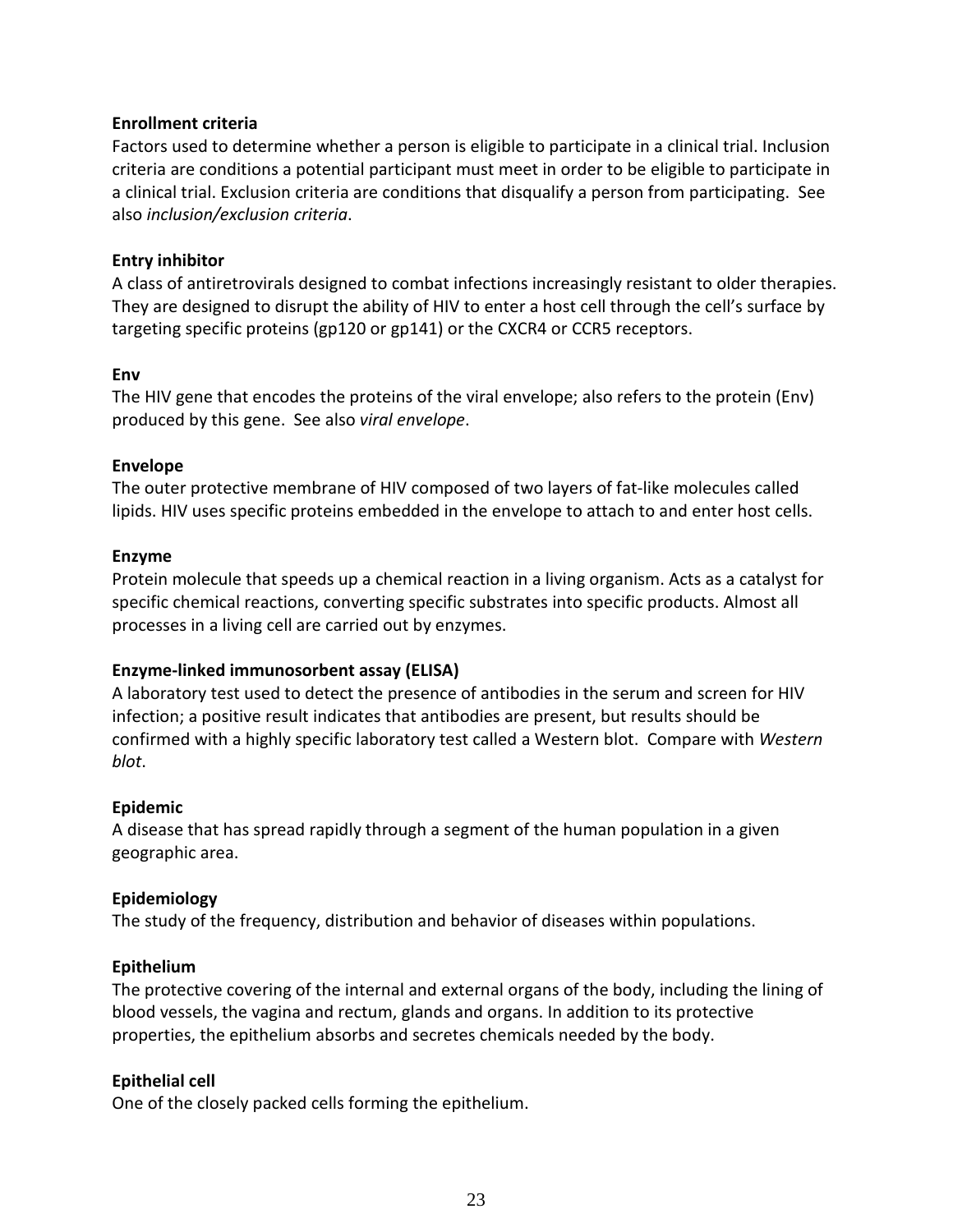**Enrollment criteria**
Factors used to determine whether a person is eligible to participate in a clinical trial. Inclusion criteria are conditions a potential participant must meet in order to be eligible to participate in a clinical trial. Exclusion criteria are conditions that disqualify a person from participating. See also *inclusion/exclusion criteria*.

**Entry inhibitor**
A class of antiretrovirals designed to combat infections increasingly resistant to older therapies. They are designed to disrupt the ability of HIV to enter a host cell through the cell's surface by targeting specific proteins (gp120 or gp141) or the CXCR4 or CCR5 receptors.

**Env**
The HIV gene that encodes the proteins of the viral envelope; also refers to the protein (Env) produced by this gene. See also *viral envelope*.

**Envelope**
The outer protective membrane of HIV composed of two layers of fat-like molecules called lipids. HIV uses specific proteins embedded in the envelope to attach to and enter host cells.

**Enzyme**
Protein molecule that speeds up a chemical reaction in a living organism. Acts as a catalyst for specific chemical reactions, converting specific substrates into specific products. Almost all processes in a living cell are carried out by enzymes.

**Enzyme-linked immunosorbent assay (ELISA)**
A laboratory test used to detect the presence of antibodies in the serum and screen for HIV infection; a positive result indicates that antibodies are present, but results should be confirmed with a highly specific laboratory test called a Western blot. Compare with *Western blot*.

**Epidemic**
A disease that has spread rapidly through a segment of the human population in a given geographic area.

**Epidemiology**
The study of the frequency, distribution and behavior of diseases within populations.

**Epithelium**
The protective covering of the internal and external organs of the body, including the lining of blood vessels, the vagina and rectum, glands and organs. In addition to its protective properties, the epithelium absorbs and secretes chemicals needed by the body.

**Epithelial cell**
One of the closely packed cells forming the epithelium.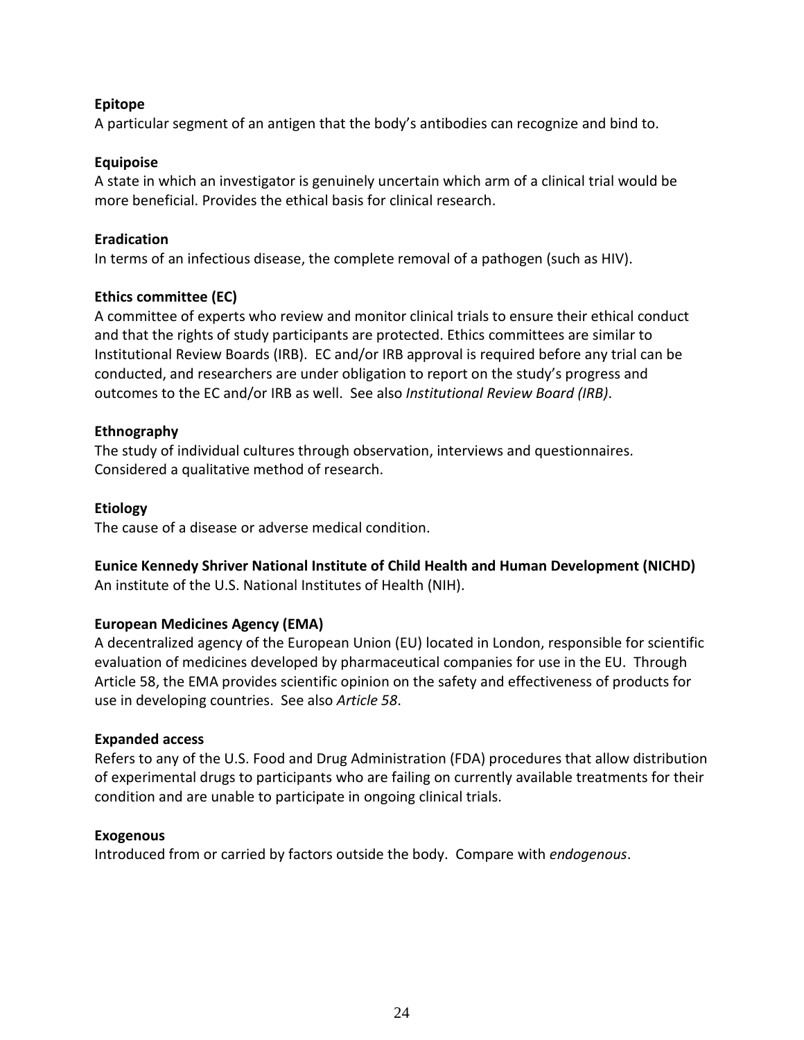**Epitope**

A particular segment of an antigen that the body's antibodies can recognize and bind to.

**Equipoise**

A state in which an investigator is genuinely uncertain which arm of a clinical trial would be more beneficial. Provides the ethical basis for clinical research.

**Eradication**

In terms of an infectious disease, the complete removal of a pathogen (such as HIV).

**Ethics committee (EC)**

A committee of experts who review and monitor clinical trials to ensure their ethical conduct and that the rights of study participants are protected. Ethics committees are similar to Institutional Review Boards (IRB). EC and/or IRB approval is required before any trial can be conducted, and researchers are under obligation to report on the study's progress and outcomes to the EC and/or IRB as well. See also *Institutional Review Board (IRB)*.

**Ethnography**

The study of individual cultures through observation, interviews and questionnaires. Considered a qualitative method of research.

**Etiology**

The cause of a disease or adverse medical condition.

**Eunice Kennedy Shriver National Institute of Child Health and Human Development (NICHD)**

An institute of the U.S. National Institutes of Health (NIH).

**European Medicines Agency (EMA)**

A decentralized agency of the European Union (EU) located in London, responsible for scientific evaluation of medicines developed by pharmaceutical companies for use in the EU. Through Article 58, the EMA provides scientific opinion on the safety and effectiveness of products for use in developing countries. See also *Article 58*.

**Expanded access**

Refers to any of the U.S. Food and Drug Administration (FDA) procedures that allow distribution of experimental drugs to participants who are failing on currently available treatments for their condition and are unable to participate in ongoing clinical trials.

**Exogenous**

Introduced from or carried by factors outside the body. Compare with *endogenous*.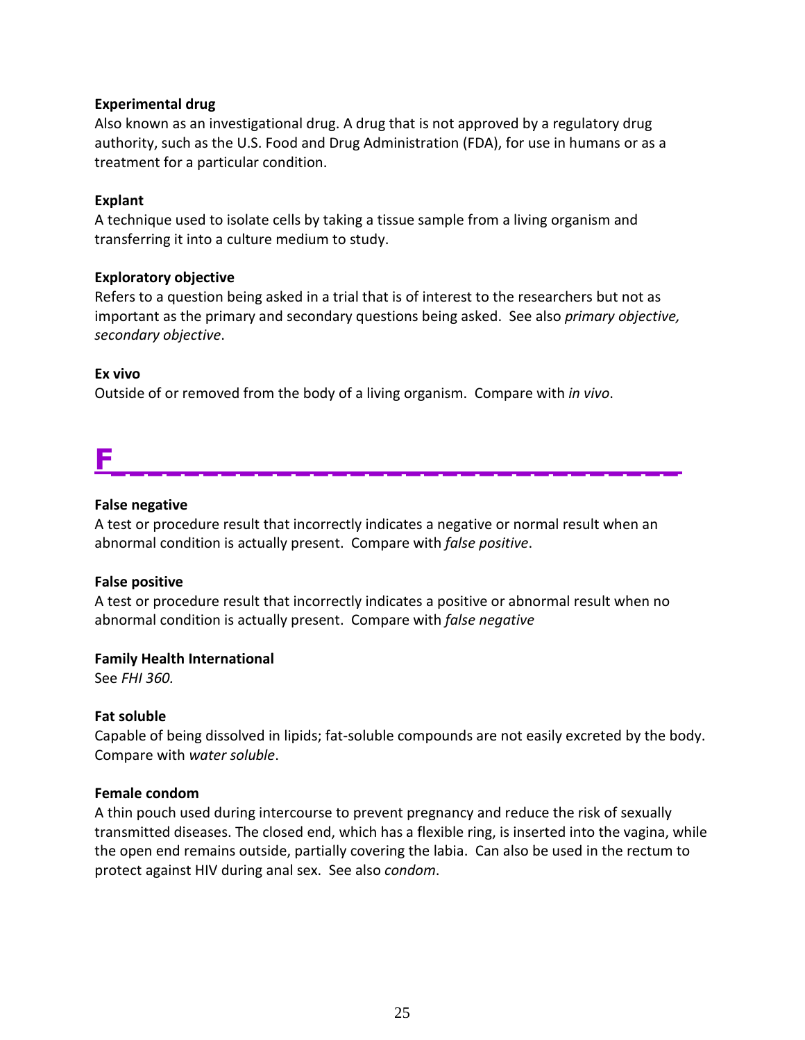**Experimental drug**
Also known as an investigational drug. A drug that is not approved by a regulatory drug authority, such as the U.S. Food and Drug Administration (FDA), for use in humans or as a treatment for a particular condition.

**Explant**
A technique used to isolate cells by taking a tissue sample from a living organism and transferring it into a culture medium to study.

**Exploratory objective**
Refers to a question being asked in a trial that is of interest to the researchers but not as important as the primary and secondary questions being asked. See also *primary objective, secondary objective*.

**Ex vivo**
Outside of or removed from the body of a living organism. Compare with *in vivo*.

# F

**False negative**
A test or procedure result that incorrectly indicates a negative or normal result when an abnormal condition is actually present. Compare with *false positive*.

**False positive**
A test or procedure result that incorrectly indicates a positive or abnormal result when no abnormal condition is actually present. Compare with *false negative*

**Family Health International**
See *FHI 360.*

**Fat soluble**
Capable of being dissolved in lipids; fat-soluble compounds are not easily excreted by the body. Compare with *water soluble*.

**Female condom**
A thin pouch used during intercourse to prevent pregnancy and reduce the risk of sexually transmitted diseases. The closed end, which has a flexible ring, is inserted into the vagina, while the open end remains outside, partially covering the labia. Can also be used in the rectum to protect against HIV during anal sex. See also *condom*.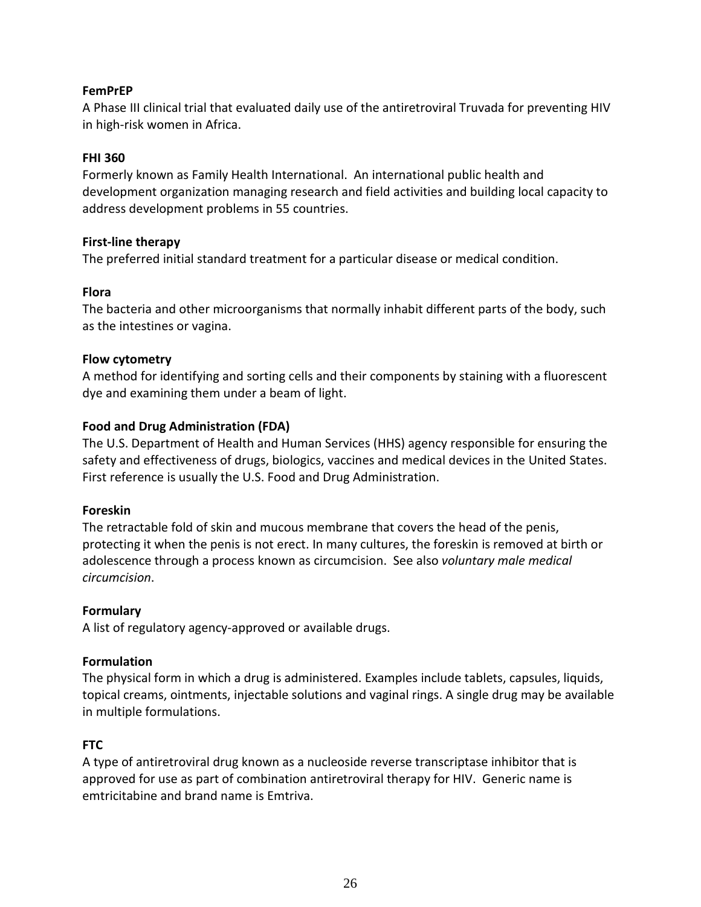**FemPrEP**

A Phase III clinical trial that evaluated daily use of the antiretroviral Truvada for preventing HIV in high-risk women in Africa.

**FHI 360**

Formerly known as Family Health International. An international public health and development organization managing research and field activities and building local capacity to address development problems in 55 countries.

**First-line therapy**

The preferred initial standard treatment for a particular disease or medical condition.

**Flora**

The bacteria and other microorganisms that normally inhabit different parts of the body, such as the intestines or vagina.

**Flow cytometry**

A method for identifying and sorting cells and their components by staining with a fluorescent dye and examining them under a beam of light.

**Food and Drug Administration (FDA)**

The U.S. Department of Health and Human Services (HHS) agency responsible for ensuring the safety and effectiveness of drugs, biologics, vaccines and medical devices in the United States. First reference is usually the U.S. Food and Drug Administration.

**Foreskin**

The retractable fold of skin and mucous membrane that covers the head of the penis, protecting it when the penis is not erect. In many cultures, the foreskin is removed at birth or adolescence through a process known as circumcision. See also *voluntary male medical circumcision*.

**Formulary**

A list of regulatory agency-approved or available drugs.

**Formulation**

The physical form in which a drug is administered. Examples include tablets, capsules, liquids, topical creams, ointments, injectable solutions and vaginal rings. A single drug may be available in multiple formulations.

**FTC**

A type of antiretroviral drug known as a nucleoside reverse transcriptase inhibitor that is approved for use as part of combination antiretroviral therapy for HIV. Generic name is emtricitabine and brand name is Emtriva.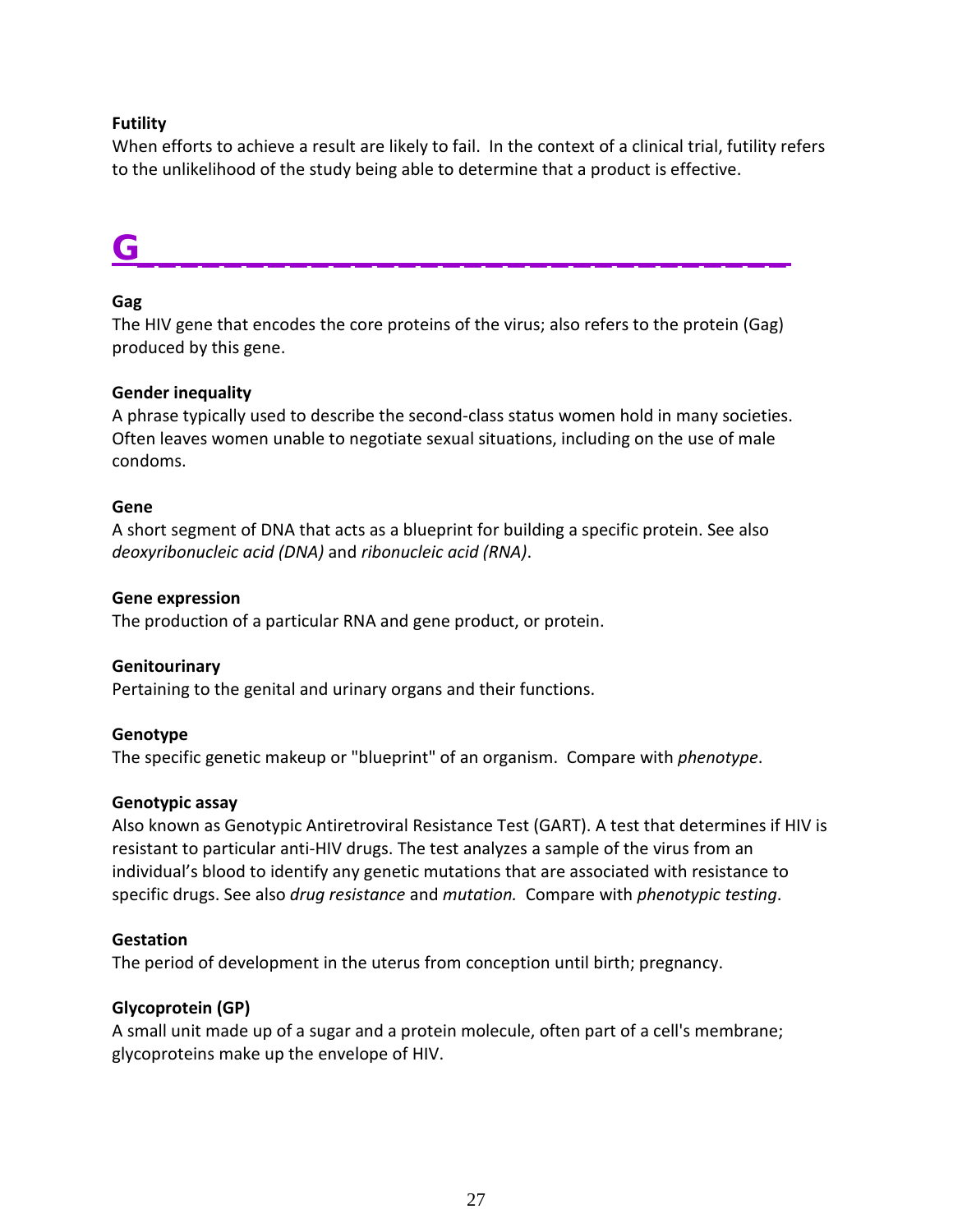**Futility**

When efforts to achieve a result are likely to fail. In the context of a clinical trial, futility refers to the unlikelihood of the study being able to determine that a product is effective.

# G

**Gag**

The HIV gene that encodes the core proteins of the virus; also refers to the protein (Gag) produced by this gene.

**Gender inequality**

A phrase typically used to describe the second-class status women hold in many societies. Often leaves women unable to negotiate sexual situations, including on the use of male condoms.

**Gene**

A short segment of DNA that acts as a blueprint for building a specific protein. See also *deoxyribonucleic acid (DNA)* and *ribonucleic acid (RNA)*.

**Gene expression**

The production of a particular RNA and gene product, or protein.

**Genitourinary**

Pertaining to the genital and urinary organs and their functions.

**Genotype**

The specific genetic makeup or "blueprint" of an organism. Compare with *phenotype*.

**Genotypic assay**

Also known as Genotypic Antiretroviral Resistance Test (GART). A test that determines if HIV is resistant to particular anti-HIV drugs. The test analyzes a sample of the virus from an individual's blood to identify any genetic mutations that are associated with resistance to specific drugs. See also *drug resistance* and *mutation.* Compare with *phenotypic testing*.

**Gestation**

The period of development in the uterus from conception until birth; pregnancy.

**Glycoprotein (GP)**

A small unit made up of a sugar and a protein molecule, often part of a cell's membrane; glycoproteins make up the envelope of HIV.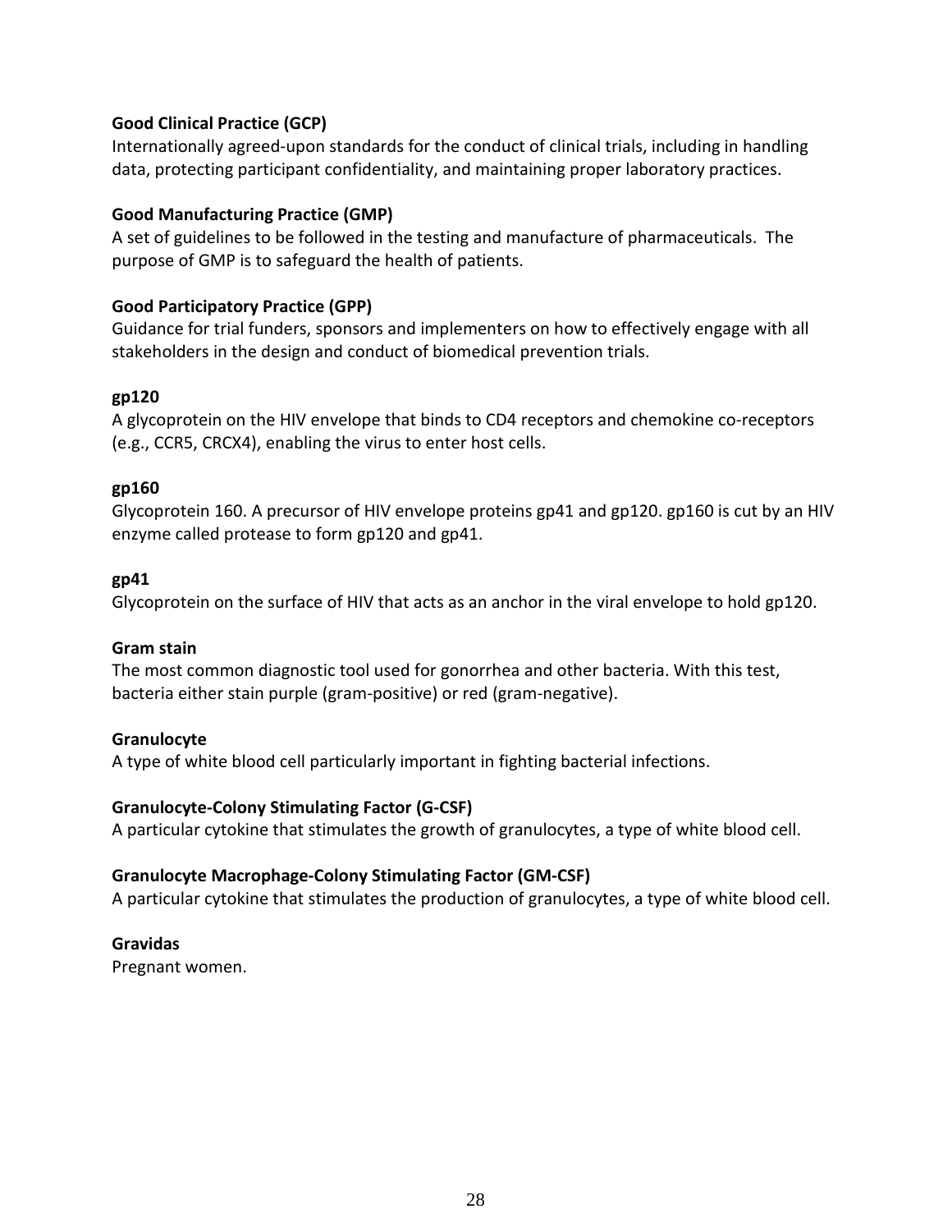**Good Clinical Practice (GCP)**
Internationally agreed-upon standards for the conduct of clinical trials, including in handling data, protecting participant confidentiality, and maintaining proper laboratory practices.

**Good Manufacturing Practice (GMP)**
A set of guidelines to be followed in the testing and manufacture of pharmaceuticals. The purpose of GMP is to safeguard the health of patients.

**Good Participatory Practice (GPP)**
Guidance for trial funders, sponsors and implementers on how to effectively engage with all stakeholders in the design and conduct of biomedical prevention trials.

**gp120**
A glycoprotein on the HIV envelope that binds to CD4 receptors and chemokine co-receptors (e.g., CCR5, CRCX4), enabling the virus to enter host cells.

**gp160**
Glycoprotein 160. A precursor of HIV envelope proteins gp41 and gp120. gp160 is cut by an HIV enzyme called protease to form gp120 and gp41.

**gp41**
Glycoprotein on the surface of HIV that acts as an anchor in the viral envelope to hold gp120.

**Gram stain**
The most common diagnostic tool used for gonorrhea and other bacteria. With this test, bacteria either stain purple (gram-positive) or red (gram-negative).

**Granulocyte**
A type of white blood cell particularly important in fighting bacterial infections.

**Granulocyte-Colony Stimulating Factor (G-CSF)**
A particular cytokine that stimulates the growth of granulocytes, a type of white blood cell.

**Granulocyte Macrophage-Colony Stimulating Factor (GM-CSF)**
A particular cytokine that stimulates the production of granulocytes, a type of white blood cell.

**Gravidas**
Pregnant women.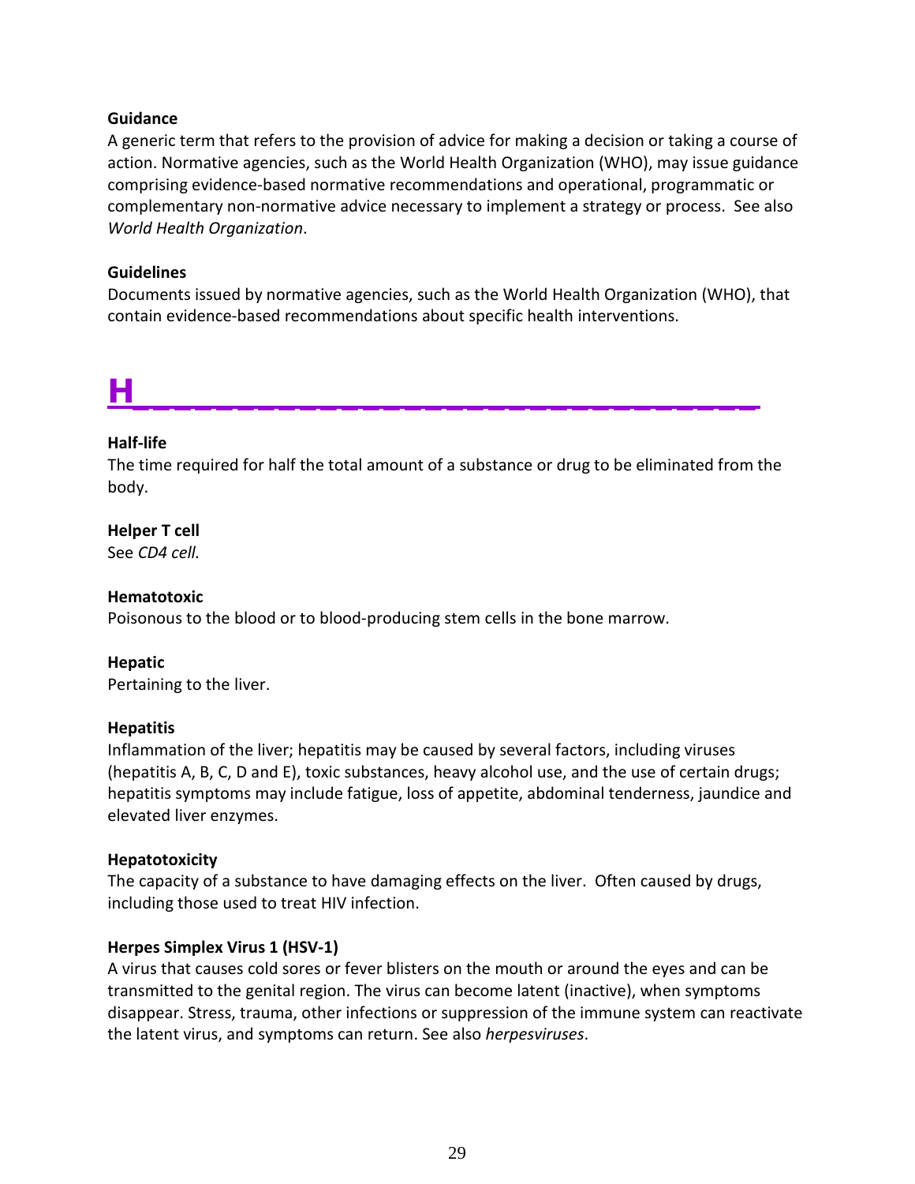**Guidance**
A generic term that refers to the provision of advice for making a decision or taking a course of action. Normative agencies, such as the World Health Organization (WHO), may issue guidance comprising evidence-based normative recommendations and operational, programmatic or complementary non-normative advice necessary to implement a strategy or process. See also *World Health Organization*.

**Guidelines**
Documents issued by normative agencies, such as the World Health Organization (WHO), that contain evidence-based recommendations about specific health interventions.

# H

**Half-life**
The time required for half the total amount of a substance or drug to be eliminated from the body.

**Helper T cell**
See *CD4 cell.*

**Hematotoxic**
Poisonous to the blood or to blood-producing stem cells in the bone marrow.

**Hepatic**
Pertaining to the liver.

**Hepatitis**
Inflammation of the liver; hepatitis may be caused by several factors, including viruses (hepatitis A, B, C, D and E), toxic substances, heavy alcohol use, and the use of certain drugs; hepatitis symptoms may include fatigue, loss of appetite, abdominal tenderness, jaundice and elevated liver enzymes.

**Hepatotoxicity**
The capacity of a substance to have damaging effects on the liver. Often caused by drugs, including those used to treat HIV infection.

**Herpes Simplex Virus 1 (HSV-1)**
A virus that causes cold sores or fever blisters on the mouth or around the eyes and can be transmitted to the genital region. The virus can become latent (inactive), when symptoms disappear. Stress, trauma, other infections or suppression of the immune system can reactivate the latent virus, and symptoms can return. See also *herpesviruses*.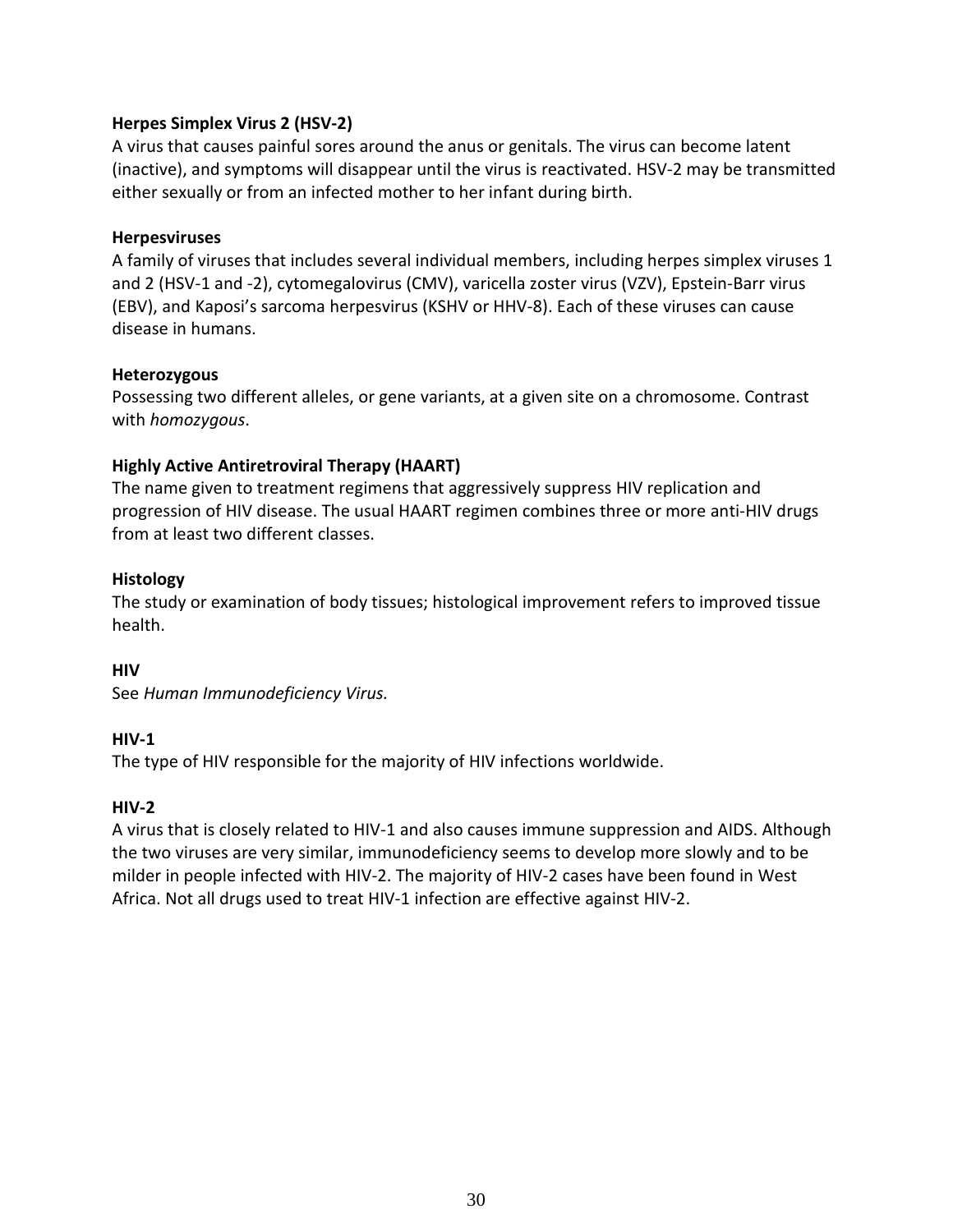**Herpes Simplex Virus 2 (HSV-2)**

A virus that causes painful sores around the anus or genitals. The virus can become latent (inactive), and symptoms will disappear until the virus is reactivated. HSV-2 may be transmitted either sexually or from an infected mother to her infant during birth.

**Herpesviruses**

A family of viruses that includes several individual members, including herpes simplex viruses 1 and 2 (HSV-1 and -2), cytomegalovirus (CMV), varicella zoster virus (VZV), Epstein-Barr virus (EBV), and Kaposi's sarcoma herpesvirus (KSHV or HHV-8). Each of these viruses can cause disease in humans.

**Heterozygous**

Possessing two different alleles, or gene variants, at a given site on a chromosome. Contrast with *homozygous*.

**Highly Active Antiretroviral Therapy (HAART)**

The name given to treatment regimens that aggressively suppress HIV replication and progression of HIV disease. The usual HAART regimen combines three or more anti-HIV drugs from at least two different classes.

**Histology**

The study or examination of body tissues; histological improvement refers to improved tissue health.

**HIV**

See *Human Immunodeficiency Virus.*

**HIV-1**

The type of HIV responsible for the majority of HIV infections worldwide.

**HIV-2**

A virus that is closely related to HIV-1 and also causes immune suppression and AIDS. Although the two viruses are very similar, immunodeficiency seems to develop more slowly and to be milder in people infected with HIV-2. The majority of HIV-2 cases have been found in West Africa. Not all drugs used to treat HIV-1 infection are effective against HIV-2.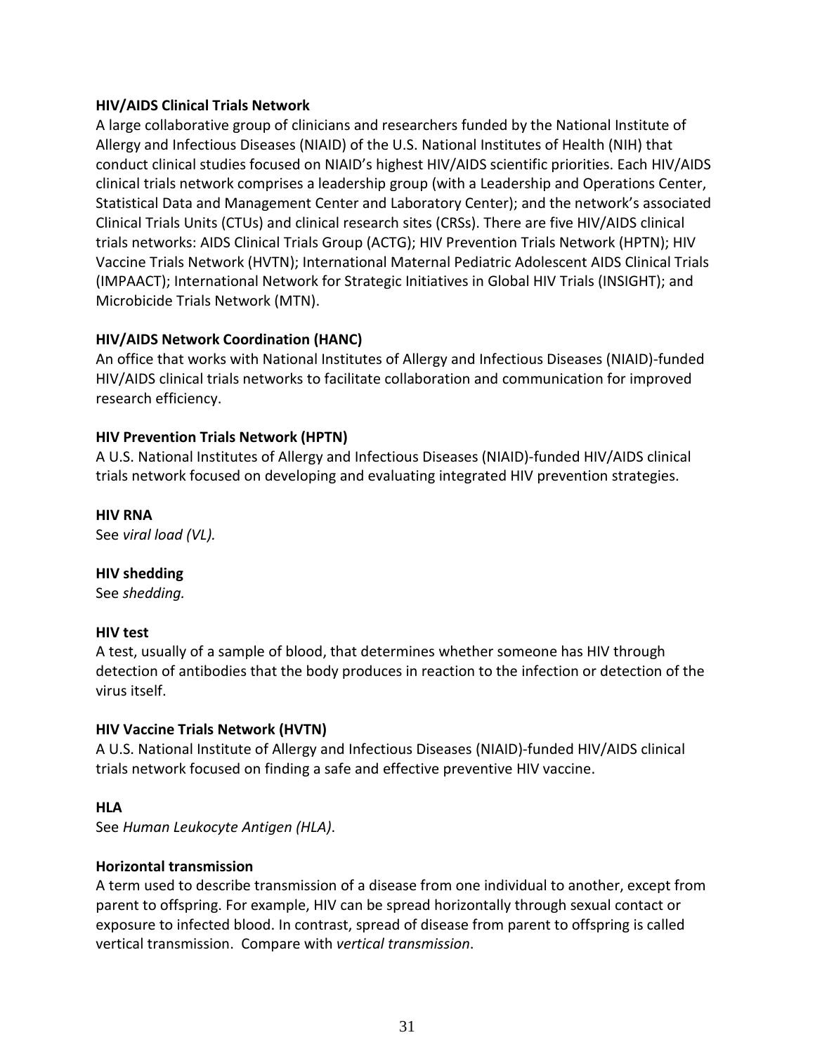**HIV/AIDS Clinical Trials Network**

A large collaborative group of clinicians and researchers funded by the National Institute of Allergy and Infectious Diseases (NIAID) of the U.S. National Institutes of Health (NIH) that conduct clinical studies focused on NIAID's highest HIV/AIDS scientific priorities. Each HIV/AIDS clinical trials network comprises a leadership group (with a Leadership and Operations Center, Statistical Data and Management Center and Laboratory Center); and the network's associated Clinical Trials Units (CTUs) and clinical research sites (CRSs). There are five HIV/AIDS clinical trials networks: AIDS Clinical Trials Group (ACTG); HIV Prevention Trials Network (HPTN); HIV Vaccine Trials Network (HVTN); International Maternal Pediatric Adolescent AIDS Clinical Trials (IMPAACT); International Network for Strategic Initiatives in Global HIV Trials (INSIGHT); and Microbicide Trials Network (MTN).

**HIV/AIDS Network Coordination (HANC)**

An office that works with National Institutes of Allergy and Infectious Diseases (NIAID)-funded HIV/AIDS clinical trials networks to facilitate collaboration and communication for improved research efficiency.

**HIV Prevention Trials Network (HPTN)**

A U.S. National Institutes of Allergy and Infectious Diseases (NIAID)-funded HIV/AIDS clinical trials network focused on developing and evaluating integrated HIV prevention strategies.

**HIV RNA**

See *viral load (VL).*

**HIV shedding**

See *shedding.*

**HIV test**

A test, usually of a sample of blood, that determines whether someone has HIV through detection of antibodies that the body produces in reaction to the infection or detection of the virus itself.

**HIV Vaccine Trials Network (HVTN)**

A U.S. National Institute of Allergy and Infectious Diseases (NIAID)-funded HIV/AIDS clinical trials network focused on finding a safe and effective preventive HIV vaccine.

**HLA**

See *Human Leukocyte Antigen (HLA)*.

**Horizontal transmission**

A term used to describe transmission of a disease from one individual to another, except from parent to offspring. For example, HIV can be spread horizontally through sexual contact or exposure to infected blood. In contrast, spread of disease from parent to offspring is called vertical transmission. Compare with *vertical transmission*.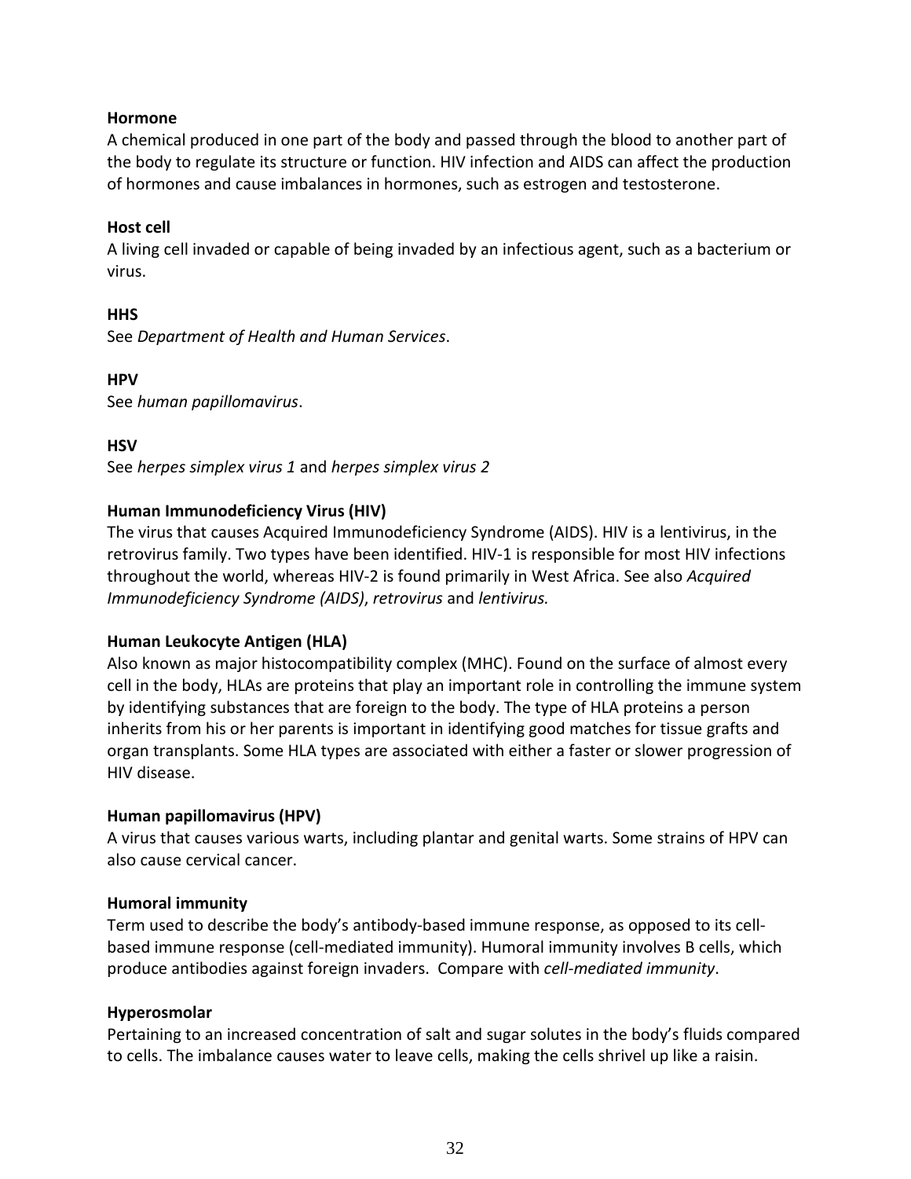**Hormone**

A chemical produced in one part of the body and passed through the blood to another part of the body to regulate its structure or function. HIV infection and AIDS can affect the production of hormones and cause imbalances in hormones, such as estrogen and testosterone.

**Host cell**

A living cell invaded or capable of being invaded by an infectious agent, such as a bacterium or virus.

**HHS**

See *Department of Health and Human Services*.

**HPV**

See *human papillomavirus*.

**HSV**

See *herpes simplex virus 1* and *herpes simplex virus 2*

**Human Immunodeficiency Virus (HIV)**

The virus that causes Acquired Immunodeficiency Syndrome (AIDS). HIV is a lentivirus, in the retrovirus family. Two types have been identified. HIV-1 is responsible for most HIV infections throughout the world, whereas HIV-2 is found primarily in West Africa. See also *Acquired Immunodeficiency Syndrome (AIDS)*, *retrovirus* and *lentivirus.*

**Human Leukocyte Antigen (HLA)**

Also known as major histocompatibility complex (MHC). Found on the surface of almost every cell in the body, HLAs are proteins that play an important role in controlling the immune system by identifying substances that are foreign to the body. The type of HLA proteins a person inherits from his or her parents is important in identifying good matches for tissue grafts and organ transplants. Some HLA types are associated with either a faster or slower progression of HIV disease.

**Human papillomavirus (HPV)**

A virus that causes various warts, including plantar and genital warts. Some strains of HPV can also cause cervical cancer.

**Humoral immunity**

Term used to describe the body's antibody-based immune response, as opposed to its cell-based immune response (cell-mediated immunity). Humoral immunity involves B cells, which produce antibodies against foreign invaders. Compare with *cell-mediated immunity*.

**Hyperosmolar**

Pertaining to an increased concentration of salt and sugar solutes in the body's fluids compared to cells. The imbalance causes water to leave cells, making the cells shrivel up like a raisin.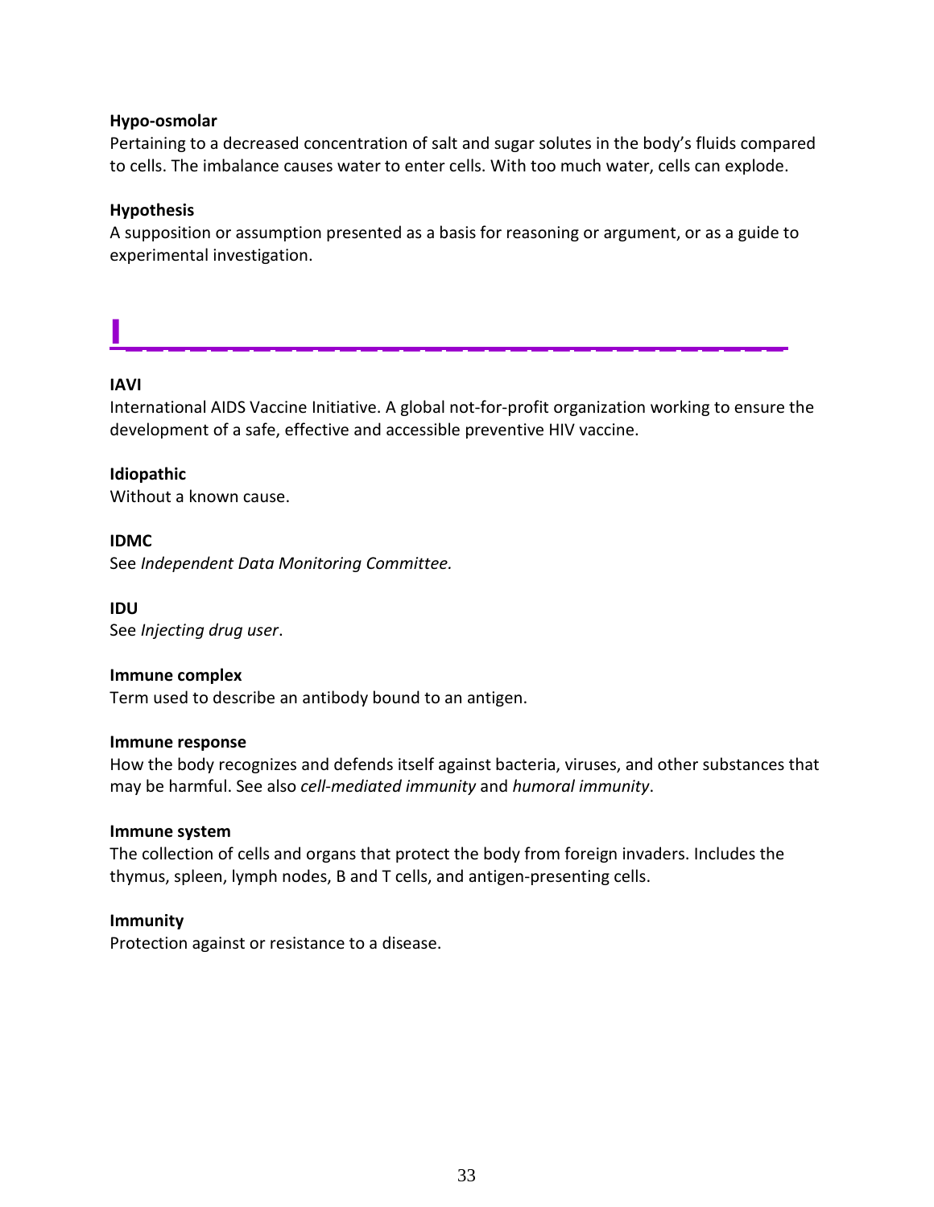**Hypo-osmolar**
Pertaining to a decreased concentration of salt and sugar solutes in the body's fluids compared to cells. The imbalance causes water to enter cells. With too much water, cells can explode.

**Hypothesis**
A supposition or assumption presented as a basis for reasoning or argument, or as a guide to experimental investigation.

# I

**IAVI**
International AIDS Vaccine Initiative. A global not-for-profit organization working to ensure the development of a safe, effective and accessible preventive HIV vaccine.

**Idiopathic**
Without a known cause.

**IDMC**
See *Independent Data Monitoring Committee.*

**IDU**
See *Injecting drug user*.

**Immune complex**
Term used to describe an antibody bound to an antigen.

**Immune response**
How the body recognizes and defends itself against bacteria, viruses, and other substances that may be harmful. See also *cell-mediated immunity* and *humoral immunity*.

**Immune system**
The collection of cells and organs that protect the body from foreign invaders. Includes the thymus, spleen, lymph nodes, B and T cells, and antigen-presenting cells.

**Immunity**
Protection against or resistance to a disease.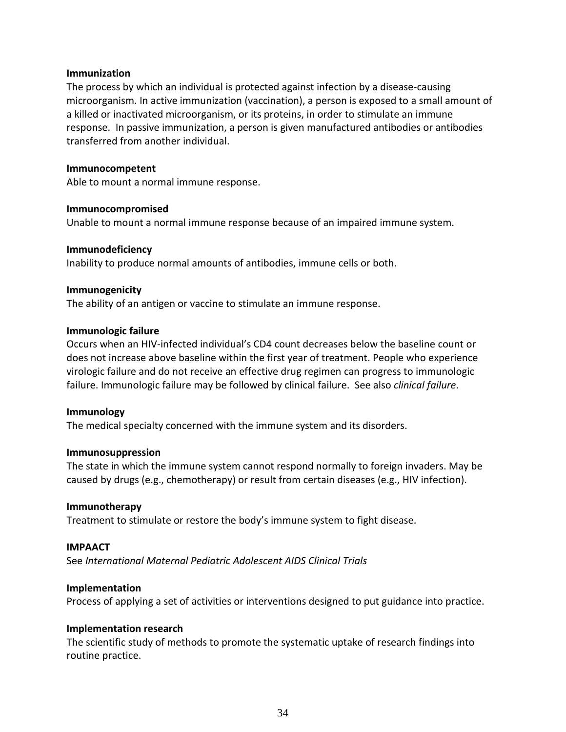**Immunization**
The process by which an individual is protected against infection by a disease-causing microorganism. In active immunization (vaccination), a person is exposed to a small amount of a killed or inactivated microorganism, or its proteins, in order to stimulate an immune response. In passive immunization, a person is given manufactured antibodies or antibodies transferred from another individual.

**Immunocompetent**
Able to mount a normal immune response.

**Immunocompromised**
Unable to mount a normal immune response because of an impaired immune system.

**Immunodeficiency**
Inability to produce normal amounts of antibodies, immune cells or both.

**Immunogenicity**
The ability of an antigen or vaccine to stimulate an immune response.

**Immunologic failure**
Occurs when an HIV-infected individual's CD4 count decreases below the baseline count or does not increase above baseline within the first year of treatment. People who experience virologic failure and do not receive an effective drug regimen can progress to immunologic failure. Immunologic failure may be followed by clinical failure. See also *clinical failure*.

**Immunology**
The medical specialty concerned with the immune system and its disorders.

**Immunosuppression**
The state in which the immune system cannot respond normally to foreign invaders. May be caused by drugs (e.g., chemotherapy) or result from certain diseases (e.g., HIV infection).

**Immunotherapy**
Treatment to stimulate or restore the body's immune system to fight disease.

**IMPAACT**
See *International Maternal Pediatric Adolescent AIDS Clinical Trials*

**Implementation**
Process of applying a set of activities or interventions designed to put guidance into practice.

**Implementation research**
The scientific study of methods to promote the systematic uptake of research findings into routine practice.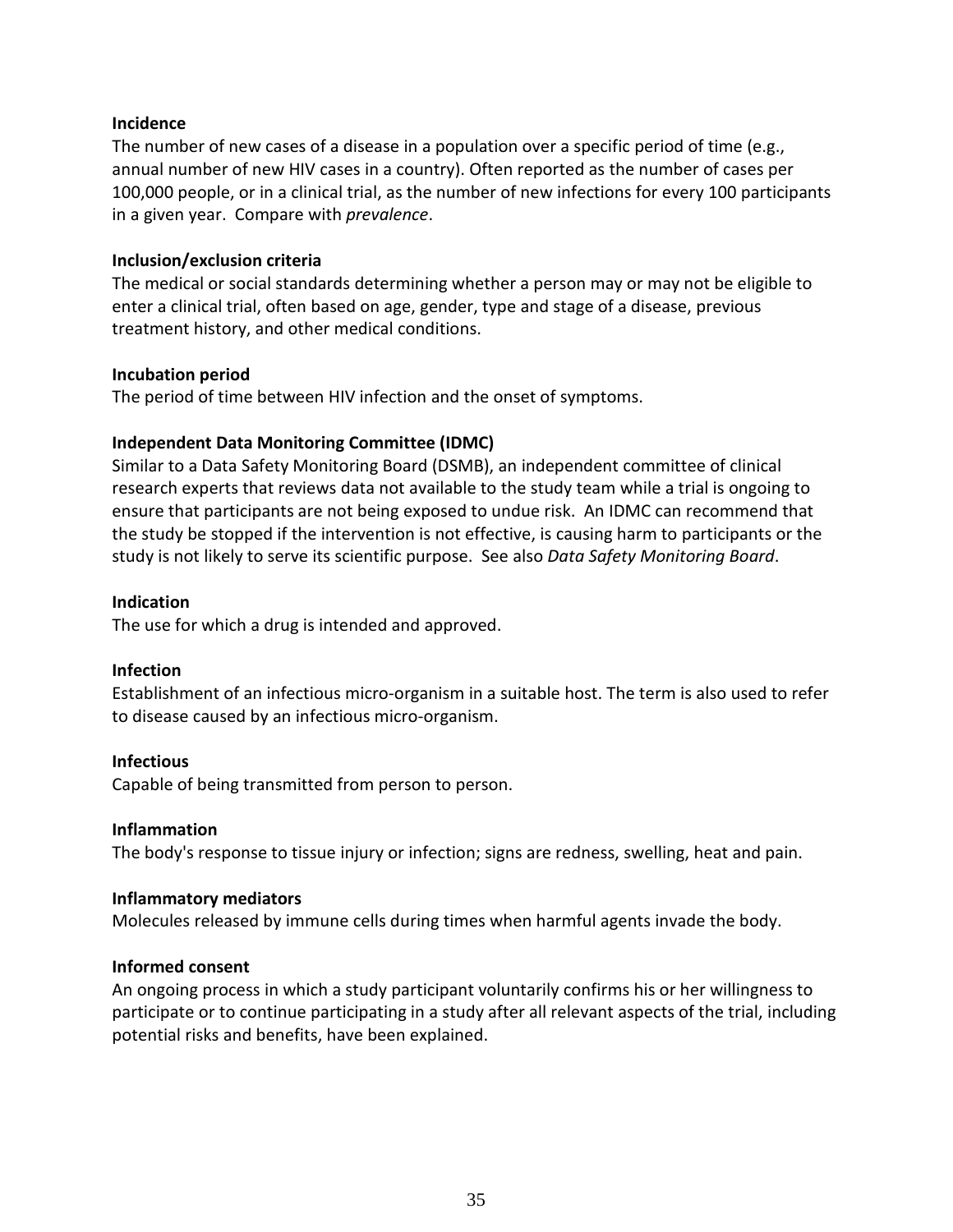**Incidence**
The number of new cases of a disease in a population over a specific period of time (e.g., annual number of new HIV cases in a country). Often reported as the number of cases per 100,000 people, or in a clinical trial, as the number of new infections for every 100 participants in a given year. Compare with *prevalence*.

**Inclusion/exclusion criteria**
The medical or social standards determining whether a person may or may not be eligible to enter a clinical trial, often based on age, gender, type and stage of a disease, previous treatment history, and other medical conditions.

**Incubation period**
The period of time between HIV infection and the onset of symptoms.

**Independent Data Monitoring Committee (IDMC)**
Similar to a Data Safety Monitoring Board (DSMB), an independent committee of clinical research experts that reviews data not available to the study team while a trial is ongoing to ensure that participants are not being exposed to undue risk. An IDMC can recommend that the study be stopped if the intervention is not effective, is causing harm to participants or the study is not likely to serve its scientific purpose. See also *Data Safety Monitoring Board*.

**Indication**
The use for which a drug is intended and approved.

**Infection**
Establishment of an infectious micro-organism in a suitable host. The term is also used to refer to disease caused by an infectious micro-organism.

**Infectious**
Capable of being transmitted from person to person.

**Inflammation**
The body's response to tissue injury or infection; signs are redness, swelling, heat and pain.

**Inflammatory mediators**
Molecules released by immune cells during times when harmful agents invade the body.

**Informed consent**
An ongoing process in which a study participant voluntarily confirms his or her willingness to participate or to continue participating in a study after all relevant aspects of the trial, including potential risks and benefits, have been explained.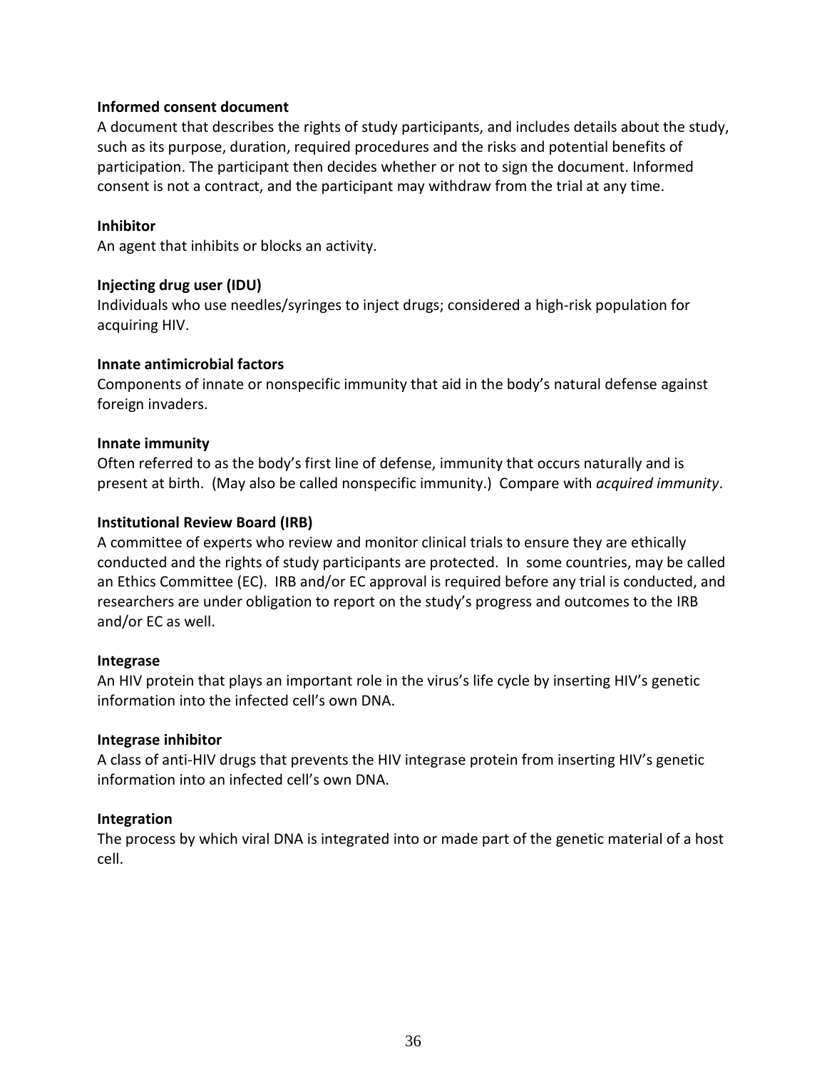**Informed consent document**

A document that describes the rights of study participants, and includes details about the study, such as its purpose, duration, required procedures and the risks and potential benefits of participation. The participant then decides whether or not to sign the document. Informed consent is not a contract, and the participant may withdraw from the trial at any time.

**Inhibitor**

An agent that inhibits or blocks an activity.

**Injecting drug user (IDU)**

Individuals who use needles/syringes to inject drugs; considered a high-risk population for acquiring HIV.

**Innate antimicrobial factors**

Components of innate or nonspecific immunity that aid in the body's natural defense against foreign invaders.

**Innate immunity**

Often referred to as the body's first line of defense, immunity that occurs naturally and is present at birth. (May also be called nonspecific immunity.) Compare with *acquired immunity*.

**Institutional Review Board (IRB)**

A committee of experts who review and monitor clinical trials to ensure they are ethically conducted and the rights of study participants are protected. In some countries, may be called an Ethics Committee (EC). IRB and/or EC approval is required before any trial is conducted, and researchers are under obligation to report on the study's progress and outcomes to the IRB and/or EC as well.

**Integrase**

An HIV protein that plays an important role in the virus's life cycle by inserting HIV's genetic information into the infected cell's own DNA.

**Integrase inhibitor**

A class of anti-HIV drugs that prevents the HIV integrase protein from inserting HIV's genetic information into an infected cell's own DNA.

**Integration**

The process by which viral DNA is integrated into or made part of the genetic material of a host cell.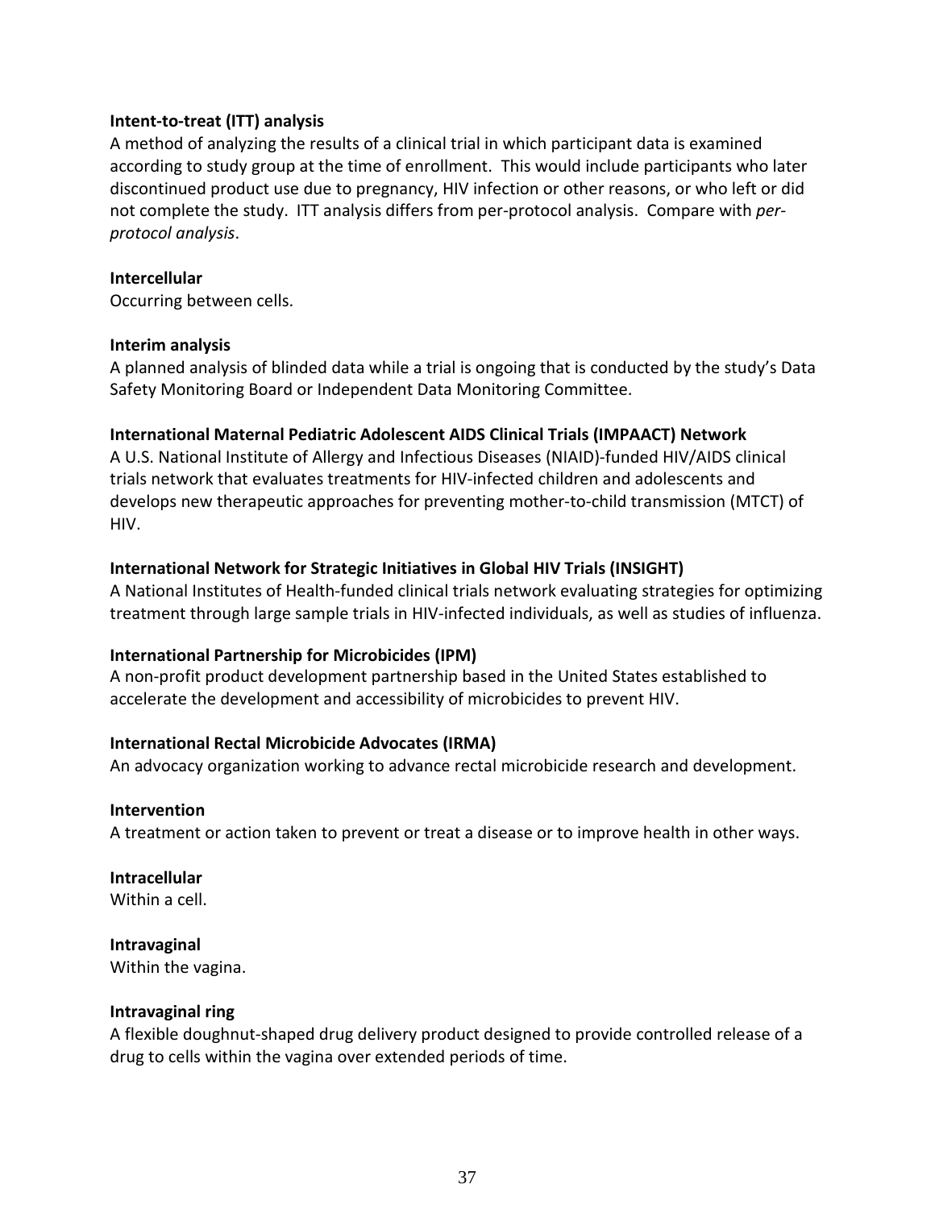**Intent-to-treat (ITT) analysis**
A method of analyzing the results of a clinical trial in which participant data is examined according to study group at the time of enrollment. This would include participants who later discontinued product use due to pregnancy, HIV infection or other reasons, or who left or did not complete the study. ITT analysis differs from per-protocol analysis. Compare with *per-protocol analysis*.

**Intercellular**
Occurring between cells.

**Interim analysis**
A planned analysis of blinded data while a trial is ongoing that is conducted by the study's Data Safety Monitoring Board or Independent Data Monitoring Committee.

**International Maternal Pediatric Adolescent AIDS Clinical Trials (IMPAACT) Network**
A U.S. National Institute of Allergy and Infectious Diseases (NIAID)-funded HIV/AIDS clinical trials network that evaluates treatments for HIV-infected children and adolescents and develops new therapeutic approaches for preventing mother-to-child transmission (MTCT) of HIV.

**International Network for Strategic Initiatives in Global HIV Trials (INSIGHT)**
A National Institutes of Health-funded clinical trials network evaluating strategies for optimizing treatment through large sample trials in HIV-infected individuals, as well as studies of influenza.

**International Partnership for Microbicides (IPM)**
A non-profit product development partnership based in the United States established to accelerate the development and accessibility of microbicides to prevent HIV.

**International Rectal Microbicide Advocates (IRMA)**
An advocacy organization working to advance rectal microbicide research and development.

**Intervention**
A treatment or action taken to prevent or treat a disease or to improve health in other ways.

**Intracellular**
Within a cell.

**Intravaginal**
Within the vagina.

**Intravaginal ring**
A flexible doughnut-shaped drug delivery product designed to provide controlled release of a drug to cells within the vagina over extended periods of time.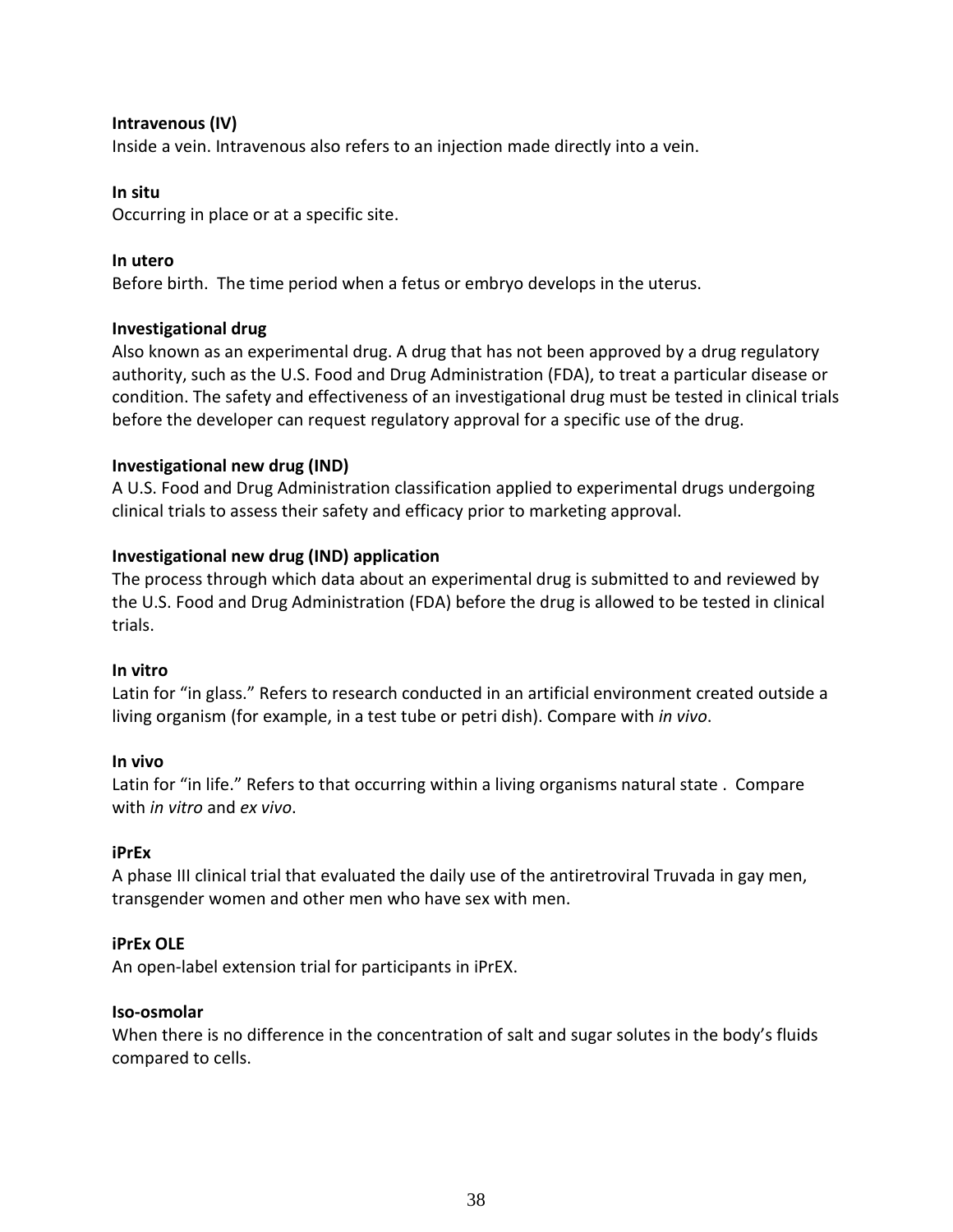**Intravenous (IV)**
Inside a vein. Intravenous also refers to an injection made directly into a vein.

**In situ**
Occurring in place or at a specific site.

**In utero**
Before birth. The time period when a fetus or embryo develops in the uterus.

**Investigational drug**
Also known as an experimental drug. A drug that has not been approved by a drug regulatory authority, such as the U.S. Food and Drug Administration (FDA), to treat a particular disease or condition. The safety and effectiveness of an investigational drug must be tested in clinical trials before the developer can request regulatory approval for a specific use of the drug.

**Investigational new drug (IND)**
A U.S. Food and Drug Administration classification applied to experimental drugs undergoing clinical trials to assess their safety and efficacy prior to marketing approval.

**Investigational new drug (IND) application**
The process through which data about an experimental drug is submitted to and reviewed by the U.S. Food and Drug Administration (FDA) before the drug is allowed to be tested in clinical trials.

**In vitro**
Latin for "in glass." Refers to research conducted in an artificial environment created outside a living organism (for example, in a test tube or petri dish). Compare with *in vivo*.

**In vivo**
Latin for "in life." Refers to that occurring within a living organisms natural state . Compare with *in vitro* and *ex vivo*.

**iPrEx**
A phase III clinical trial that evaluated the daily use of the antiretroviral Truvada in gay men, transgender women and other men who have sex with men.

**iPrEx OLE**
An open-label extension trial for participants in iPrEX.

**Iso-osmolar**
When there is no difference in the concentration of salt and sugar solutes in the body's fluids compared to cells.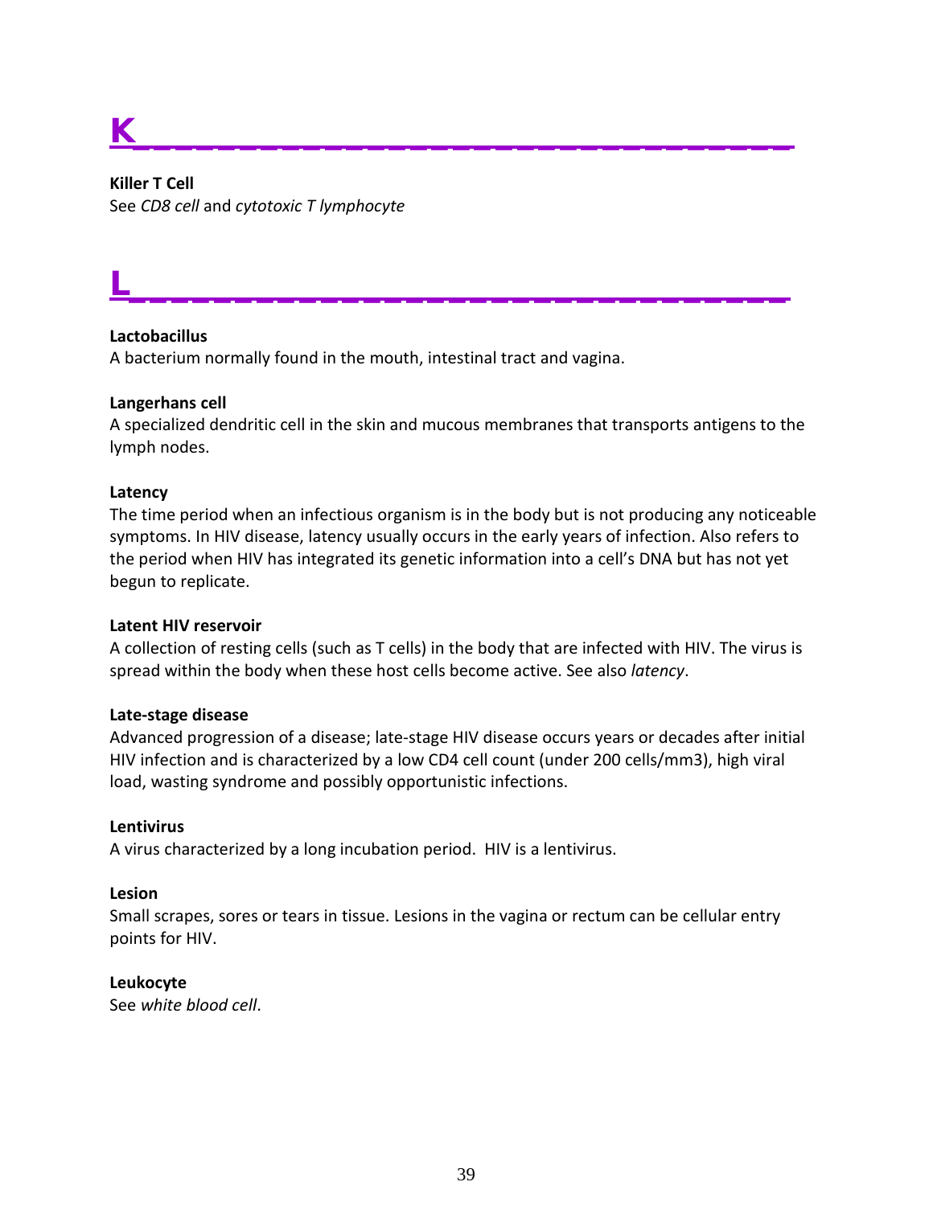# K

**Killer T Cell**
See *CD8 cell* and *cytotoxic T lymphocyte*

# L

**Lactobacillus**
A bacterium normally found in the mouth, intestinal tract and vagina.

**Langerhans cell**
A specialized dendritic cell in the skin and mucous membranes that transports antigens to the lymph nodes.

**Latency**
The time period when an infectious organism is in the body but is not producing any noticeable symptoms. In HIV disease, latency usually occurs in the early years of infection. Also refers to the period when HIV has integrated its genetic information into a cell's DNA but has not yet begun to replicate.

**Latent HIV reservoir**
A collection of resting cells (such as T cells) in the body that are infected with HIV. The virus is spread within the body when these host cells become active. See also *latency*.

**Late-stage disease**
Advanced progression of a disease; late-stage HIV disease occurs years or decades after initial HIV infection and is characterized by a low CD4 cell count (under 200 cells/mm3), high viral load, wasting syndrome and possibly opportunistic infections.

**Lentivirus**
A virus characterized by a long incubation period. HIV is a lentivirus.

**Lesion**
Small scrapes, sores or tears in tissue. Lesions in the vagina or rectum can be cellular entry points for HIV.

**Leukocyte**
See *white blood cell*.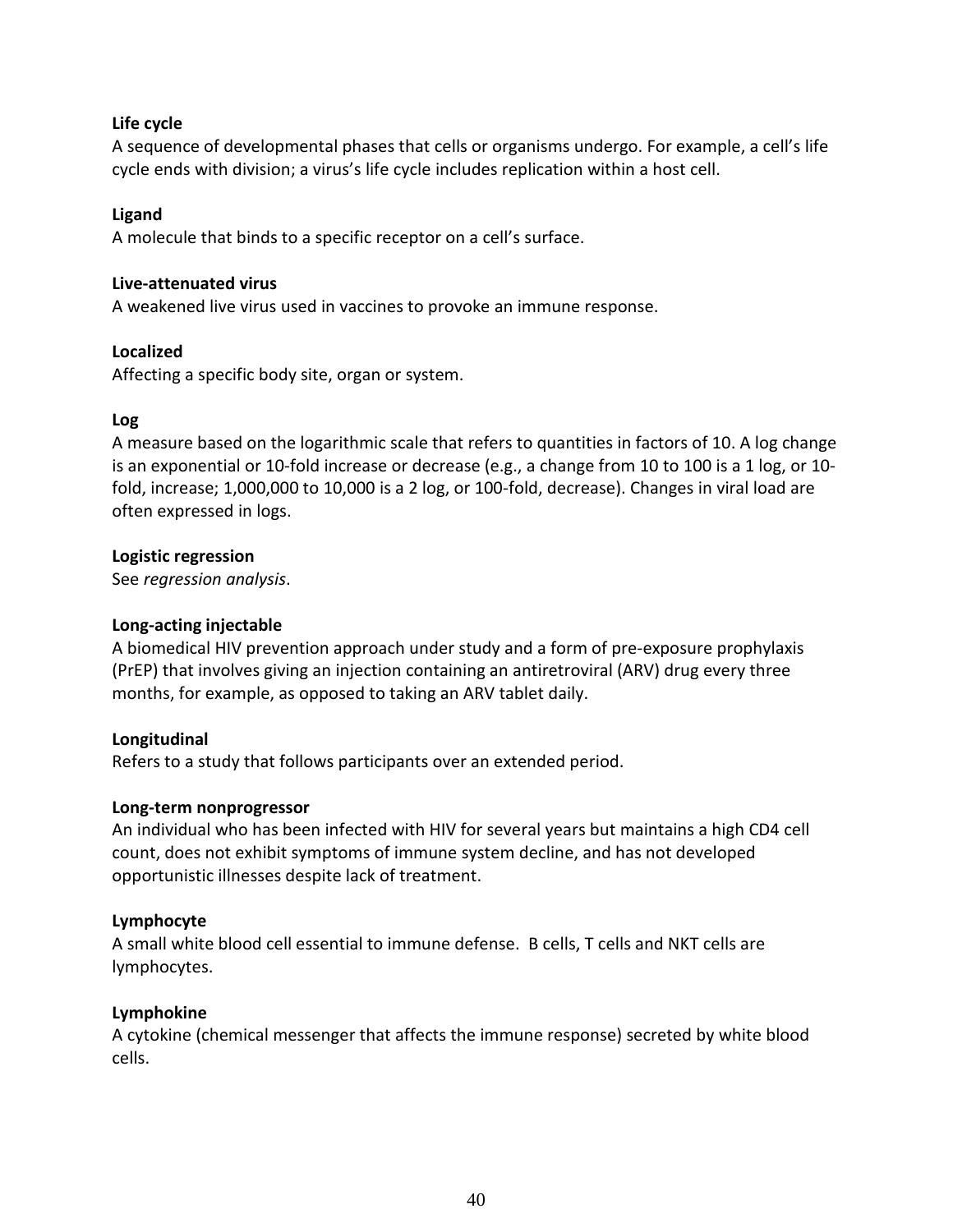**Life cycle**
A sequence of developmental phases that cells or organisms undergo. For example, a cell's life cycle ends with division; a virus's life cycle includes replication within a host cell.

**Ligand**
A molecule that binds to a specific receptor on a cell's surface.

**Live-attenuated virus**
A weakened live virus used in vaccines to provoke an immune response.

**Localized**
Affecting a specific body site, organ or system.

**Log**
A measure based on the logarithmic scale that refers to quantities in factors of 10. A log change is an exponential or 10-fold increase or decrease (e.g., a change from 10 to 100 is a 1 log, or 10-fold, increase; 1,000,000 to 10,000 is a 2 log, or 100-fold, decrease). Changes in viral load are often expressed in logs.

**Logistic regression**
See *regression analysis*.

**Long-acting injectable**
A biomedical HIV prevention approach under study and a form of pre-exposure prophylaxis (PrEP) that involves giving an injection containing an antiretroviral (ARV) drug every three months, for example, as opposed to taking an ARV tablet daily.

**Longitudinal**
Refers to a study that follows participants over an extended period.

**Long-term nonprogressor**
An individual who has been infected with HIV for several years but maintains a high CD4 cell count, does not exhibit symptoms of immune system decline, and has not developed opportunistic illnesses despite lack of treatment.

**Lymphocyte**
A small white blood cell essential to immune defense. B cells, T cells and NKT cells are lymphocytes.

**Lymphokine**
A cytokine (chemical messenger that affects the immune response) secreted by white blood cells.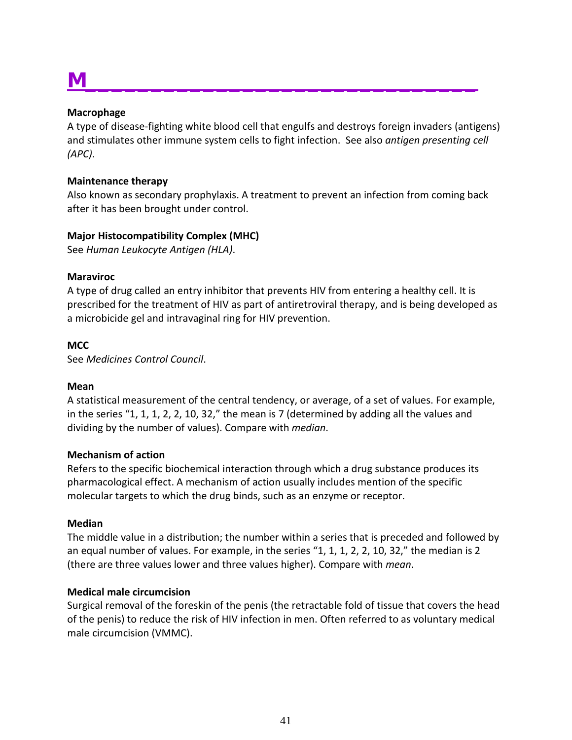# M

**Macrophage**
A type of disease-fighting white blood cell that engulfs and destroys foreign invaders (antigens) and stimulates other immune system cells to fight infection. See also *antigen presenting cell (APC)*.

**Maintenance therapy**
Also known as secondary prophylaxis. A treatment to prevent an infection from coming back after it has been brought under control.

**Major Histocompatibility Complex (MHC)**
See *Human Leukocyte Antigen (HLA)*.

**Maraviroc**
A type of drug called an entry inhibitor that prevents HIV from entering a healthy cell. It is prescribed for the treatment of HIV as part of antiretroviral therapy, and is being developed as a microbicide gel and intravaginal ring for HIV prevention.

**MCC**
See *Medicines Control Council*.

**Mean**
A statistical measurement of the central tendency, or average, of a set of values. For example, in the series "1, 1, 1, 2, 2, 10, 32," the mean is 7 (determined by adding all the values and dividing by the number of values). Compare with *median*.

**Mechanism of action**
Refers to the specific biochemical interaction through which a drug substance produces its pharmacological effect. A mechanism of action usually includes mention of the specific molecular targets to which the drug binds, such as an enzyme or receptor.

**Median**
The middle value in a distribution; the number within a series that is preceded and followed by an equal number of values. For example, in the series "1, 1, 1, 2, 2, 10, 32," the median is 2 (there are three values lower and three values higher). Compare with *mean*.

**Medical male circumcision**
Surgical removal of the foreskin of the penis (the retractable fold of tissue that covers the head of the penis) to reduce the risk of HIV infection in men. Often referred to as voluntary medical male circumcision (VMMC).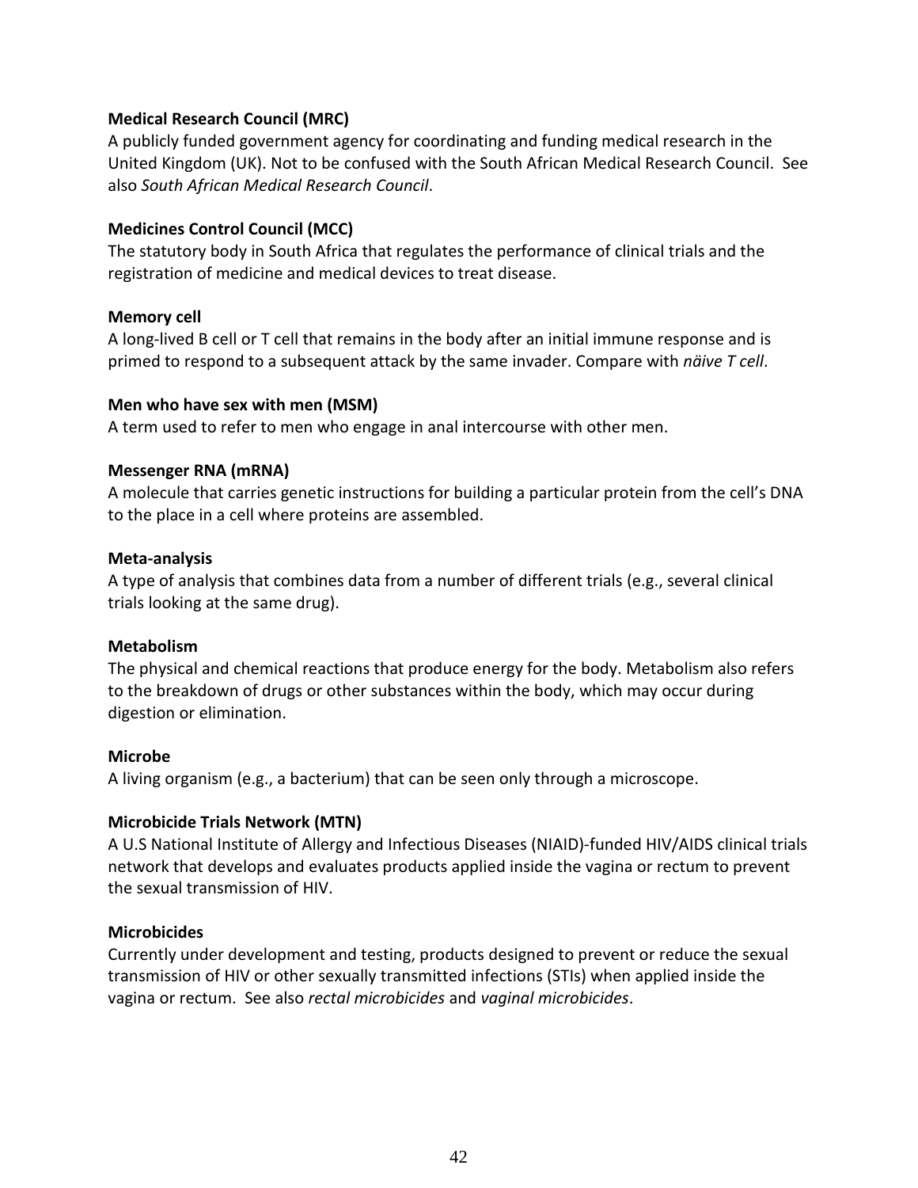**Medical Research Council (MRC)**
A publicly funded government agency for coordinating and funding medical research in the United Kingdom (UK). Not to be confused with the South African Medical Research Council. See also *South African Medical Research Council*.

**Medicines Control Council (MCC)**
The statutory body in South Africa that regulates the performance of clinical trials and the registration of medicine and medical devices to treat disease.

**Memory cell**
A long-lived B cell or T cell that remains in the body after an initial immune response and is primed to respond to a subsequent attack by the same invader. Compare with *näive T cell*.

**Men who have sex with men (MSM)**
A term used to refer to men who engage in anal intercourse with other men.

**Messenger RNA (mRNA)**
A molecule that carries genetic instructions for building a particular protein from the cell's DNA to the place in a cell where proteins are assembled.

**Meta-analysis**
A type of analysis that combines data from a number of different trials (e.g., several clinical trials looking at the same drug).

**Metabolism**
The physical and chemical reactions that produce energy for the body. Metabolism also refers to the breakdown of drugs or other substances within the body, which may occur during digestion or elimination.

**Microbe**
A living organism (e.g., a bacterium) that can be seen only through a microscope.

**Microbicide Trials Network (MTN)**
A U.S National Institute of Allergy and Infectious Diseases (NIAID)-funded HIV/AIDS clinical trials network that develops and evaluates products applied inside the vagina or rectum to prevent the sexual transmission of HIV.

**Microbicides**
Currently under development and testing, products designed to prevent or reduce the sexual transmission of HIV or other sexually transmitted infections (STIs) when applied inside the vagina or rectum. See also *rectal microbicides* and *vaginal microbicides*.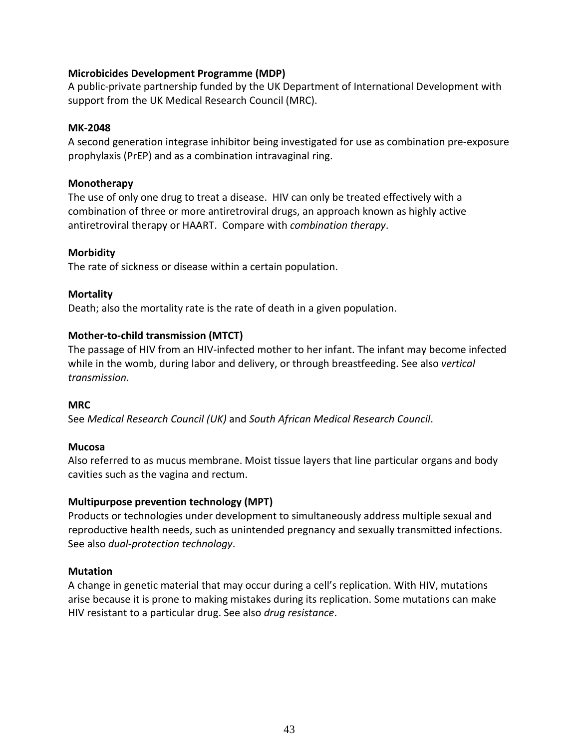**Microbicides Development Programme (MDP)**
A public-private partnership funded by the UK Department of International Development with support from the UK Medical Research Council (MRC).

**MK-2048**
A second generation integrase inhibitor being investigated for use as combination pre-exposure prophylaxis (PrEP) and as a combination intravaginal ring.

**Monotherapy**
The use of only one drug to treat a disease. HIV can only be treated effectively with a combination of three or more antiretroviral drugs, an approach known as highly active antiretroviral therapy or HAART. Compare with *combination therapy*.

**Morbidity**
The rate of sickness or disease within a certain population.

**Mortality**
Death; also the mortality rate is the rate of death in a given population.

**Mother-to-child transmission (MTCT)**
The passage of HIV from an HIV-infected mother to her infant. The infant may become infected while in the womb, during labor and delivery, or through breastfeeding. See also *vertical transmission*.

**MRC**
See *Medical Research Council (UK)* and *South African Medical Research Council*.

**Mucosa**
Also referred to as mucus membrane. Moist tissue layers that line particular organs and body cavities such as the vagina and rectum.

**Multipurpose prevention technology (MPT)**
Products or technologies under development to simultaneously address multiple sexual and reproductive health needs, such as unintended pregnancy and sexually transmitted infections. See also *dual-protection technology*.

**Mutation**
A change in genetic material that may occur during a cell's replication. With HIV, mutations arise because it is prone to making mistakes during its replication. Some mutations can make HIV resistant to a particular drug. See also *drug resistance*.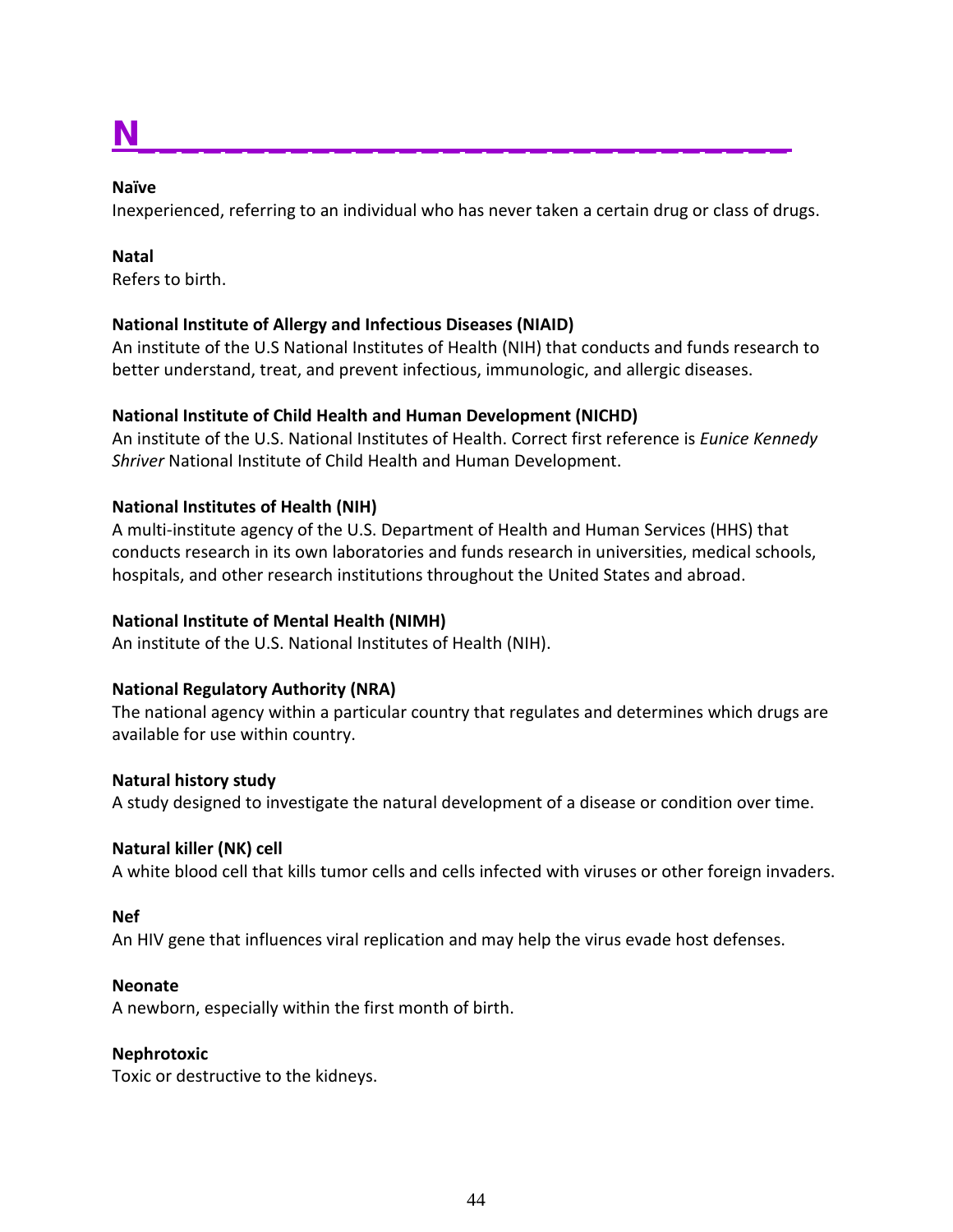# N

**Naïve**
Inexperienced, referring to an individual who has never taken a certain drug or class of drugs.

**Natal**
Refers to birth.

**National Institute of Allergy and Infectious Diseases (NIAID)**
An institute of the U.S National Institutes of Health (NIH) that conducts and funds research to better understand, treat, and prevent infectious, immunologic, and allergic diseases.

**National Institute of Child Health and Human Development (NICHD)**
An institute of the U.S. National Institutes of Health. Correct first reference is *Eunice Kennedy Shriver* National Institute of Child Health and Human Development.

**National Institutes of Health (NIH)**
A multi-institute agency of the U.S. Department of Health and Human Services (HHS) that conducts research in its own laboratories and funds research in universities, medical schools, hospitals, and other research institutions throughout the United States and abroad.

**National Institute of Mental Health (NIMH)**
An institute of the U.S. National Institutes of Health (NIH).

**National Regulatory Authority (NRA)**
The national agency within a particular country that regulates and determines which drugs are available for use within country.

**Natural history study**
A study designed to investigate the natural development of a disease or condition over time.

**Natural killer (NK) cell**
A white blood cell that kills tumor cells and cells infected with viruses or other foreign invaders.

**Nef**
An HIV gene that influences viral replication and may help the virus evade host defenses.

**Neonate**
A newborn, especially within the first month of birth.

**Nephrotoxic**
Toxic or destructive to the kidneys.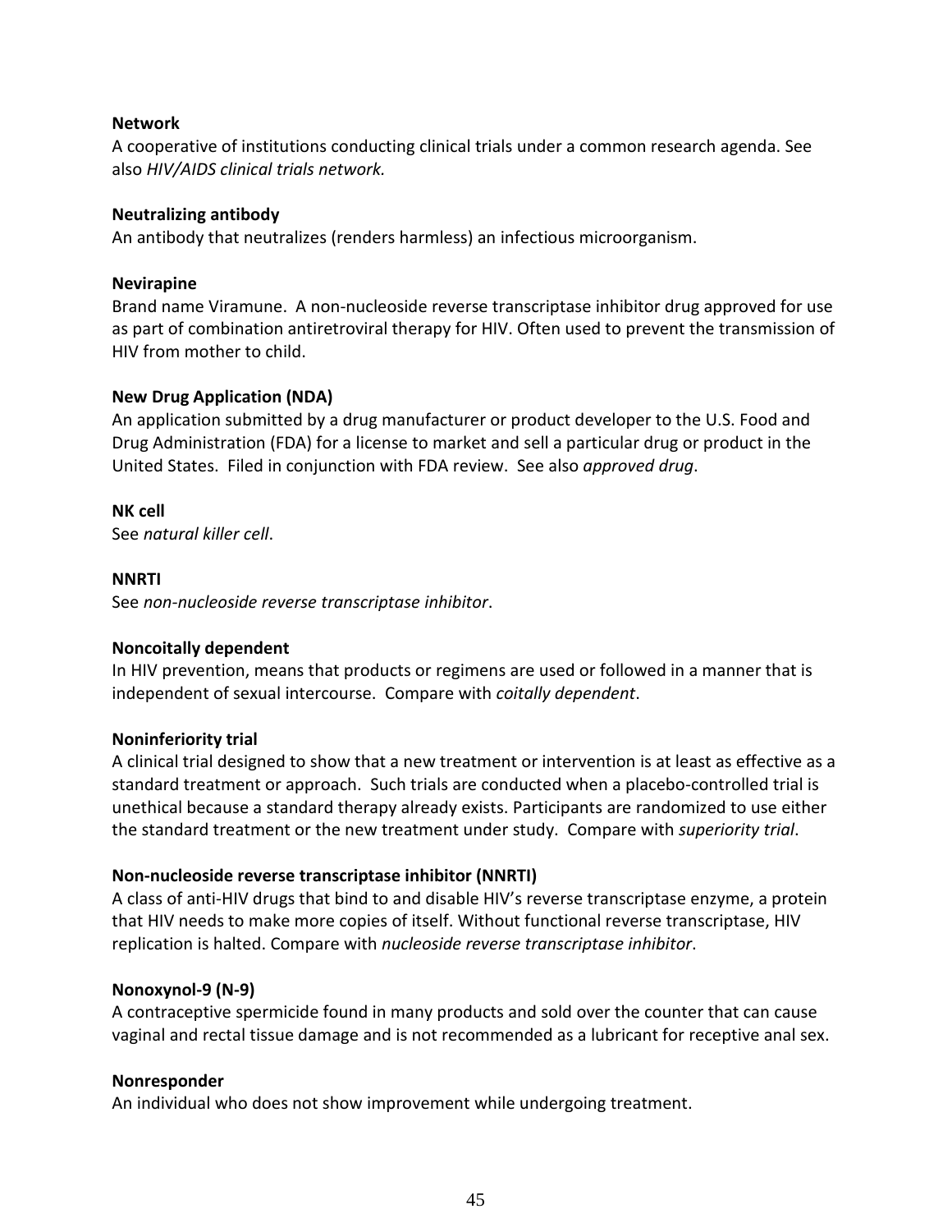**Network**
A cooperative of institutions conducting clinical trials under a common research agenda. See also *HIV/AIDS clinical trials network.*

**Neutralizing antibody**
An antibody that neutralizes (renders harmless) an infectious microorganism.

**Nevirapine**
Brand name Viramune. A non-nucleoside reverse transcriptase inhibitor drug approved for use as part of combination antiretroviral therapy for HIV. Often used to prevent the transmission of HIV from mother to child.

**New Drug Application (NDA)**
An application submitted by a drug manufacturer or product developer to the U.S. Food and Drug Administration (FDA) for a license to market and sell a particular drug or product in the United States. Filed in conjunction with FDA review. See also *approved drug*.

**NK cell**
See *natural killer cell*.

**NNRTI**
See *non-nucleoside reverse transcriptase inhibitor*.

**Noncoitally dependent**
In HIV prevention, means that products or regimens are used or followed in a manner that is independent of sexual intercourse. Compare with *coitally dependent*.

**Noninferiority trial**
A clinical trial designed to show that a new treatment or intervention is at least as effective as a standard treatment or approach. Such trials are conducted when a placebo-controlled trial is unethical because a standard therapy already exists. Participants are randomized to use either the standard treatment or the new treatment under study. Compare with *superiority trial*.

**Non-nucleoside reverse transcriptase inhibitor (NNRTI)**
A class of anti-HIV drugs that bind to and disable HIV's reverse transcriptase enzyme, a protein that HIV needs to make more copies of itself. Without functional reverse transcriptase, HIV replication is halted. Compare with *nucleoside reverse transcriptase inhibitor*.

**Nonoxynol-9 (N-9)**
A contraceptive spermicide found in many products and sold over the counter that can cause vaginal and rectal tissue damage and is not recommended as a lubricant for receptive anal sex.

**Nonresponder**
An individual who does not show improvement while undergoing treatment.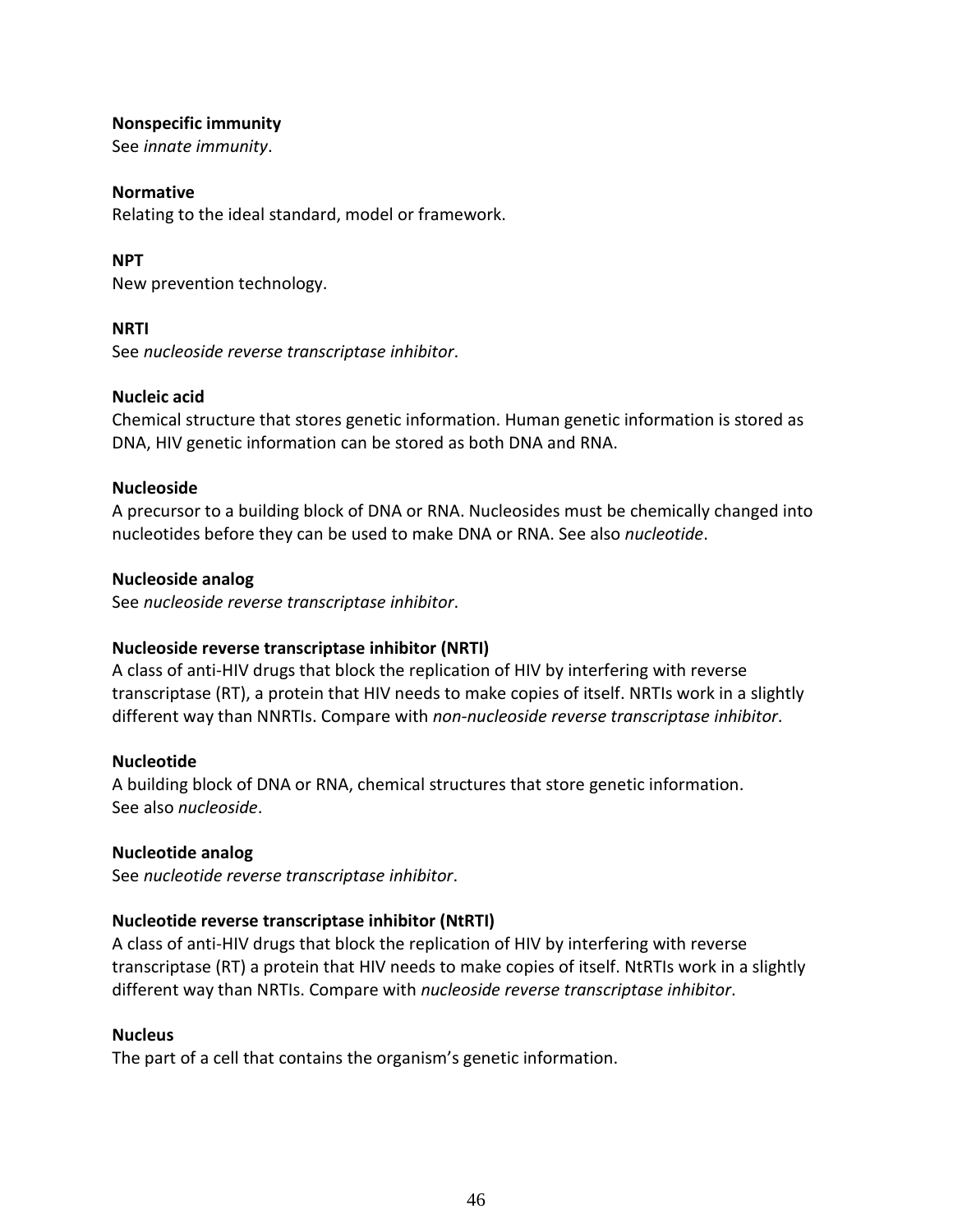**Nonspecific immunity**
See *innate immunity*.

**Normative**
Relating to the ideal standard, model or framework.

**NPT**
New prevention technology.

**NRTI**
See *nucleoside reverse transcriptase inhibitor*.

**Nucleic acid**
Chemical structure that stores genetic information. Human genetic information is stored as DNA, HIV genetic information can be stored as both DNA and RNA.

**Nucleoside**
A precursor to a building block of DNA or RNA. Nucleosides must be chemically changed into nucleotides before they can be used to make DNA or RNA. See also *nucleotide*.

**Nucleoside analog**
See *nucleoside reverse transcriptase inhibitor*.

**Nucleoside reverse transcriptase inhibitor (NRTI)**
A class of anti-HIV drugs that block the replication of HIV by interfering with reverse transcriptase (RT), a protein that HIV needs to make copies of itself. NRTIs work in a slightly different way than NNRTIs. Compare with *non-nucleoside reverse transcriptase inhibitor*.

**Nucleotide**
A building block of DNA or RNA, chemical structures that store genetic information. See also *nucleoside*.

**Nucleotide analog**
See *nucleotide reverse transcriptase inhibitor*.

**Nucleotide reverse transcriptase inhibitor (NtRTI)**
A class of anti-HIV drugs that block the replication of HIV by interfering with reverse transcriptase (RT) a protein that HIV needs to make copies of itself. NtRTIs work in a slightly different way than NRTIs. Compare with *nucleoside reverse transcriptase inhibitor*.

**Nucleus**
The part of a cell that contains the organism's genetic information.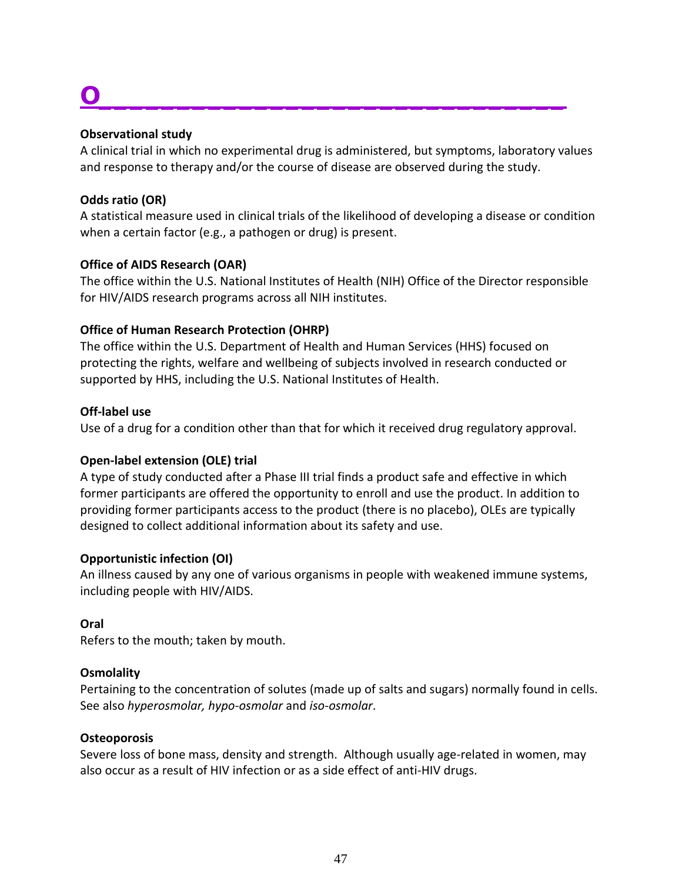# O

**Observational study**
A clinical trial in which no experimental drug is administered, but symptoms, laboratory values and response to therapy and/or the course of disease are observed during the study.

**Odds ratio (OR)**
A statistical measure used in clinical trials of the likelihood of developing a disease or condition when a certain factor (e.g., a pathogen or drug) is present.

**Office of AIDS Research (OAR)**
The office within the U.S. National Institutes of Health (NIH) Office of the Director responsible for HIV/AIDS research programs across all NIH institutes.

**Office of Human Research Protection (OHRP)**
The office within the U.S. Department of Health and Human Services (HHS) focused on protecting the rights, welfare and wellbeing of subjects involved in research conducted or supported by HHS, including the U.S. National Institutes of Health.

**Off-label use**
Use of a drug for a condition other than that for which it received drug regulatory approval.

**Open-label extension (OLE) trial**
A type of study conducted after a Phase III trial finds a product safe and effective in which former participants are offered the opportunity to enroll and use the product. In addition to providing former participants access to the product (there is no placebo), OLEs are typically designed to collect additional information about its safety and use.

**Opportunistic infection (OI)**
An illness caused by any one of various organisms in people with weakened immune systems, including people with HIV/AIDS.

**Oral**
Refers to the mouth; taken by mouth.

**Osmolality**
Pertaining to the concentration of solutes (made up of salts and sugars) normally found in cells. See also *hyperosmolar, hypo-osmolar* and *iso-osmolar*.

**Osteoporosis**
Severe loss of bone mass, density and strength. Although usually age-related in women, may also occur as a result of HIV infection or as a side effect of anti-HIV drugs.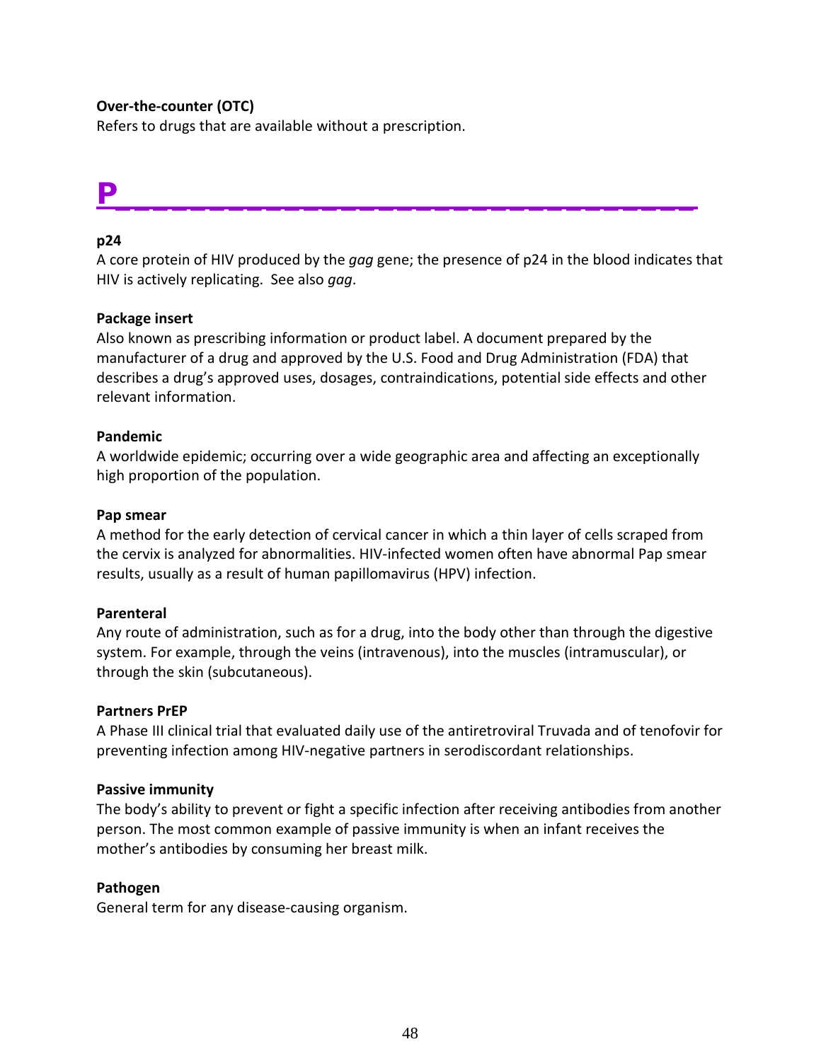**Over-the-counter (OTC)**
Refers to drugs that are available without a prescription.

# P

**p24**
A core protein of HIV produced by the *gag* gene; the presence of p24 in the blood indicates that HIV is actively replicating. See also *gag*.

**Package insert**
Also known as prescribing information or product label. A document prepared by the manufacturer of a drug and approved by the U.S. Food and Drug Administration (FDA) that describes a drug's approved uses, dosages, contraindications, potential side effects and other relevant information.

**Pandemic**
A worldwide epidemic; occurring over a wide geographic area and affecting an exceptionally high proportion of the population.

**Pap smear**
A method for the early detection of cervical cancer in which a thin layer of cells scraped from the cervix is analyzed for abnormalities. HIV-infected women often have abnormal Pap smear results, usually as a result of human papillomavirus (HPV) infection.

**Parenteral**
Any route of administration, such as for a drug, into the body other than through the digestive system. For example, through the veins (intravenous), into the muscles (intramuscular), or through the skin (subcutaneous).

**Partners PrEP**
A Phase III clinical trial that evaluated daily use of the antiretroviral Truvada and of tenofovir for preventing infection among HIV-negative partners in serodiscordant relationships.

**Passive immunity**
The body's ability to prevent or fight a specific infection after receiving antibodies from another person. The most common example of passive immunity is when an infant receives the mother's antibodies by consuming her breast milk.

**Pathogen**
General term for any disease-causing organism.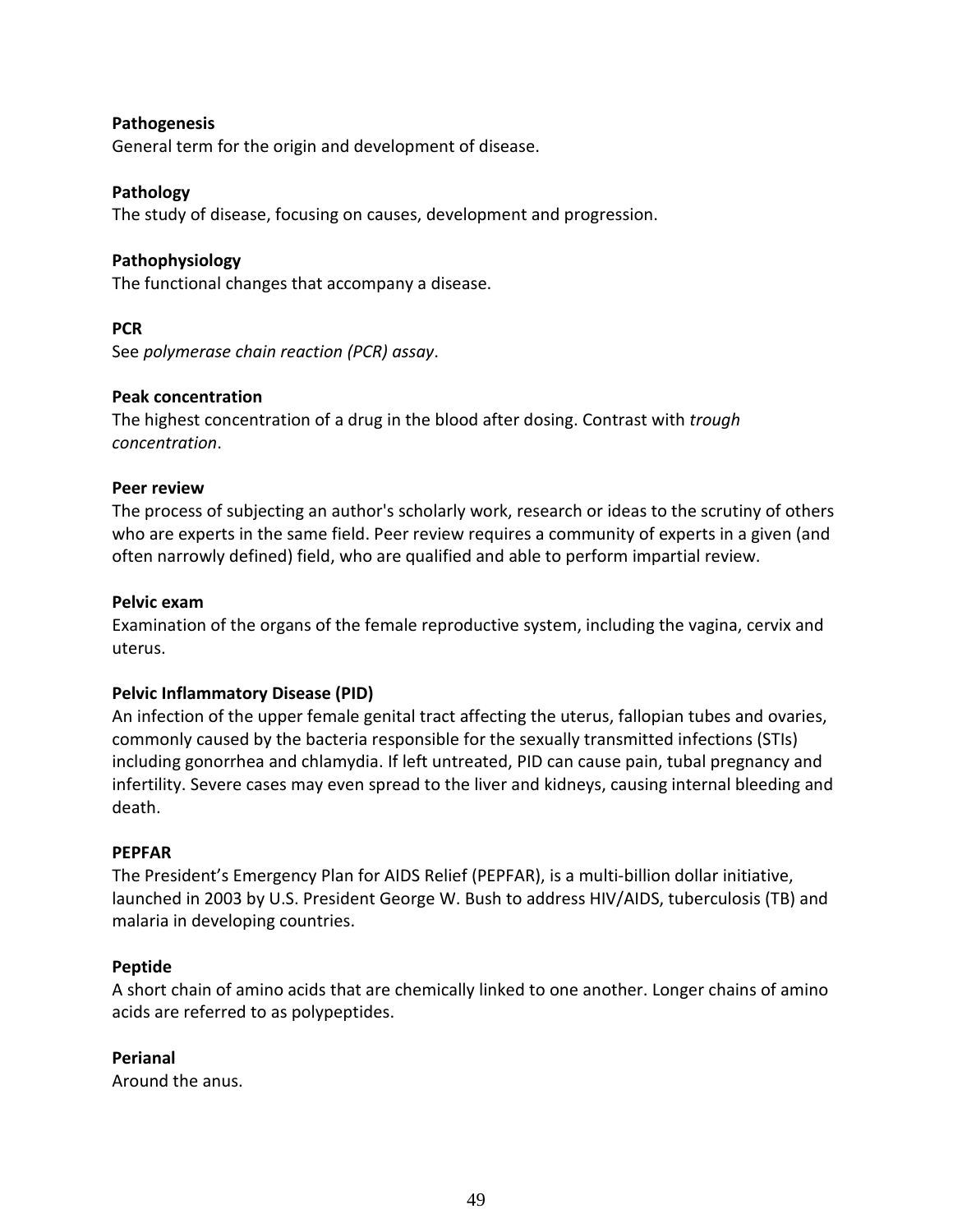**Pathogenesis**
General term for the origin and development of disease.

**Pathology**
The study of disease, focusing on causes, development and progression.

**Pathophysiology**
The functional changes that accompany a disease.

**PCR**
See *polymerase chain reaction (PCR) assay*.

**Peak concentration**
The highest concentration of a drug in the blood after dosing. Contrast with *trough concentration*.

**Peer review**
The process of subjecting an author's scholarly work, research or ideas to the scrutiny of others who are experts in the same field. Peer review requires a community of experts in a given (and often narrowly defined) field, who are qualified and able to perform impartial review.

**Pelvic exam**
Examination of the organs of the female reproductive system, including the vagina, cervix and uterus.

**Pelvic Inflammatory Disease (PID)**
An infection of the upper female genital tract affecting the uterus, fallopian tubes and ovaries, commonly caused by the bacteria responsible for the sexually transmitted infections (STIs) including gonorrhea and chlamydia. If left untreated, PID can cause pain, tubal pregnancy and infertility. Severe cases may even spread to the liver and kidneys, causing internal bleeding and death.

**PEPFAR**
The President's Emergency Plan for AIDS Relief (PEPFAR), is a multi-billion dollar initiative, launched in 2003 by U.S. President George W. Bush to address HIV/AIDS, tuberculosis (TB) and malaria in developing countries.

**Peptide**
A short chain of amino acids that are chemically linked to one another. Longer chains of amino acids are referred to as polypeptides.

**Perianal**
Around the anus.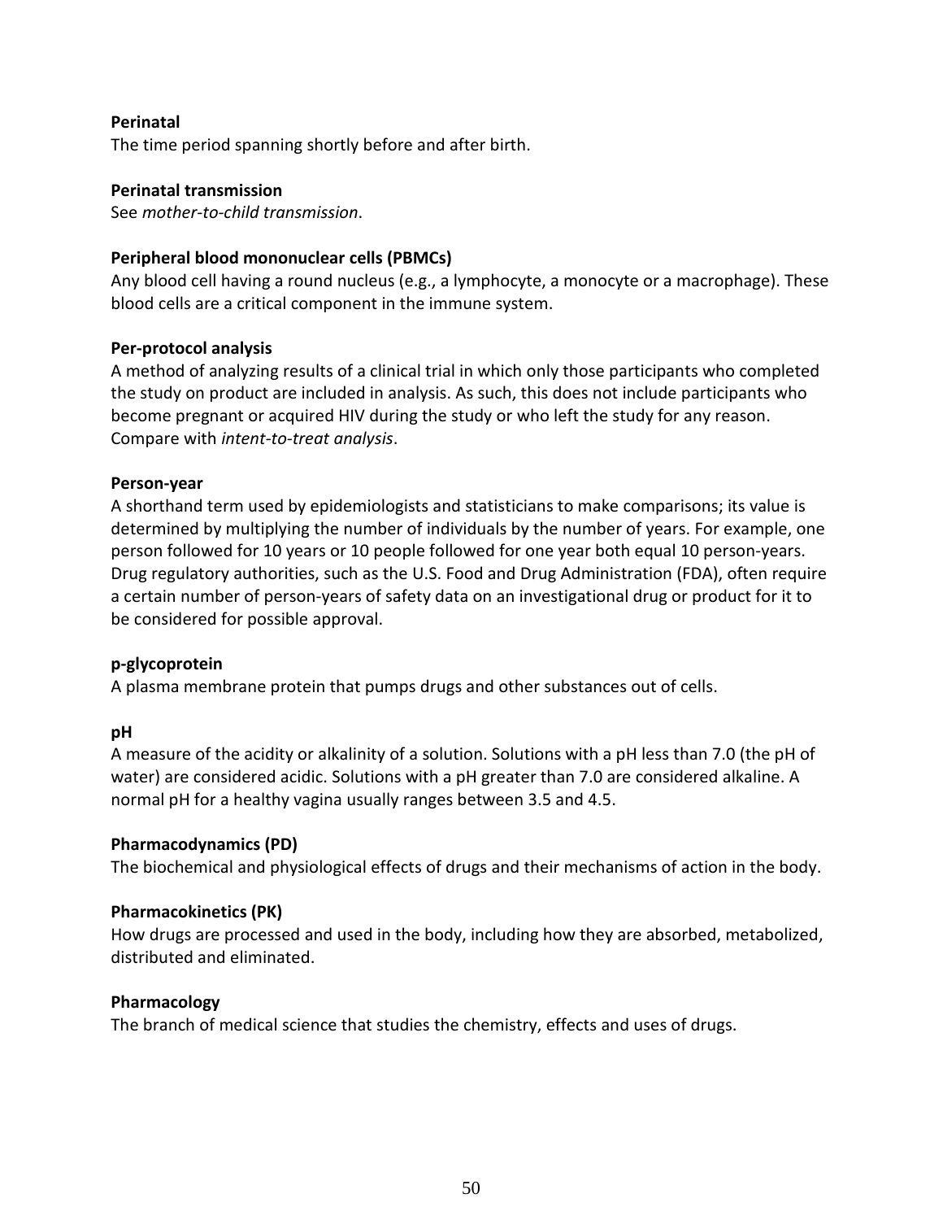**Perinatal**
The time period spanning shortly before and after birth.

**Perinatal transmission**
See *mother-to-child transmission*.

**Peripheral blood mononuclear cells (PBMCs)**
Any blood cell having a round nucleus (e.g., a lymphocyte, a monocyte or a macrophage). These blood cells are a critical component in the immune system.

**Per-protocol analysis**
A method of analyzing results of a clinical trial in which only those participants who completed the study on product are included in analysis. As such, this does not include participants who become pregnant or acquired HIV during the study or who left the study for any reason. Compare with *intent-to-treat analysis*.

**Person-year**
A shorthand term used by epidemiologists and statisticians to make comparisons; its value is determined by multiplying the number of individuals by the number of years. For example, one person followed for 10 years or 10 people followed for one year both equal 10 person-years. Drug regulatory authorities, such as the U.S. Food and Drug Administration (FDA), often require a certain number of person-years of safety data on an investigational drug or product for it to be considered for possible approval.

**p-glycoprotein**
A plasma membrane protein that pumps drugs and other substances out of cells.

**pH**
A measure of the acidity or alkalinity of a solution. Solutions with a pH less than 7.0 (the pH of water) are considered acidic. Solutions with a pH greater than 7.0 are considered alkaline. A normal pH for a healthy vagina usually ranges between 3.5 and 4.5.

**Pharmacodynamics (PD)**
The biochemical and physiological effects of drugs and their mechanisms of action in the body.

**Pharmacokinetics (PK)**
How drugs are processed and used in the body, including how they are absorbed, metabolized, distributed and eliminated.

**Pharmacology**
The branch of medical science that studies the chemistry, effects and uses of drugs.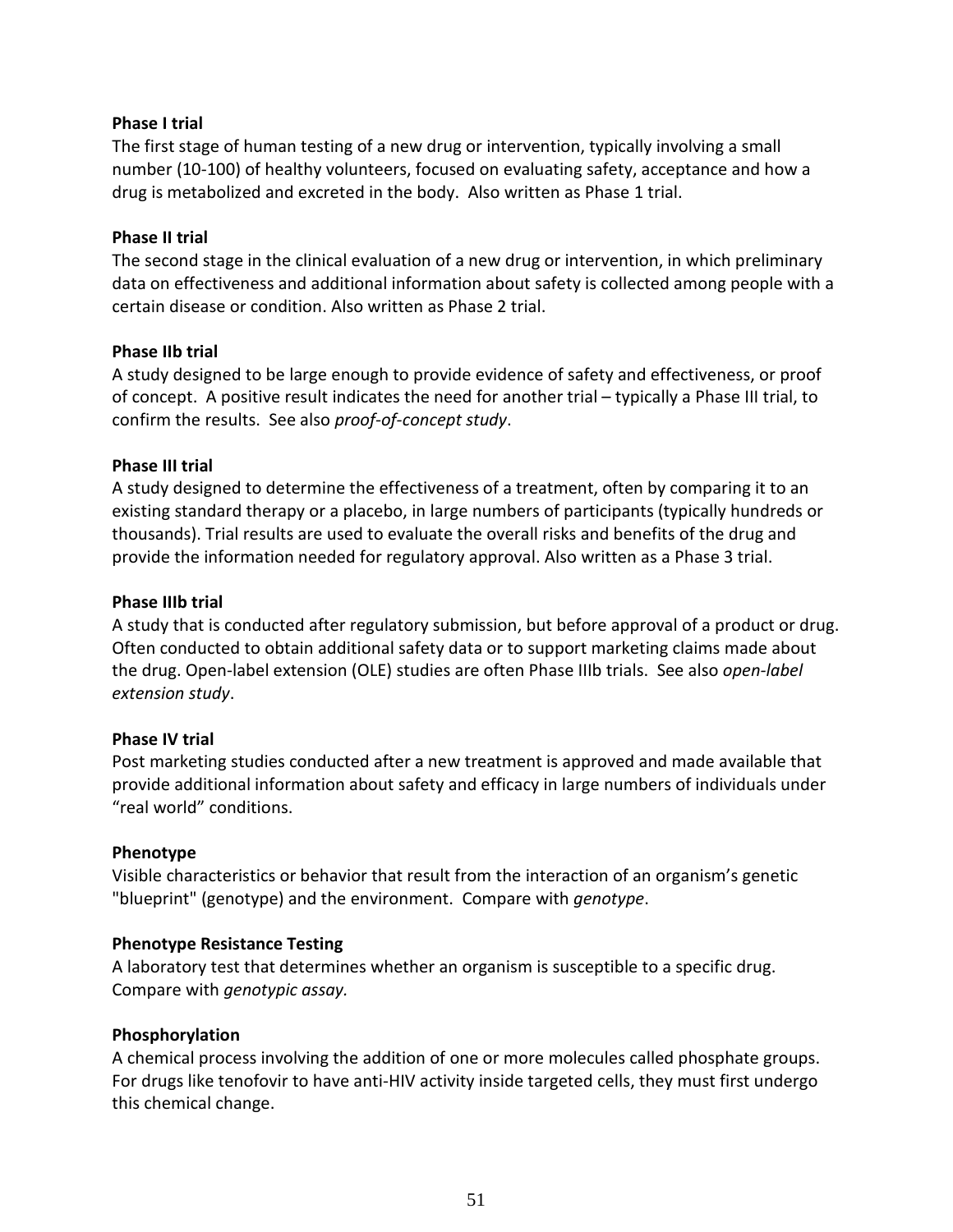**Phase I trial**

The first stage of human testing of a new drug or intervention, typically involving a small number (10-100) of healthy volunteers, focused on evaluating safety, acceptance and how a drug is metabolized and excreted in the body. Also written as Phase 1 trial.

**Phase II trial**

The second stage in the clinical evaluation of a new drug or intervention, in which preliminary data on effectiveness and additional information about safety is collected among people with a certain disease or condition. Also written as Phase 2 trial.

**Phase IIb trial**

A study designed to be large enough to provide evidence of safety and effectiveness, or proof of concept. A positive result indicates the need for another trial – typically a Phase III trial, to confirm the results. See also *proof-of-concept study*.

**Phase III trial**

A study designed to determine the effectiveness of a treatment, often by comparing it to an existing standard therapy or a placebo, in large numbers of participants (typically hundreds or thousands). Trial results are used to evaluate the overall risks and benefits of the drug and provide the information needed for regulatory approval. Also written as a Phase 3 trial.

**Phase IIIb trial**

A study that is conducted after regulatory submission, but before approval of a product or drug. Often conducted to obtain additional safety data or to support marketing claims made about the drug. Open-label extension (OLE) studies are often Phase IIIb trials. See also *open-label extension study*.

**Phase IV trial**

Post marketing studies conducted after a new treatment is approved and made available that provide additional information about safety and efficacy in large numbers of individuals under "real world" conditions.

**Phenotype**

Visible characteristics or behavior that result from the interaction of an organism's genetic "blueprint" (genotype) and the environment. Compare with *genotype*.

**Phenotype Resistance Testing**

A laboratory test that determines whether an organism is susceptible to a specific drug. Compare with *genotypic assay.*

**Phosphorylation**

A chemical process involving the addition of one or more molecules called phosphate groups. For drugs like tenofovir to have anti-HIV activity inside targeted cells, they must first undergo this chemical change.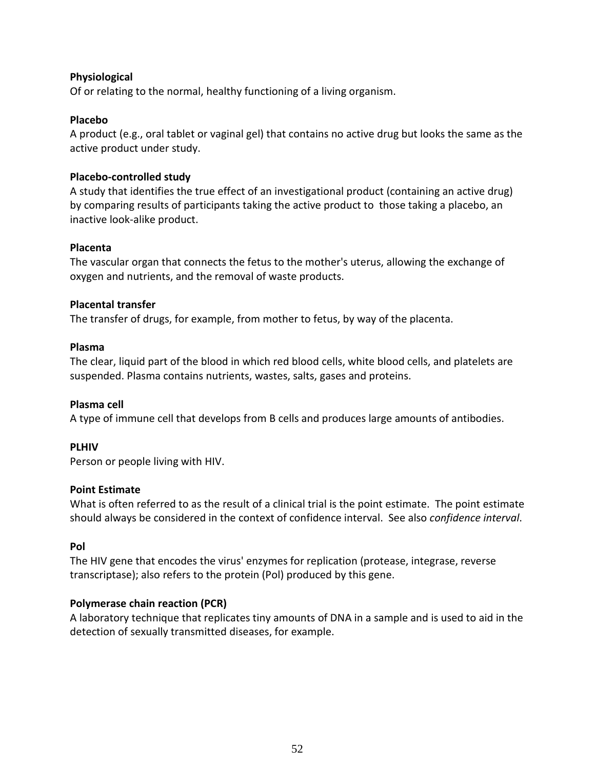**Physiological**
Of or relating to the normal, healthy functioning of a living organism.

**Placebo**
A product (e.g., oral tablet or vaginal gel) that contains no active drug but looks the same as the active product under study.

**Placebo-controlled study**
A study that identifies the true effect of an investigational product (containing an active drug) by comparing results of participants taking the active product to those taking a placebo, an inactive look-alike product.

**Placenta**
The vascular organ that connects the fetus to the mother's uterus, allowing the exchange of oxygen and nutrients, and the removal of waste products.

**Placental transfer**
The transfer of drugs, for example, from mother to fetus, by way of the placenta.

**Plasma**
The clear, liquid part of the blood in which red blood cells, white blood cells, and platelets are suspended. Plasma contains nutrients, wastes, salts, gases and proteins.

**Plasma cell**
A type of immune cell that develops from B cells and produces large amounts of antibodies.

**PLHIV**
Person or people living with HIV.

**Point Estimate**
What is often referred to as the result of a clinical trial is the point estimate. The point estimate should always be considered in the context of confidence interval. See also *confidence interval*.

**Pol**
The HIV gene that encodes the virus' enzymes for replication (protease, integrase, reverse transcriptase); also refers to the protein (Pol) produced by this gene.

**Polymerase chain reaction (PCR)**
A laboratory technique that replicates tiny amounts of DNA in a sample and is used to aid in the detection of sexually transmitted diseases, for example.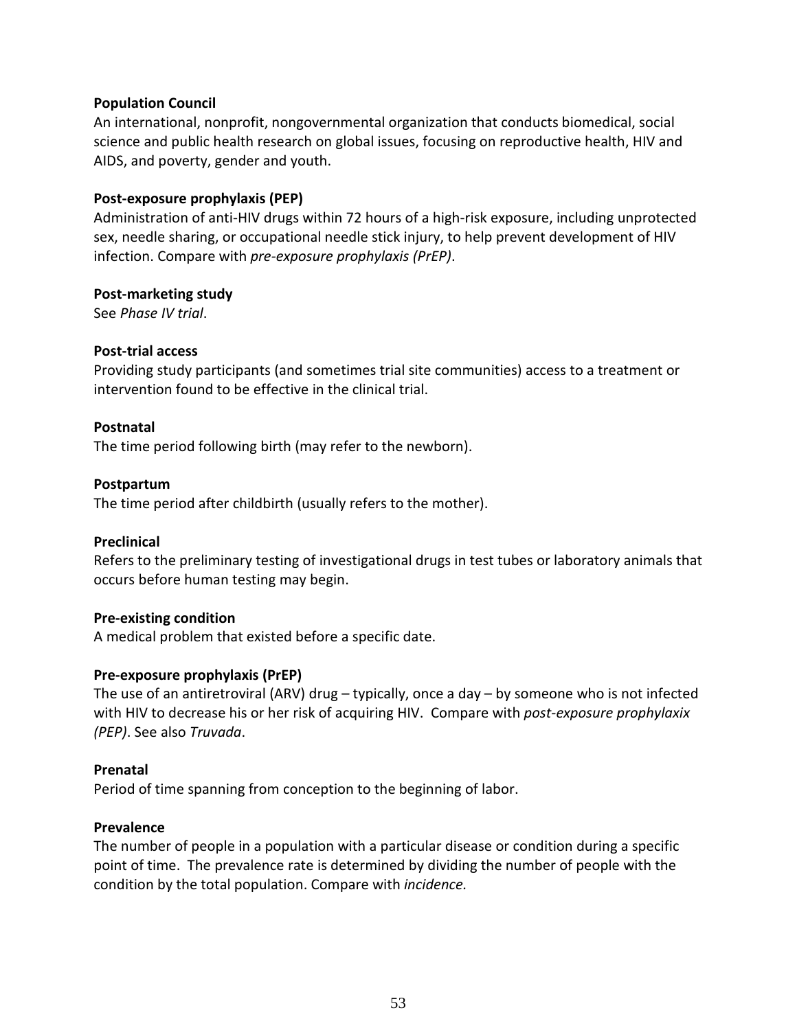**Population Council**
An international, nonprofit, nongovernmental organization that conducts biomedical, social science and public health research on global issues, focusing on reproductive health, HIV and AIDS, and poverty, gender and youth.

**Post-exposure prophylaxis (PEP)**
Administration of anti-HIV drugs within 72 hours of a high-risk exposure, including unprotected sex, needle sharing, or occupational needle stick injury, to help prevent development of HIV infection. Compare with *pre-exposure prophylaxis (PrEP)*.

**Post-marketing study**
See *Phase IV trial*.

**Post-trial access**
Providing study participants (and sometimes trial site communities) access to a treatment or intervention found to be effective in the clinical trial.

**Postnatal**
The time period following birth (may refer to the newborn).

**Postpartum**
The time period after childbirth (usually refers to the mother).

**Preclinical**
Refers to the preliminary testing of investigational drugs in test tubes or laboratory animals that occurs before human testing may begin.

**Pre-existing condition**
A medical problem that existed before a specific date.

**Pre-exposure prophylaxis (PrEP)**
The use of an antiretroviral (ARV) drug – typically, once a day – by someone who is not infected with HIV to decrease his or her risk of acquiring HIV. Compare with *post-exposure prophylaxix (PEP)*. See also *Truvada*.

**Prenatal**
Period of time spanning from conception to the beginning of labor.

**Prevalence**
The number of people in a population with a particular disease or condition during a specific point of time. The prevalence rate is determined by dividing the number of people with the condition by the total population. Compare with *incidence.*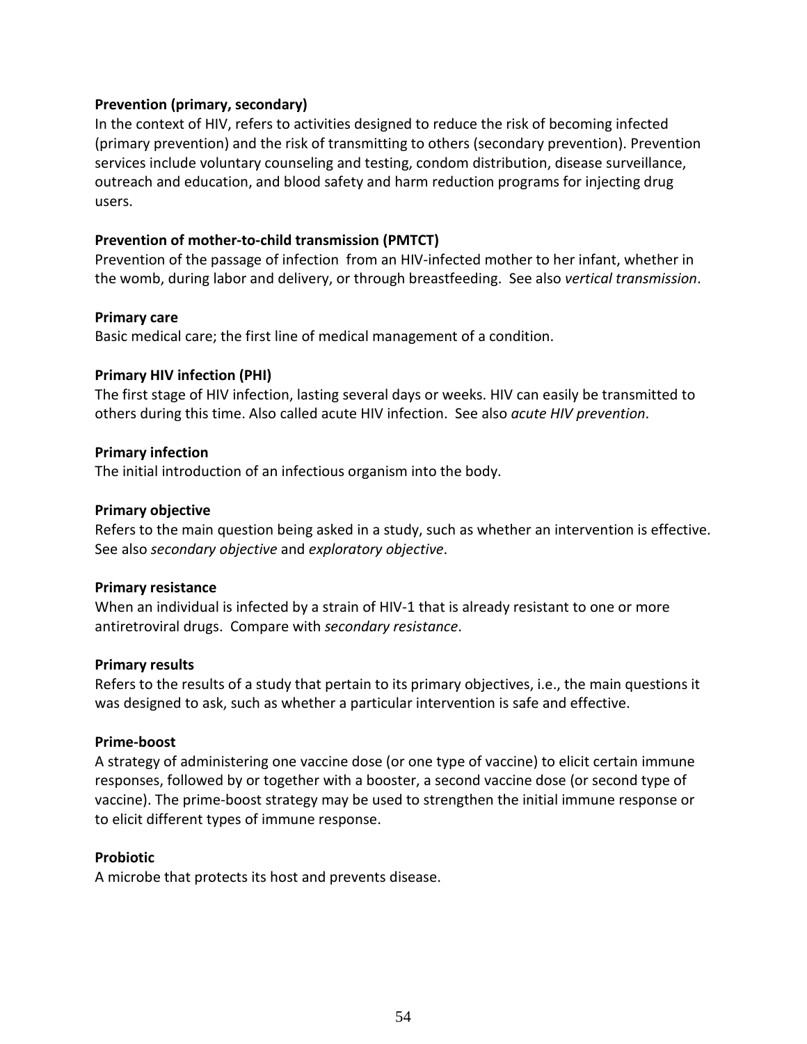**Prevention (primary, secondary)**

In the context of HIV, refers to activities designed to reduce the risk of becoming infected (primary prevention) and the risk of transmitting to others (secondary prevention). Prevention services include voluntary counseling and testing, condom distribution, disease surveillance, outreach and education, and blood safety and harm reduction programs for injecting drug users.

**Prevention of mother-to-child transmission (PMTCT)**

Prevention of the passage of infection from an HIV-infected mother to her infant, whether in the womb, during labor and delivery, or through breastfeeding. See also *vertical transmission*.

**Primary care**

Basic medical care; the first line of medical management of a condition.

**Primary HIV infection (PHI)**

The first stage of HIV infection, lasting several days or weeks. HIV can easily be transmitted to others during this time. Also called acute HIV infection. See also *acute HIV prevention*.

**Primary infection**

The initial introduction of an infectious organism into the body.

**Primary objective**

Refers to the main question being asked in a study, such as whether an intervention is effective. See also *secondary objective* and *exploratory objective*.

**Primary resistance**

When an individual is infected by a strain of HIV-1 that is already resistant to one or more antiretroviral drugs. Compare with *secondary resistance*.

**Primary results**

Refers to the results of a study that pertain to its primary objectives, i.e., the main questions it was designed to ask, such as whether a particular intervention is safe and effective.

**Prime-boost**

A strategy of administering one vaccine dose (or one type of vaccine) to elicit certain immune responses, followed by or together with a booster, a second vaccine dose (or second type of vaccine). The prime-boost strategy may be used to strengthen the initial immune response or to elicit different types of immune response.

**Probiotic**

A microbe that protects its host and prevents disease.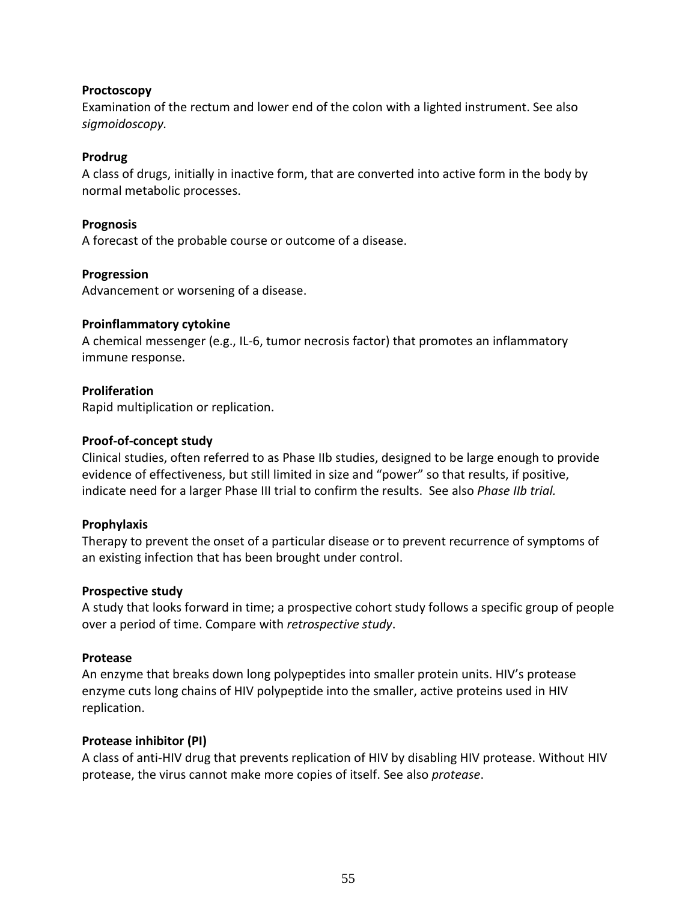**Proctoscopy**
Examination of the rectum and lower end of the colon with a lighted instrument. See also *sigmoidoscopy.*

**Prodrug**
A class of drugs, initially in inactive form, that are converted into active form in the body by normal metabolic processes.

**Prognosis**
A forecast of the probable course or outcome of a disease.

**Progression**
Advancement or worsening of a disease.

**Proinflammatory cytokine**
A chemical messenger (e.g., IL-6, tumor necrosis factor) that promotes an inflammatory immune response.

**Proliferation**
Rapid multiplication or replication.

**Proof-of-concept study**
Clinical studies, often referred to as Phase IIb studies, designed to be large enough to provide evidence of effectiveness, but still limited in size and "power" so that results, if positive, indicate need for a larger Phase III trial to confirm the results. See also *Phase IIb trial.*

**Prophylaxis**
Therapy to prevent the onset of a particular disease or to prevent recurrence of symptoms of an existing infection that has been brought under control.

**Prospective study**
A study that looks forward in time; a prospective cohort study follows a specific group of people over a period of time. Compare with *retrospective study*.

**Protease**
An enzyme that breaks down long polypeptides into smaller protein units. HIV's protease enzyme cuts long chains of HIV polypeptide into the smaller, active proteins used in HIV replication.

**Protease inhibitor (PI)**
A class of anti-HIV drug that prevents replication of HIV by disabling HIV protease. Without HIV protease, the virus cannot make more copies of itself. See also *protease*.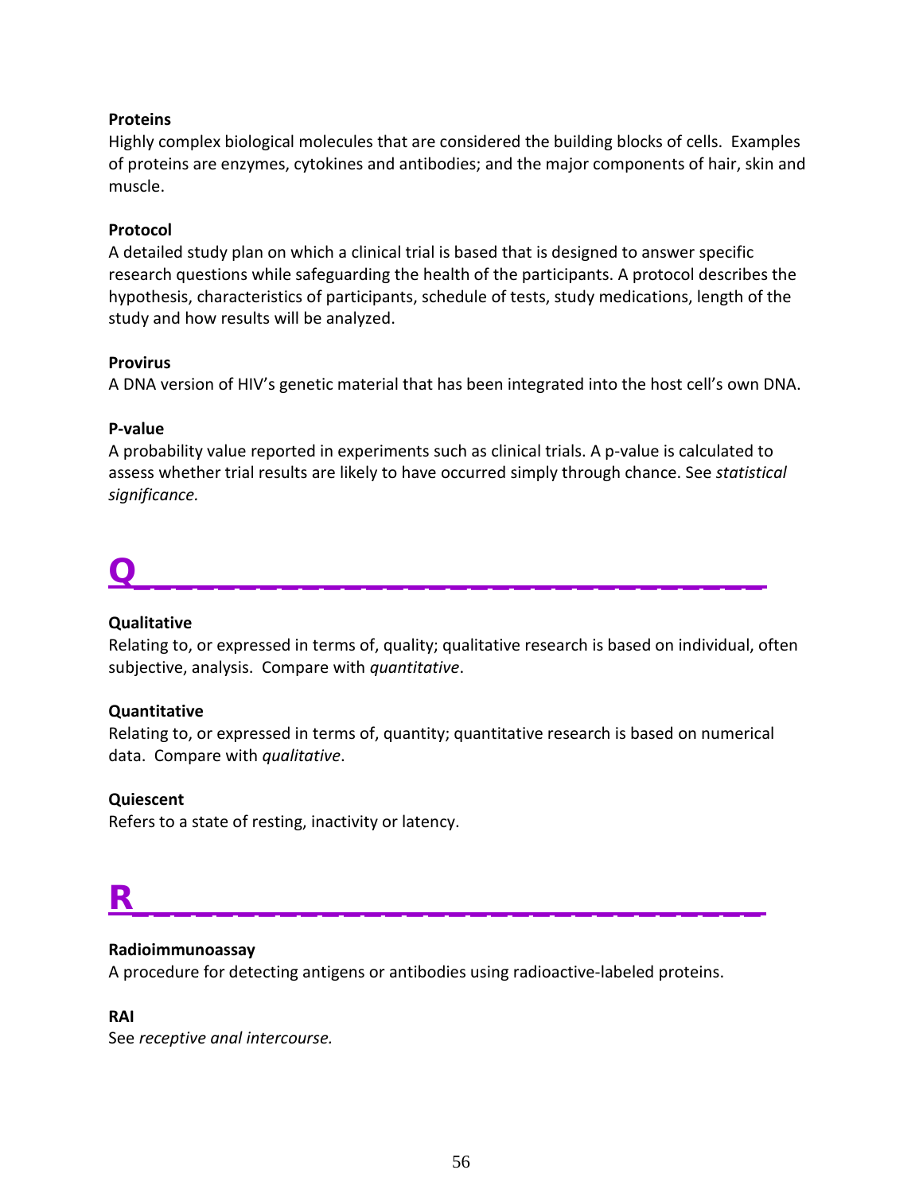**Proteins**
Highly complex biological molecules that are considered the building blocks of cells. Examples of proteins are enzymes, cytokines and antibodies; and the major components of hair, skin and muscle.

**Protocol**
A detailed study plan on which a clinical trial is based that is designed to answer specific research questions while safeguarding the health of the participants. A protocol describes the hypothesis, characteristics of participants, schedule of tests, study medications, length of the study and how results will be analyzed.

**Provirus**
A DNA version of HIV's genetic material that has been integrated into the host cell's own DNA.

**P-value**
A probability value reported in experiments such as clinical trials. A p-value is calculated to assess whether trial results are likely to have occurred simply through chance. See *statistical significance.*

# Q

**Qualitative**
Relating to, or expressed in terms of, quality; qualitative research is based on individual, often subjective, analysis. Compare with *quantitative*.

**Quantitative**
Relating to, or expressed in terms of, quantity; quantitative research is based on numerical data. Compare with *qualitative*.

**Quiescent**
Refers to a state of resting, inactivity or latency.

# R

**Radioimmunoassay**
A procedure for detecting antigens or antibodies using radioactive-labeled proteins.

**RAI**
See *receptive anal intercourse.*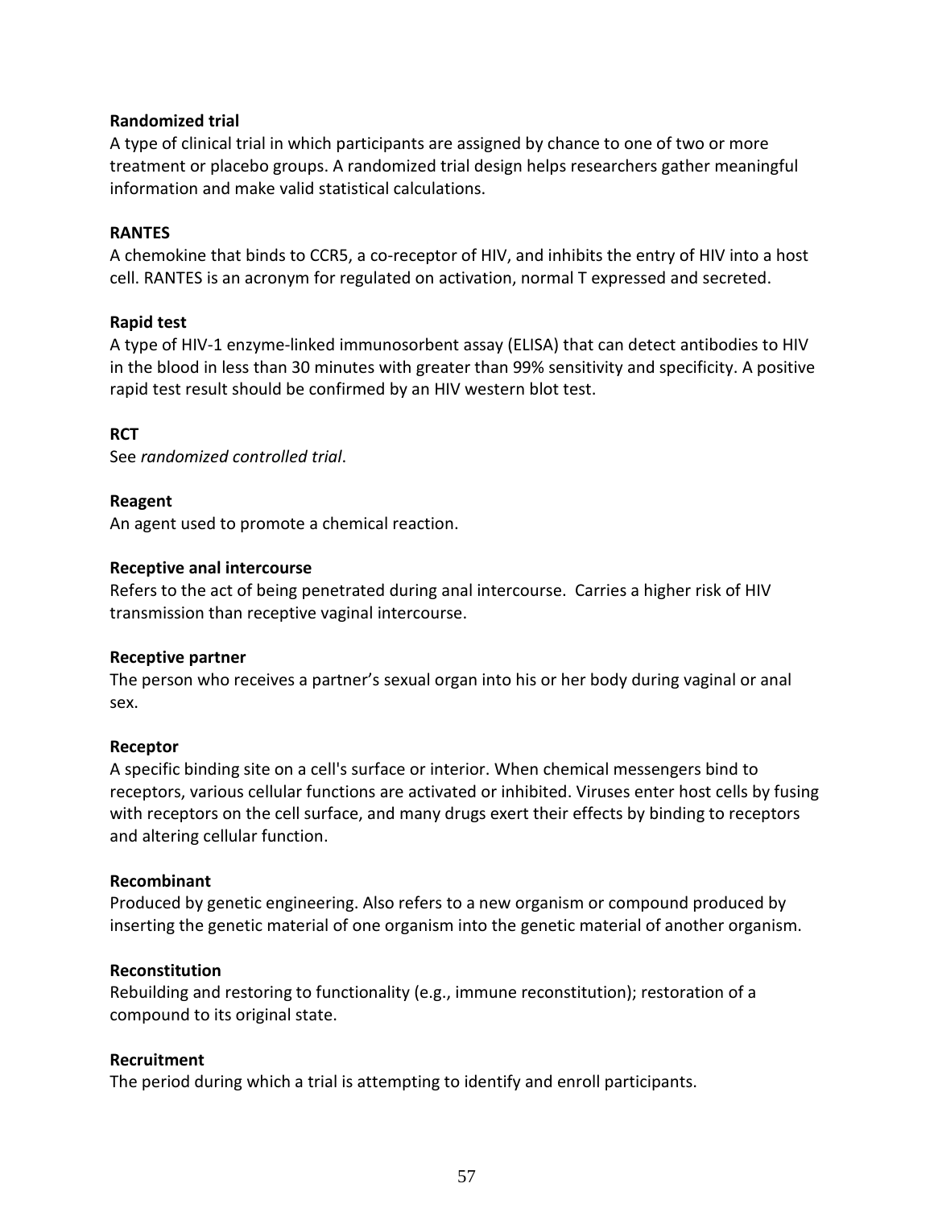**Randomized trial**

A type of clinical trial in which participants are assigned by chance to one of two or more treatment or placebo groups. A randomized trial design helps researchers gather meaningful information and make valid statistical calculations.

**RANTES**

A chemokine that binds to CCR5, a co-receptor of HIV, and inhibits the entry of HIV into a host cell. RANTES is an acronym for regulated on activation, normal T expressed and secreted.

**Rapid test**

A type of HIV-1 enzyme-linked immunosorbent assay (ELISA) that can detect antibodies to HIV in the blood in less than 30 minutes with greater than 99% sensitivity and specificity. A positive rapid test result should be confirmed by an HIV western blot test.

**RCT**

See *randomized controlled trial*.

**Reagent**

An agent used to promote a chemical reaction.

**Receptive anal intercourse**

Refers to the act of being penetrated during anal intercourse. Carries a higher risk of HIV transmission than receptive vaginal intercourse.

**Receptive partner**

The person who receives a partner's sexual organ into his or her body during vaginal or anal sex.

**Receptor**

A specific binding site on a cell's surface or interior. When chemical messengers bind to receptors, various cellular functions are activated or inhibited. Viruses enter host cells by fusing with receptors on the cell surface, and many drugs exert their effects by binding to receptors and altering cellular function.

**Recombinant**

Produced by genetic engineering. Also refers to a new organism or compound produced by inserting the genetic material of one organism into the genetic material of another organism.

**Reconstitution**

Rebuilding and restoring to functionality (e.g., immune reconstitution); restoration of a compound to its original state.

**Recruitment**

The period during which a trial is attempting to identify and enroll participants.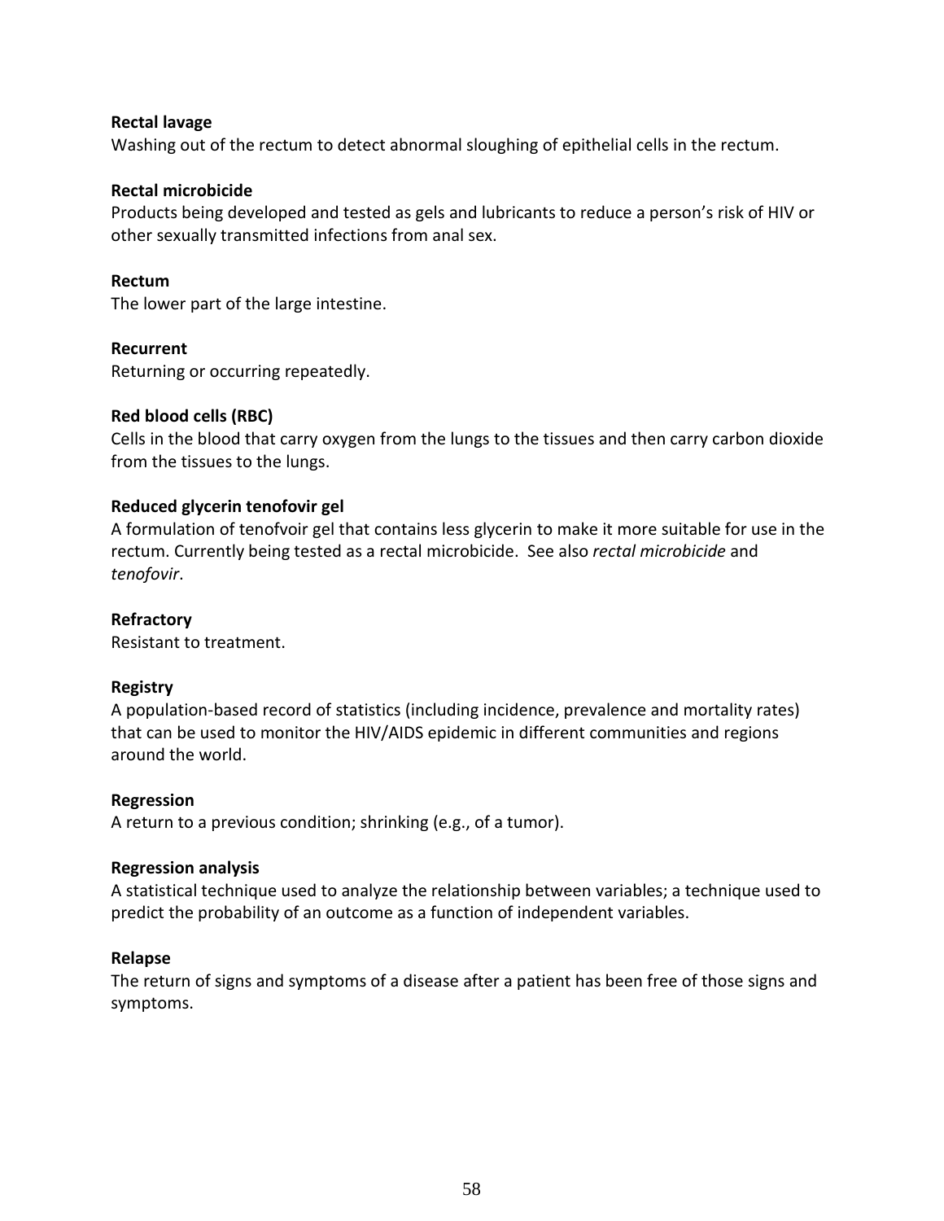**Rectal lavage**
Washing out of the rectum to detect abnormal sloughing of epithelial cells in the rectum.

**Rectal microbicide**
Products being developed and tested as gels and lubricants to reduce a person's risk of HIV or other sexually transmitted infections from anal sex.

**Rectum**
The lower part of the large intestine.

**Recurrent**
Returning or occurring repeatedly.

**Red blood cells (RBC)**
Cells in the blood that carry oxygen from the lungs to the tissues and then carry carbon dioxide from the tissues to the lungs.

**Reduced glycerin tenofovir gel**
A formulation of tenofvoir gel that contains less glycerin to make it more suitable for use in the rectum. Currently being tested as a rectal microbicide. See also *rectal microbicide* and *tenofovir*.

**Refractory**
Resistant to treatment.

**Registry**
A population-based record of statistics (including incidence, prevalence and mortality rates) that can be used to monitor the HIV/AIDS epidemic in different communities and regions around the world.

**Regression**
A return to a previous condition; shrinking (e.g., of a tumor).

**Regression analysis**
A statistical technique used to analyze the relationship between variables; a technique used to predict the probability of an outcome as a function of independent variables.

**Relapse**
The return of signs and symptoms of a disease after a patient has been free of those signs and symptoms.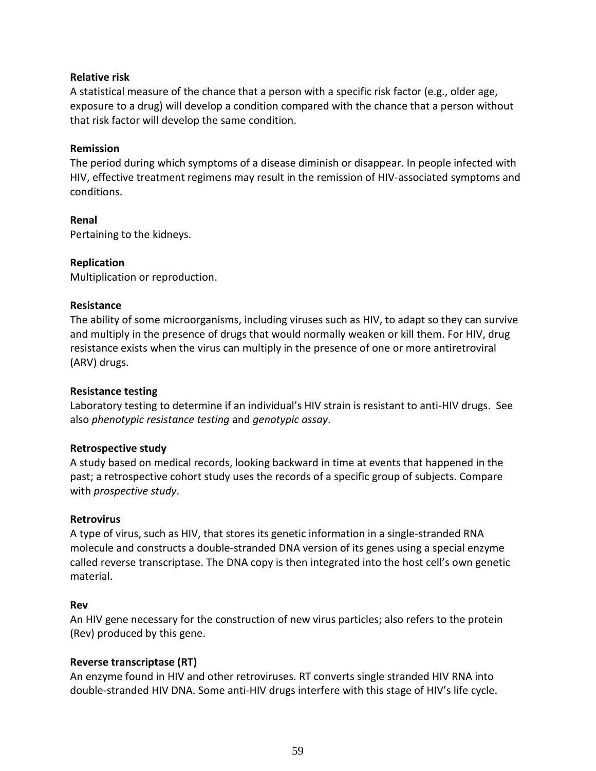**Relative risk**

A statistical measure of the chance that a person with a specific risk factor (e.g., older age, exposure to a drug) will develop a condition compared with the chance that a person without that risk factor will develop the same condition.

**Remission**

The period during which symptoms of a disease diminish or disappear. In people infected with HIV, effective treatment regimens may result in the remission of HIV-associated symptoms and conditions.

**Renal**

Pertaining to the kidneys.

**Replication**

Multiplication or reproduction.

**Resistance**

The ability of some microorganisms, including viruses such as HIV, to adapt so they can survive and multiply in the presence of drugs that would normally weaken or kill them. For HIV, drug resistance exists when the virus can multiply in the presence of one or more antiretroviral (ARV) drugs.

**Resistance testing**

Laboratory testing to determine if an individual's HIV strain is resistant to anti-HIV drugs. See also *phenotypic resistance testing* and *genotypic assay*.

**Retrospective study**

A study based on medical records, looking backward in time at events that happened in the past; a retrospective cohort study uses the records of a specific group of subjects. Compare with *prospective study*.

**Retrovirus**

A type of virus, such as HIV, that stores its genetic information in a single-stranded RNA molecule and constructs a double-stranded DNA version of its genes using a special enzyme called reverse transcriptase. The DNA copy is then integrated into the host cell's own genetic material.

**Rev**

An HIV gene necessary for the construction of new virus particles; also refers to the protein (Rev) produced by this gene.

**Reverse transcriptase (RT)**

An enzyme found in HIV and other retroviruses. RT converts single stranded HIV RNA into double-stranded HIV DNA. Some anti-HIV drugs interfere with this stage of HIV's life cycle.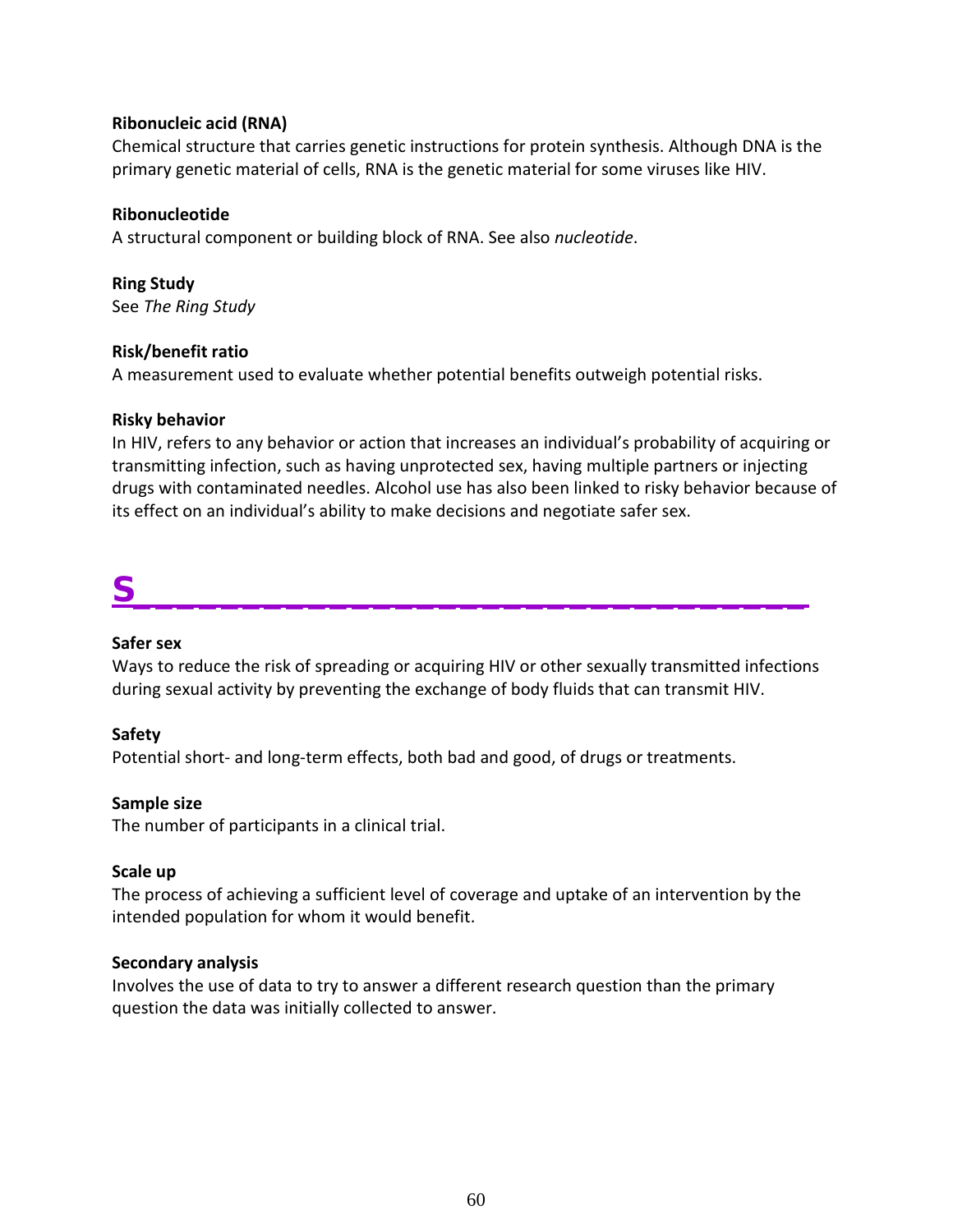**Ribonucleic acid (RNA)**
Chemical structure that carries genetic instructions for protein synthesis. Although DNA is the primary genetic material of cells, RNA is the genetic material for some viruses like HIV.

**Ribonucleotide**
A structural component or building block of RNA. See also *nucleotide*.

**Ring Study**
See *The Ring Study*

**Risk/benefit ratio**
A measurement used to evaluate whether potential benefits outweigh potential risks.

**Risky behavior**
In HIV, refers to any behavior or action that increases an individual's probability of acquiring or transmitting infection, such as having unprotected sex, having multiple partners or injecting drugs with contaminated needles. Alcohol use has also been linked to risky behavior because of its effect on an individual's ability to make decisions and negotiate safer sex.

# S

**Safer sex**
Ways to reduce the risk of spreading or acquiring HIV or other sexually transmitted infections during sexual activity by preventing the exchange of body fluids that can transmit HIV.

**Safety**
Potential short- and long-term effects, both bad and good, of drugs or treatments.

**Sample size**
The number of participants in a clinical trial.

**Scale up**
The process of achieving a sufficient level of coverage and uptake of an intervention by the intended population for whom it would benefit.

**Secondary analysis**
Involves the use of data to try to answer a different research question than the primary question the data was initially collected to answer.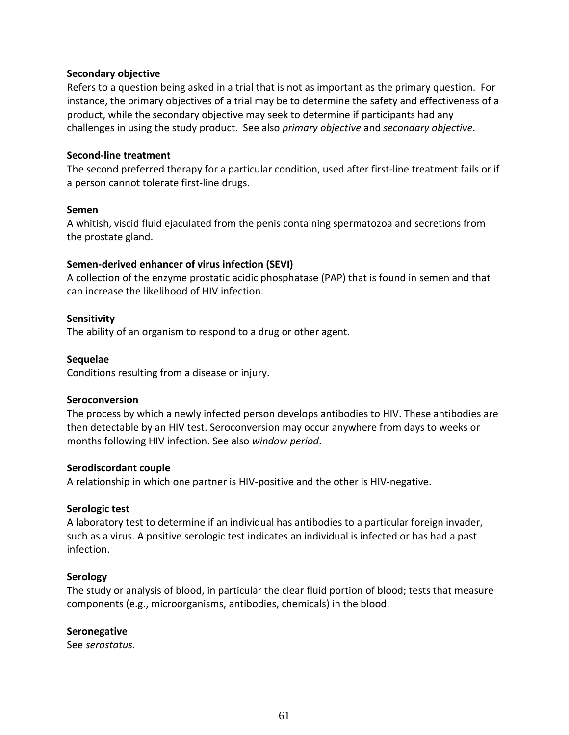**Secondary objective**

Refers to a question being asked in a trial that is not as important as the primary question. For instance, the primary objectives of a trial may be to determine the safety and effectiveness of a product, while the secondary objective may seek to determine if participants had any challenges in using the study product. See also *primary objective* and *secondary objective*.

**Second-line treatment**

The second preferred therapy for a particular condition, used after first-line treatment fails or if a person cannot tolerate first-line drugs.

**Semen**

A whitish, viscid fluid ejaculated from the penis containing spermatozoa and secretions from the prostate gland.

**Semen-derived enhancer of virus infection (SEVI)**

A collection of the enzyme prostatic acidic phosphatase (PAP) that is found in semen and that can increase the likelihood of HIV infection.

**Sensitivity**

The ability of an organism to respond to a drug or other agent.

**Sequelae**

Conditions resulting from a disease or injury.

**Seroconversion**

The process by which a newly infected person develops antibodies to HIV. These antibodies are then detectable by an HIV test. Seroconversion may occur anywhere from days to weeks or months following HIV infection. See also *window period*.

**Serodiscordant couple**

A relationship in which one partner is HIV-positive and the other is HIV-negative.

**Serologic test**

A laboratory test to determine if an individual has antibodies to a particular foreign invader, such as a virus. A positive serologic test indicates an individual is infected or has had a past infection.

**Serology**

The study or analysis of blood, in particular the clear fluid portion of blood; tests that measure components (e.g., microorganisms, antibodies, chemicals) in the blood.

**Seronegative**

See *serostatus*.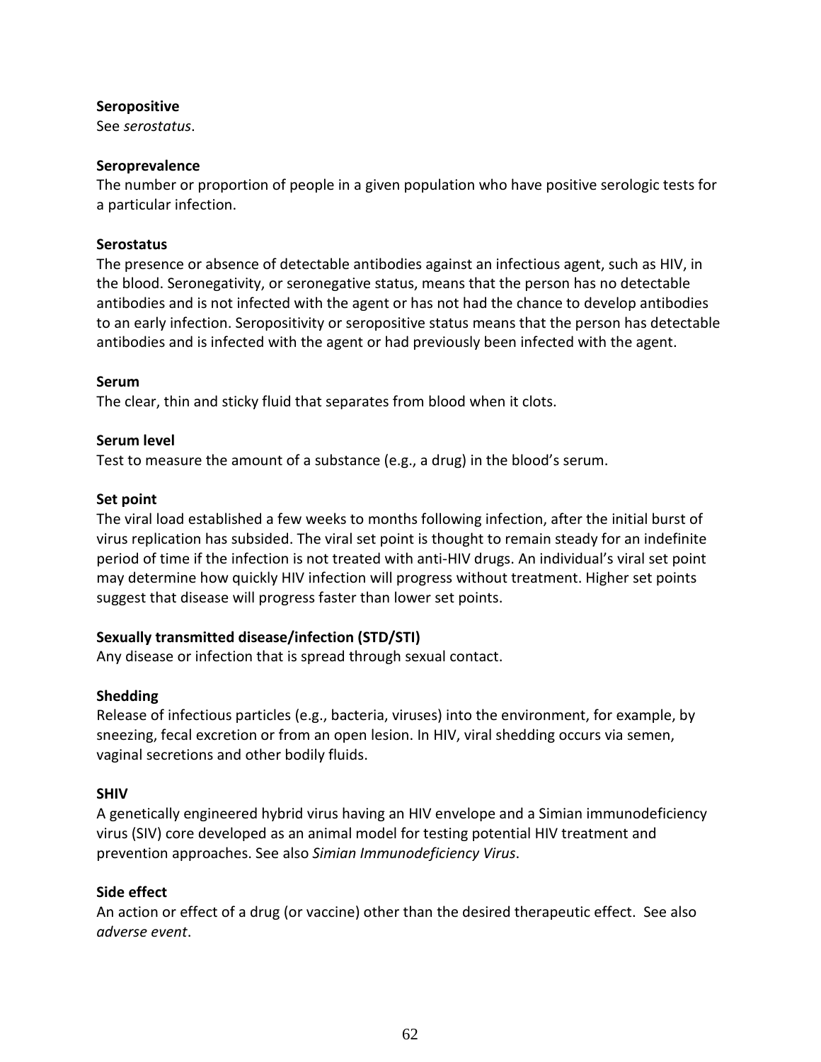**Seropositive**
See *serostatus*.

**Seroprevalence**
The number or proportion of people in a given population who have positive serologic tests for a particular infection.

**Serostatus**
The presence or absence of detectable antibodies against an infectious agent, such as HIV, in the blood. Seronegativity, or seronegative status, means that the person has no detectable antibodies and is not infected with the agent or has not had the chance to develop antibodies to an early infection. Seropositivity or seropositive status means that the person has detectable antibodies and is infected with the agent or had previously been infected with the agent.

**Serum**
The clear, thin and sticky fluid that separates from blood when it clots.

**Serum level**
Test to measure the amount of a substance (e.g., a drug) in the blood's serum.

**Set point**
The viral load established a few weeks to months following infection, after the initial burst of virus replication has subsided. The viral set point is thought to remain steady for an indefinite period of time if the infection is not treated with anti-HIV drugs. An individual's viral set point may determine how quickly HIV infection will progress without treatment. Higher set points suggest that disease will progress faster than lower set points.

**Sexually transmitted disease/infection (STD/STI)**
Any disease or infection that is spread through sexual contact.

**Shedding**
Release of infectious particles (e.g., bacteria, viruses) into the environment, for example, by sneezing, fecal excretion or from an open lesion. In HIV, viral shedding occurs via semen, vaginal secretions and other bodily fluids.

**SHIV**
A genetically engineered hybrid virus having an HIV envelope and a Simian immunodeficiency virus (SIV) core developed as an animal model for testing potential HIV treatment and prevention approaches. See also *Simian Immunodeficiency Virus*.

**Side effect**
An action or effect of a drug (or vaccine) other than the desired therapeutic effect. See also *adverse event*.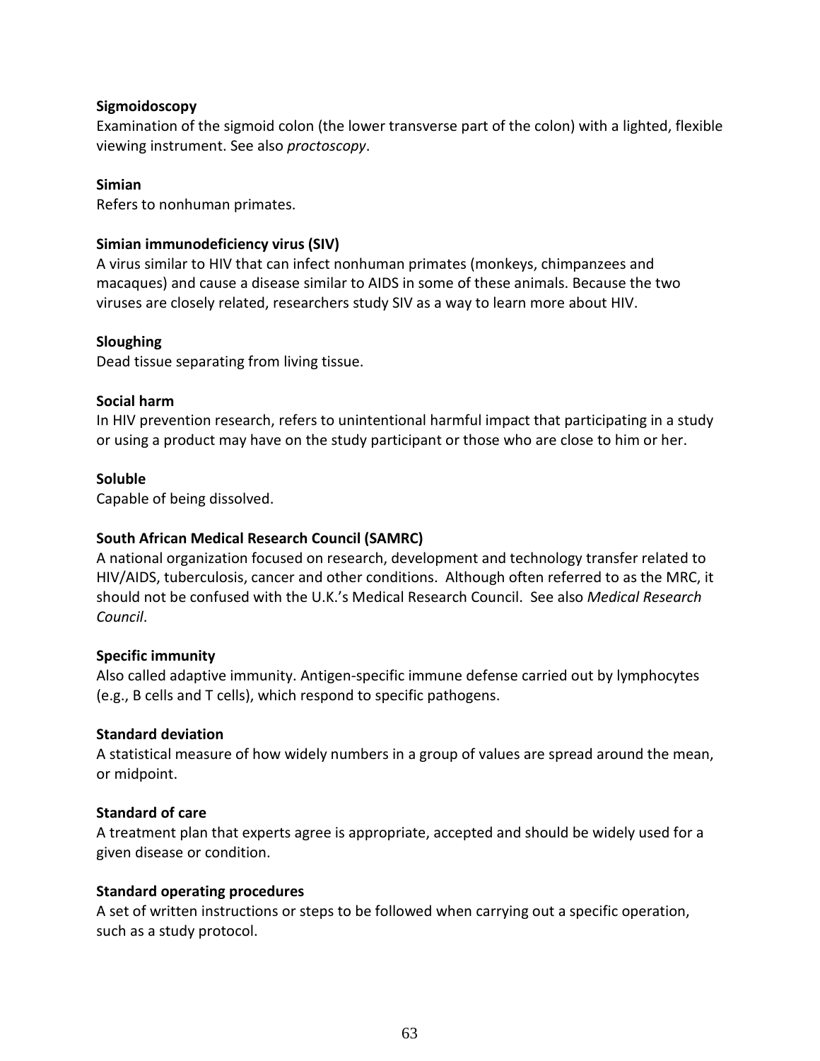**Sigmoidoscopy**
Examination of the sigmoid colon (the lower transverse part of the colon) with a lighted, flexible viewing instrument. See also *proctoscopy*.

**Simian**
Refers to nonhuman primates.

**Simian immunodeficiency virus (SIV)**
A virus similar to HIV that can infect nonhuman primates (monkeys, chimpanzees and macaques) and cause a disease similar to AIDS in some of these animals. Because the two viruses are closely related, researchers study SIV as a way to learn more about HIV.

**Sloughing**
Dead tissue separating from living tissue.

**Social harm**
In HIV prevention research, refers to unintentional harmful impact that participating in a study or using a product may have on the study participant or those who are close to him or her.

**Soluble**
Capable of being dissolved.

**South African Medical Research Council (SAMRC)**
A national organization focused on research, development and technology transfer related to HIV/AIDS, tuberculosis, cancer and other conditions. Although often referred to as the MRC, it should not be confused with the U.K.'s Medical Research Council. See also *Medical Research Council*.

**Specific immunity**
Also called adaptive immunity. Antigen-specific immune defense carried out by lymphocytes (e.g., B cells and T cells), which respond to specific pathogens.

**Standard deviation**
A statistical measure of how widely numbers in a group of values are spread around the mean, or midpoint.

**Standard of care**
A treatment plan that experts agree is appropriate, accepted and should be widely used for a given disease or condition.

**Standard operating procedures**
A set of written instructions or steps to be followed when carrying out a specific operation, such as a study protocol.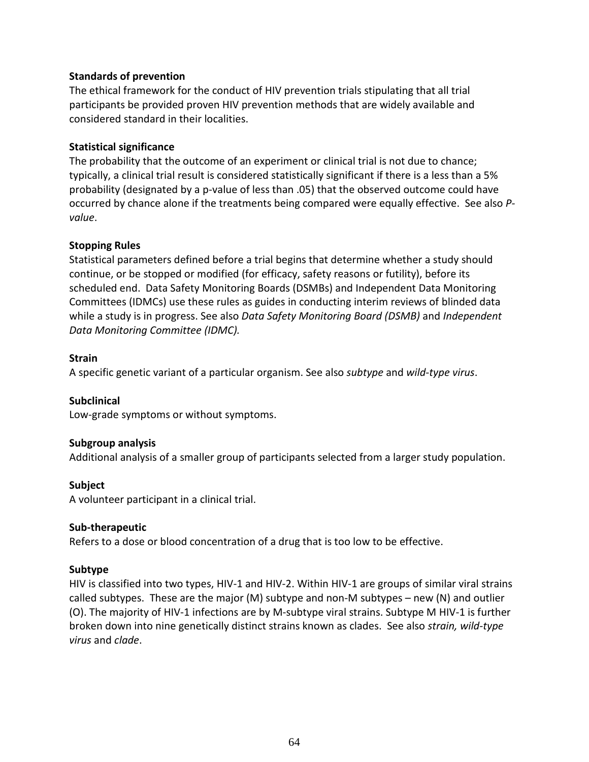**Standards of prevention**

The ethical framework for the conduct of HIV prevention trials stipulating that all trial participants be provided proven HIV prevention methods that are widely available and considered standard in their localities.

**Statistical significance**

The probability that the outcome of an experiment or clinical trial is not due to chance; typically, a clinical trial result is considered statistically significant if there is a less than a 5% probability (designated by a p-value of less than .05) that the observed outcome could have occurred by chance alone if the treatments being compared were equally effective. See also *P-value*.

**Stopping Rules**

Statistical parameters defined before a trial begins that determine whether a study should continue, or be stopped or modified (for efficacy, safety reasons or futility), before its scheduled end. Data Safety Monitoring Boards (DSMBs) and Independent Data Monitoring Committees (IDMCs) use these rules as guides in conducting interim reviews of blinded data while a study is in progress. See also *Data Safety Monitoring Board (DSMB)* and *Independent Data Monitoring Committee (IDMC).*

**Strain**

A specific genetic variant of a particular organism. See also *subtype* and *wild-type virus*.

**Subclinical**

Low-grade symptoms or without symptoms.

**Subgroup analysis**

Additional analysis of a smaller group of participants selected from a larger study population.

**Subject**

A volunteer participant in a clinical trial.

**Sub-therapeutic**

Refers to a dose or blood concentration of a drug that is too low to be effective.

**Subtype**

HIV is classified into two types, HIV-1 and HIV-2. Within HIV-1 are groups of similar viral strains called subtypes. These are the major (M) subtype and non-M subtypes – new (N) and outlier (O). The majority of HIV-1 infections are by M-subtype viral strains. Subtype M HIV-1 is further broken down into nine genetically distinct strains known as clades. See also *strain, wild-type virus* and *clade*.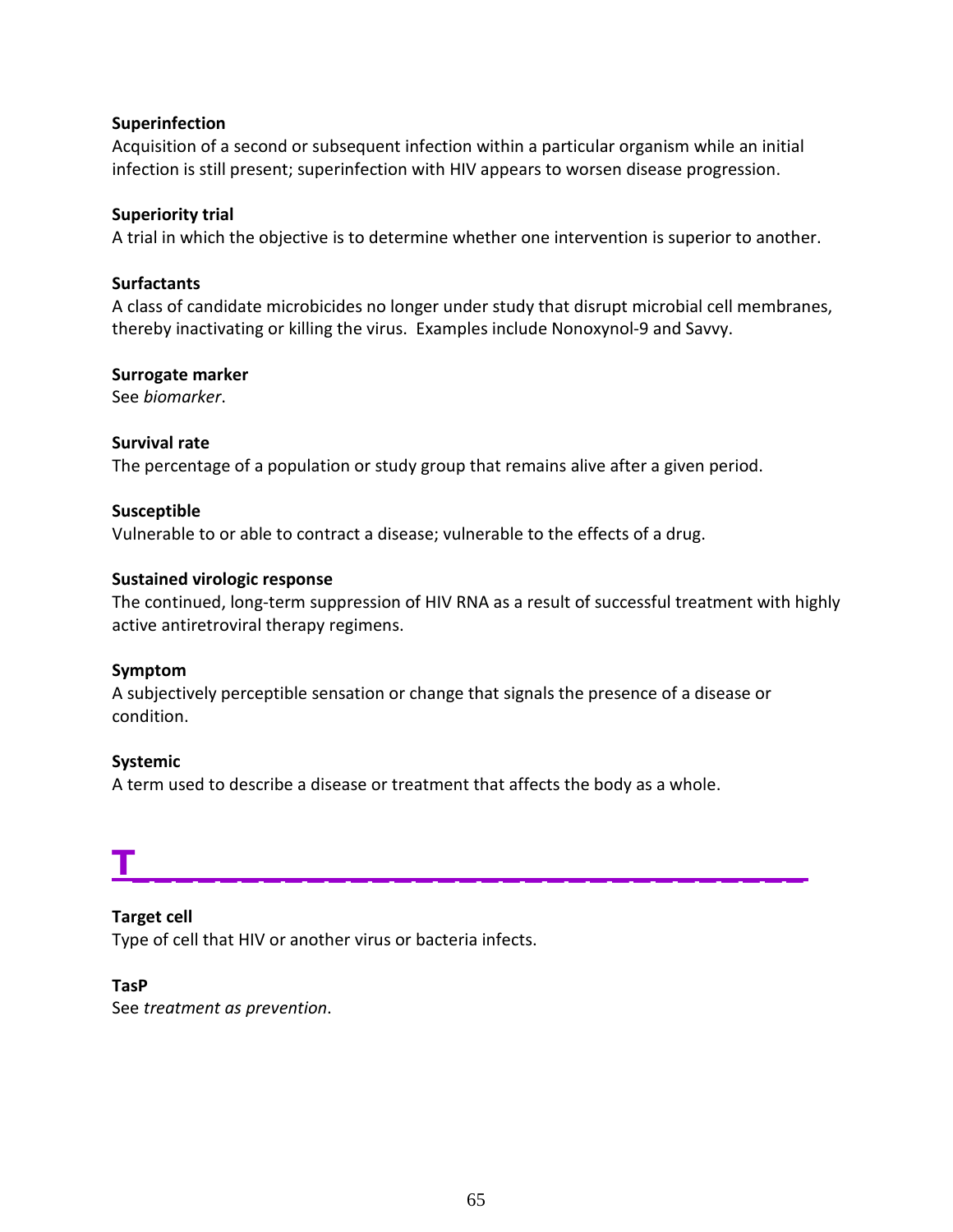**Superinfection**

Acquisition of a second or subsequent infection within a particular organism while an initial infection is still present; superinfection with HIV appears to worsen disease progression.

**Superiority trial**

A trial in which the objective is to determine whether one intervention is superior to another.

**Surfactants**

A class of candidate microbicides no longer under study that disrupt microbial cell membranes, thereby inactivating or killing the virus. Examples include Nonoxynol-9 and Savvy.

**Surrogate marker**

See *biomarker*.

**Survival rate**

The percentage of a population or study group that remains alive after a given period.

**Susceptible**

Vulnerable to or able to contract a disease; vulnerable to the effects of a drug.

**Sustained virologic response**

The continued, long-term suppression of HIV RNA as a result of successful treatment with highly active antiretroviral therapy regimens.

**Symptom**

A subjectively perceptible sensation or change that signals the presence of a disease or condition.

**Systemic**

A term used to describe a disease or treatment that affects the body as a whole.

# T

**Target cell**

Type of cell that HIV or another virus or bacteria infects.

**TasP**

See *treatment as prevention*.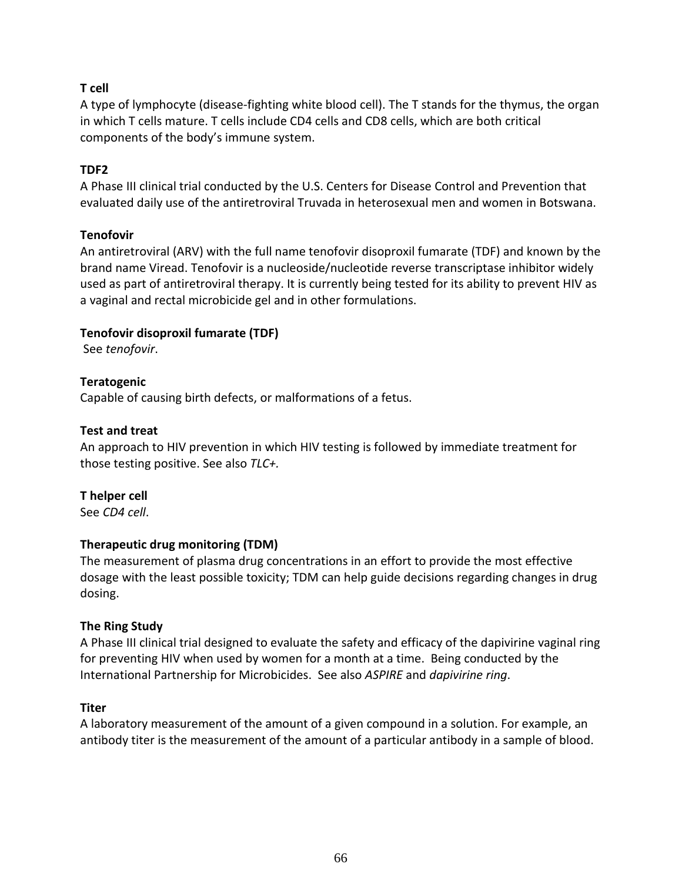**T cell**
A type of lymphocyte (disease-fighting white blood cell). The T stands for the thymus, the organ in which T cells mature. T cells include CD4 cells and CD8 cells, which are both critical components of the body's immune system.

**TDF2**
A Phase III clinical trial conducted by the U.S. Centers for Disease Control and Prevention that evaluated daily use of the antiretroviral Truvada in heterosexual men and women in Botswana.

**Tenofovir**
An antiretroviral (ARV) with the full name tenofovir disoproxil fumarate (TDF) and known by the brand name Viread. Tenofovir is a nucleoside/nucleotide reverse transcriptase inhibitor widely used as part of antiretroviral therapy. It is currently being tested for its ability to prevent HIV as a vaginal and rectal microbicide gel and in other formulations.

**Tenofovir disoproxil fumarate (TDF)**
See *tenofovir*.

**Teratogenic**
Capable of causing birth defects, or malformations of a fetus.

**Test and treat**
An approach to HIV prevention in which HIV testing is followed by immediate treatment for those testing positive. See also *TLC+.*

**T helper cell**
See *CD4 cell*.

**Therapeutic drug monitoring (TDM)**
The measurement of plasma drug concentrations in an effort to provide the most effective dosage with the least possible toxicity; TDM can help guide decisions regarding changes in drug dosing.

**The Ring Study**
A Phase III clinical trial designed to evaluate the safety and efficacy of the dapivirine vaginal ring for preventing HIV when used by women for a month at a time. Being conducted by the International Partnership for Microbicides. See also *ASPIRE* and *dapivirine ring*.

**Titer**
A laboratory measurement of the amount of a given compound in a solution. For example, an antibody titer is the measurement of the amount of a particular antibody in a sample of blood.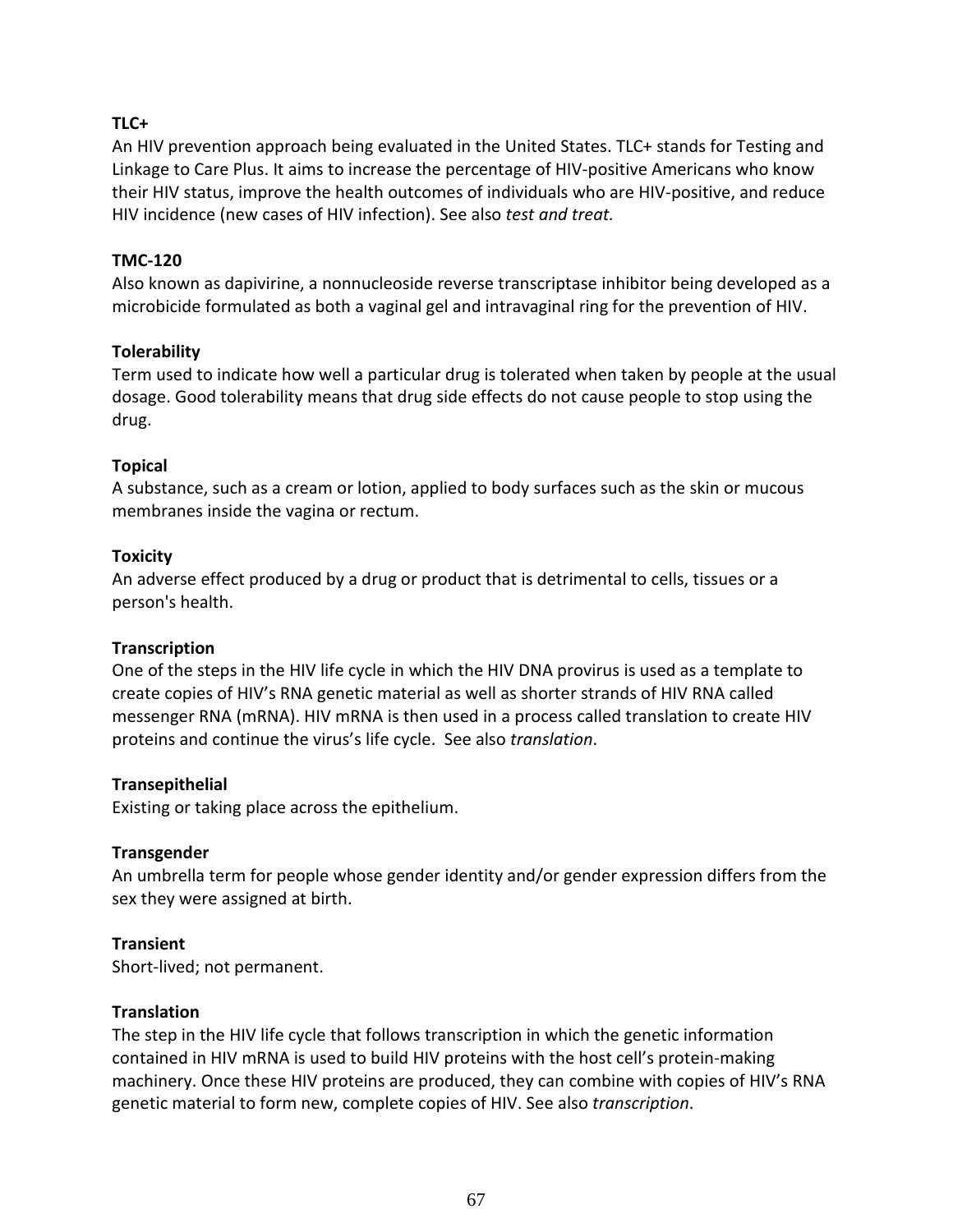**TLC+**
An HIV prevention approach being evaluated in the United States. TLC+ stands for Testing and Linkage to Care Plus. It aims to increase the percentage of HIV-positive Americans who know their HIV status, improve the health outcomes of individuals who are HIV-positive, and reduce HIV incidence (new cases of HIV infection). See also *test and treat.*

**TMC-120**
Also known as dapivirine, a nonnucleoside reverse transcriptase inhibitor being developed as a microbicide formulated as both a vaginal gel and intravaginal ring for the prevention of HIV.

**Tolerability**
Term used to indicate how well a particular drug is tolerated when taken by people at the usual dosage. Good tolerability means that drug side effects do not cause people to stop using the drug.

**Topical**
A substance, such as a cream or lotion, applied to body surfaces such as the skin or mucous membranes inside the vagina or rectum.

**Toxicity**
An adverse effect produced by a drug or product that is detrimental to cells, tissues or a person's health.

**Transcription**
One of the steps in the HIV life cycle in which the HIV DNA provirus is used as a template to create copies of HIV's RNA genetic material as well as shorter strands of HIV RNA called messenger RNA (mRNA). HIV mRNA is then used in a process called translation to create HIV proteins and continue the virus's life cycle. See also *translation*.

**Transepithelial**
Existing or taking place across the epithelium.

**Transgender**
An umbrella term for people whose gender identity and/or gender expression differs from the sex they were assigned at birth.

**Transient**
Short-lived; not permanent.

**Translation**
The step in the HIV life cycle that follows transcription in which the genetic information contained in HIV mRNA is used to build HIV proteins with the host cell's protein-making machinery. Once these HIV proteins are produced, they can combine with copies of HIV's RNA genetic material to form new, complete copies of HIV. See also *transcription*.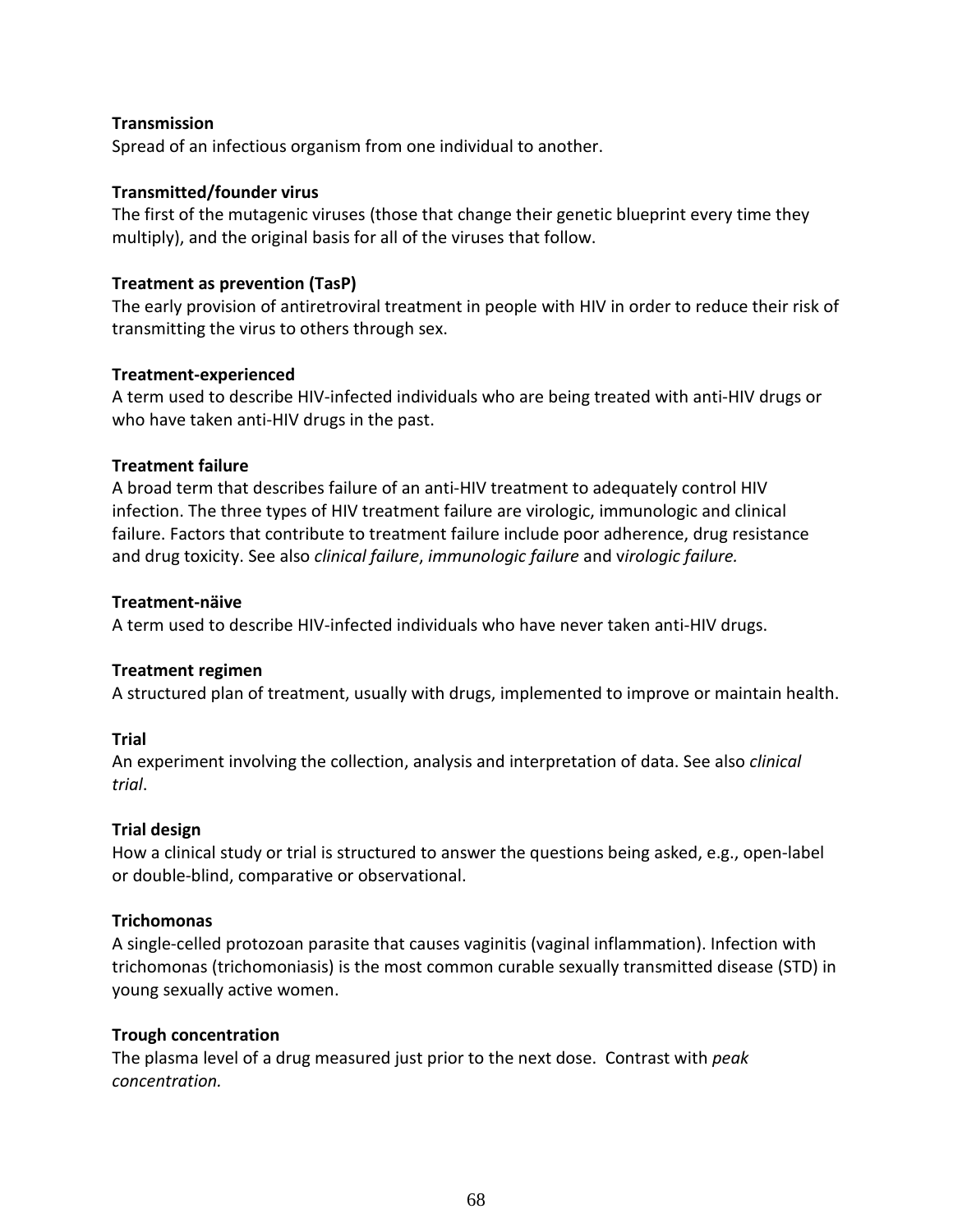**Transmission**
Spread of an infectious organism from one individual to another.

**Transmitted/founder virus**
The first of the mutagenic viruses (those that change their genetic blueprint every time they multiply), and the original basis for all of the viruses that follow.

**Treatment as prevention (TasP)**
The early provision of antiretroviral treatment in people with HIV in order to reduce their risk of transmitting the virus to others through sex.

**Treatment-experienced**
A term used to describe HIV-infected individuals who are being treated with anti-HIV drugs or who have taken anti-HIV drugs in the past.

**Treatment failure**
A broad term that describes failure of an anti-HIV treatment to adequately control HIV infection. The three types of HIV treatment failure are virologic, immunologic and clinical failure. Factors that contribute to treatment failure include poor adherence, drug resistance and drug toxicity. See also *clinical failure*, *immunologic failure* and v*irologic failure.*

**Treatment-näive**
A term used to describe HIV-infected individuals who have never taken anti-HIV drugs.

**Treatment regimen**
A structured plan of treatment, usually with drugs, implemented to improve or maintain health.

**Trial**
An experiment involving the collection, analysis and interpretation of data. See also *clinical trial*.

**Trial design**
How a clinical study or trial is structured to answer the questions being asked, e.g., open-label or double-blind, comparative or observational.

**Trichomonas**
A single-celled protozoan parasite that causes vaginitis (vaginal inflammation). Infection with trichomonas (trichomoniasis) is the most common curable sexually transmitted disease (STD) in young sexually active women.

**Trough concentration**
The plasma level of a drug measured just prior to the next dose. Contrast with *peak concentration.*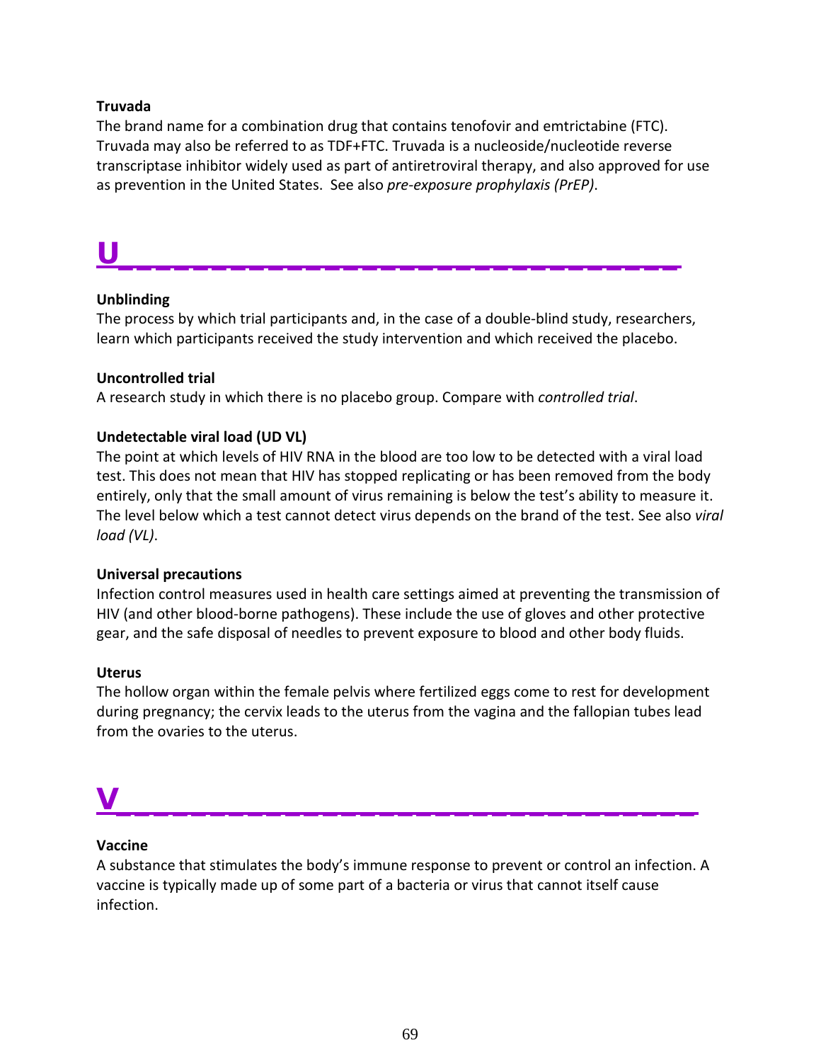**Truvada**

The brand name for a combination drug that contains tenofovir and emtrictabine (FTC). Truvada may also be referred to as TDF+FTC. Truvada is a nucleoside/nucleotide reverse transcriptase inhibitor widely used as part of antiretroviral therapy, and also approved for use as prevention in the United States. See also *pre-exposure prophylaxis (PrEP)*.

# U

**Unblinding**

The process by which trial participants and, in the case of a double-blind study, researchers, learn which participants received the study intervention and which received the placebo.

**Uncontrolled trial**

A research study in which there is no placebo group. Compare with *controlled trial*.

**Undetectable viral load (UD VL)**

The point at which levels of HIV RNA in the blood are too low to be detected with a viral load test. This does not mean that HIV has stopped replicating or has been removed from the body entirely, only that the small amount of virus remaining is below the test's ability to measure it. The level below which a test cannot detect virus depends on the brand of the test. See also *viral load (VL)*.

**Universal precautions**

Infection control measures used in health care settings aimed at preventing the transmission of HIV (and other blood-borne pathogens). These include the use of gloves and other protective gear, and the safe disposal of needles to prevent exposure to blood and other body fluids.

**Uterus**

The hollow organ within the female pelvis where fertilized eggs come to rest for development during pregnancy; the cervix leads to the uterus from the vagina and the fallopian tubes lead from the ovaries to the uterus.

# V

**Vaccine**

A substance that stimulates the body's immune response to prevent or control an infection. A vaccine is typically made up of some part of a bacteria or virus that cannot itself cause infection.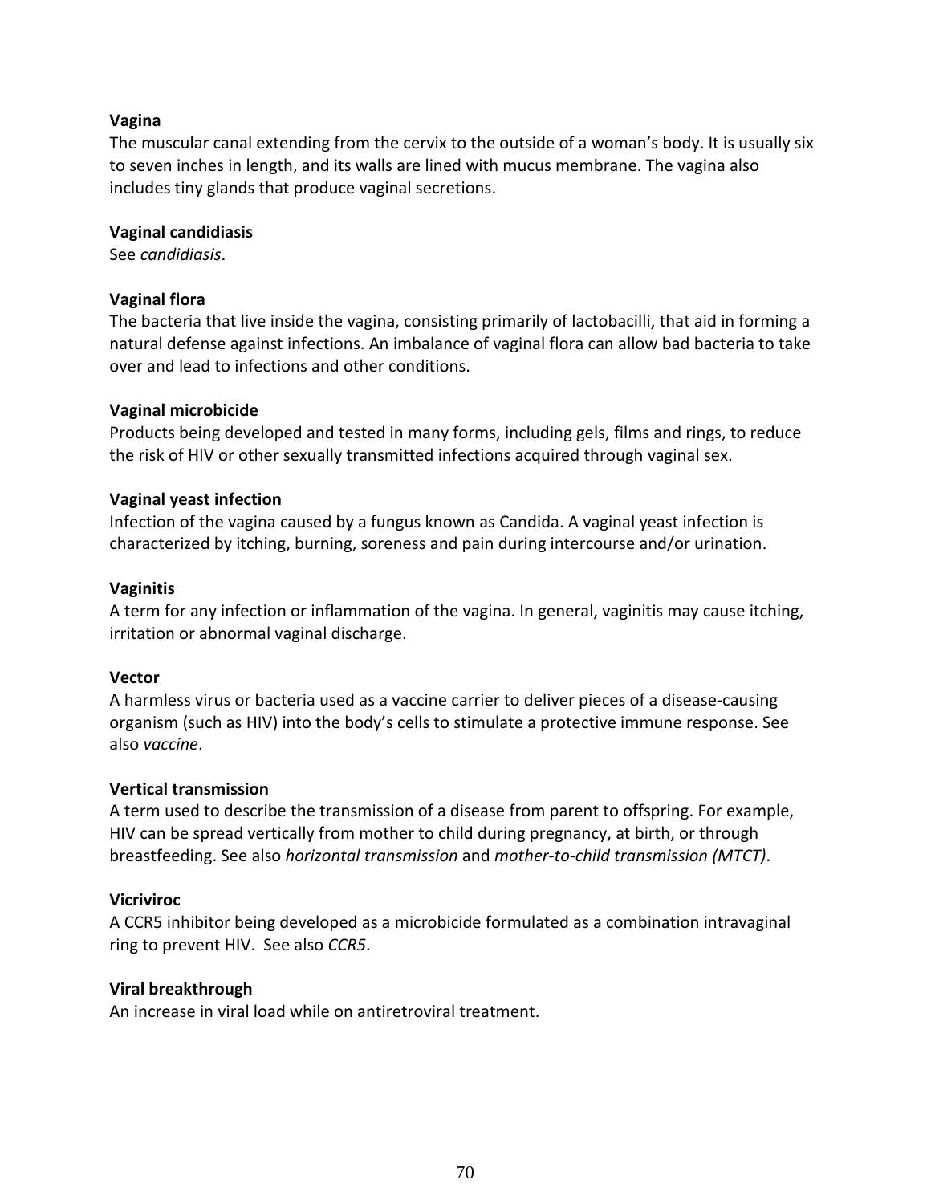**Vagina**
The muscular canal extending from the cervix to the outside of a woman's body. It is usually six to seven inches in length, and its walls are lined with mucus membrane. The vagina also includes tiny glands that produce vaginal secretions.

**Vaginal candidiasis**
See *candidiasis*.

**Vaginal flora**
The bacteria that live inside the vagina, consisting primarily of lactobacilli, that aid in forming a natural defense against infections. An imbalance of vaginal flora can allow bad bacteria to take over and lead to infections and other conditions.

**Vaginal microbicide**
Products being developed and tested in many forms, including gels, films and rings, to reduce the risk of HIV or other sexually transmitted infections acquired through vaginal sex.

**Vaginal yeast infection**
Infection of the vagina caused by a fungus known as Candida. A vaginal yeast infection is characterized by itching, burning, soreness and pain during intercourse and/or urination.

**Vaginitis**
A term for any infection or inflammation of the vagina. In general, vaginitis may cause itching, irritation or abnormal vaginal discharge.

**Vector**
A harmless virus or bacteria used as a vaccine carrier to deliver pieces of a disease-causing organism (such as HIV) into the body's cells to stimulate a protective immune response. See also *vaccine*.

**Vertical transmission**
A term used to describe the transmission of a disease from parent to offspring. For example, HIV can be spread vertically from mother to child during pregnancy, at birth, or through breastfeeding. See also *horizontal transmission* and *mother-to-child transmission (MTCT)*.

**Vicriviroc**
A CCR5 inhibitor being developed as a microbicide formulated as a combination intravaginal ring to prevent HIV. See also *CCR5*.

**Viral breakthrough**
An increase in viral load while on antiretroviral treatment.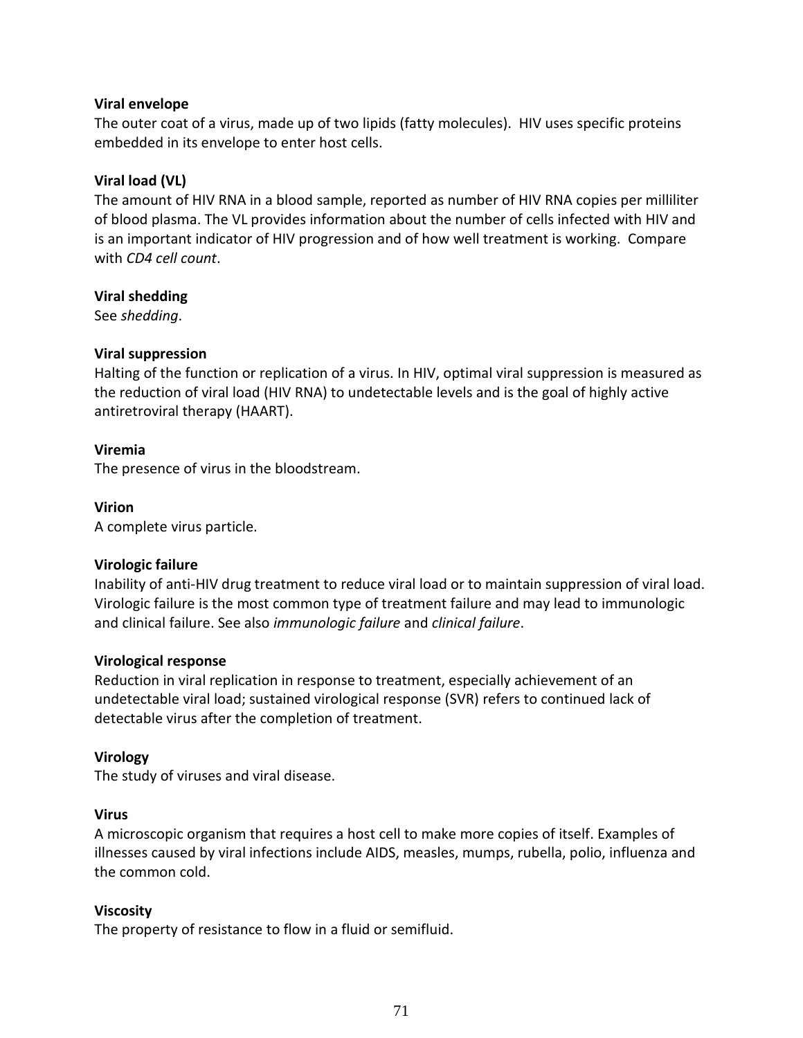**Viral envelope**
The outer coat of a virus, made up of two lipids (fatty molecules).  HIV uses specific proteins embedded in its envelope to enter host cells.

**Viral load (VL)**
The amount of HIV RNA in a blood sample, reported as number of HIV RNA copies per milliliter of blood plasma. The VL provides information about the number of cells infected with HIV and is an important indicator of HIV progression and of how well treatment is working.  Compare with *CD4 cell count*.

**Viral shedding**
See *shedding*.

**Viral suppression**
Halting of the function or replication of a virus. In HIV, optimal viral suppression is measured as the reduction of viral load (HIV RNA) to undetectable levels and is the goal of highly active antiretroviral therapy (HAART).

**Viremia**
The presence of virus in the bloodstream.

**Virion**
A complete virus particle.

**Virologic failure**
Inability of anti-HIV drug treatment to reduce viral load or to maintain suppression of viral load. Virologic failure is the most common type of treatment failure and may lead to immunologic and clinical failure. See also *immunologic failure* and *clinical failure*.

**Virological response**
Reduction in viral replication in response to treatment, especially achievement of an undetectable viral load; sustained virological response (SVR) refers to continued lack of detectable virus after the completion of treatment.

**Virology**
The study of viruses and viral disease.

**Virus**
A microscopic organism that requires a host cell to make more copies of itself. Examples of illnesses caused by viral infections include AIDS, measles, mumps, rubella, polio, influenza and the common cold.

**Viscosity**
The property of resistance to flow in a fluid or semifluid.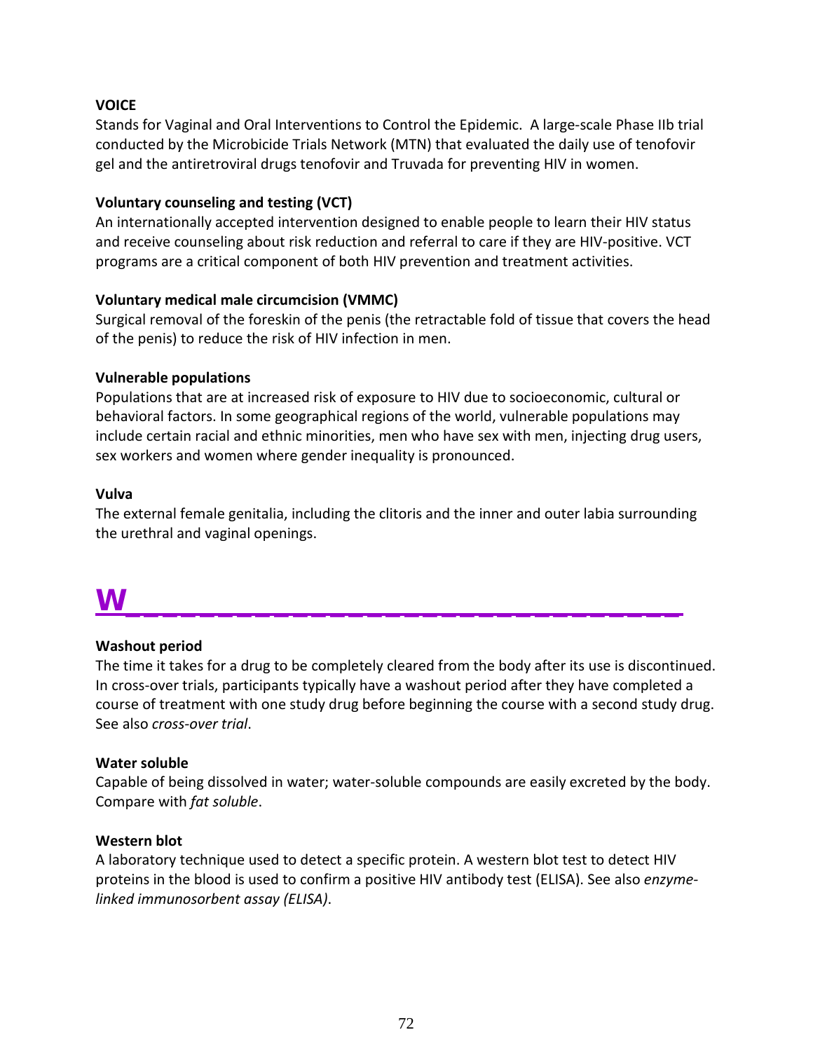**VOICE**

Stands for Vaginal and Oral Interventions to Control the Epidemic. A large-scale Phase IIb trial conducted by the Microbicide Trials Network (MTN) that evaluated the daily use of tenofovir gel and the antiretroviral drugs tenofovir and Truvada for preventing HIV in women.

**Voluntary counseling and testing (VCT)**

An internationally accepted intervention designed to enable people to learn their HIV status and receive counseling about risk reduction and referral to care if they are HIV-positive. VCT programs are a critical component of both HIV prevention and treatment activities.

**Voluntary medical male circumcision (VMMC)**

Surgical removal of the foreskin of the penis (the retractable fold of tissue that covers the head of the penis) to reduce the risk of HIV infection in men.

**Vulnerable populations**

Populations that are at increased risk of exposure to HIV due to socioeconomic, cultural or behavioral factors. In some geographical regions of the world, vulnerable populations may include certain racial and ethnic minorities, men who have sex with men, injecting drug users, sex workers and women where gender inequality is pronounced.

**Vulva**

The external female genitalia, including the clitoris and the inner and outer labia surrounding the urethral and vaginal openings.

# W

**Washout period**

The time it takes for a drug to be completely cleared from the body after its use is discontinued. In cross-over trials, participants typically have a washout period after they have completed a course of treatment with one study drug before beginning the course with a second study drug. See also *cross-over trial*.

**Water soluble**

Capable of being dissolved in water; water-soluble compounds are easily excreted by the body. Compare with *fat soluble*.

**Western blot**

A laboratory technique used to detect a specific protein. A western blot test to detect HIV proteins in the blood is used to confirm a positive HIV antibody test (ELISA). See also *enzyme-linked immunosorbent assay (ELISA)*.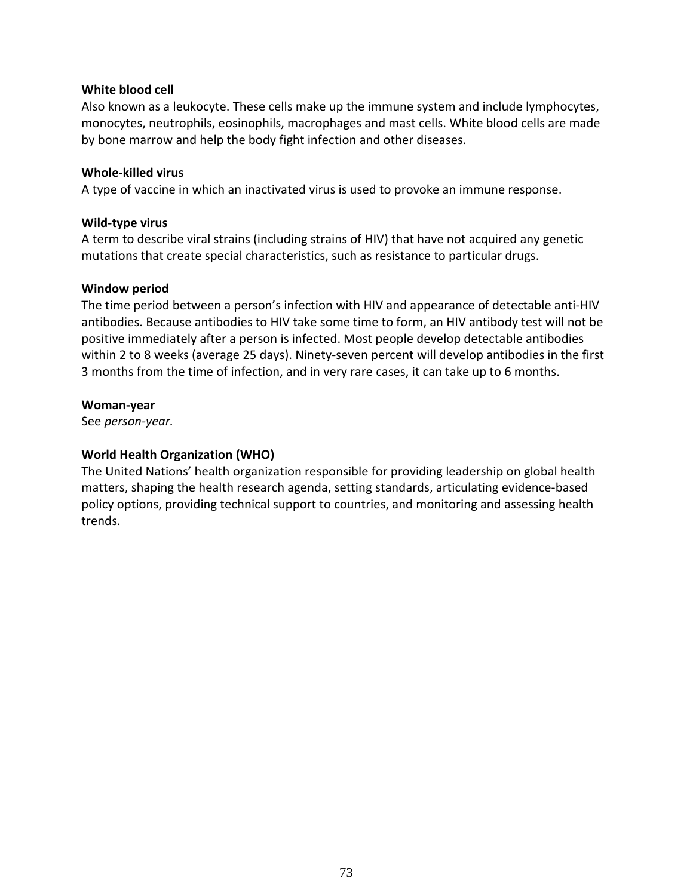**White blood cell**
Also known as a leukocyte. These cells make up the immune system and include lymphocytes, monocytes, neutrophils, eosinophils, macrophages and mast cells. White blood cells are made by bone marrow and help the body fight infection and other diseases.

**Whole-killed virus**
A type of vaccine in which an inactivated virus is used to provoke an immune response.

**Wild-type virus**
A term to describe viral strains (including strains of HIV) that have not acquired any genetic mutations that create special characteristics, such as resistance to particular drugs.

**Window period**
The time period between a person's infection with HIV and appearance of detectable anti-HIV antibodies. Because antibodies to HIV take some time to form, an HIV antibody test will not be positive immediately after a person is infected. Most people develop detectable antibodies within 2 to 8 weeks (average 25 days). Ninety-seven percent will develop antibodies in the first 3 months from the time of infection, and in very rare cases, it can take up to 6 months.

**Woman-year**
See *person-year.*

**World Health Organization (WHO)**
The United Nations' health organization responsible for providing leadership on global health matters, shaping the health research agenda, setting standards, articulating evidence-based policy options, providing technical support to countries, and monitoring and assessing health trends.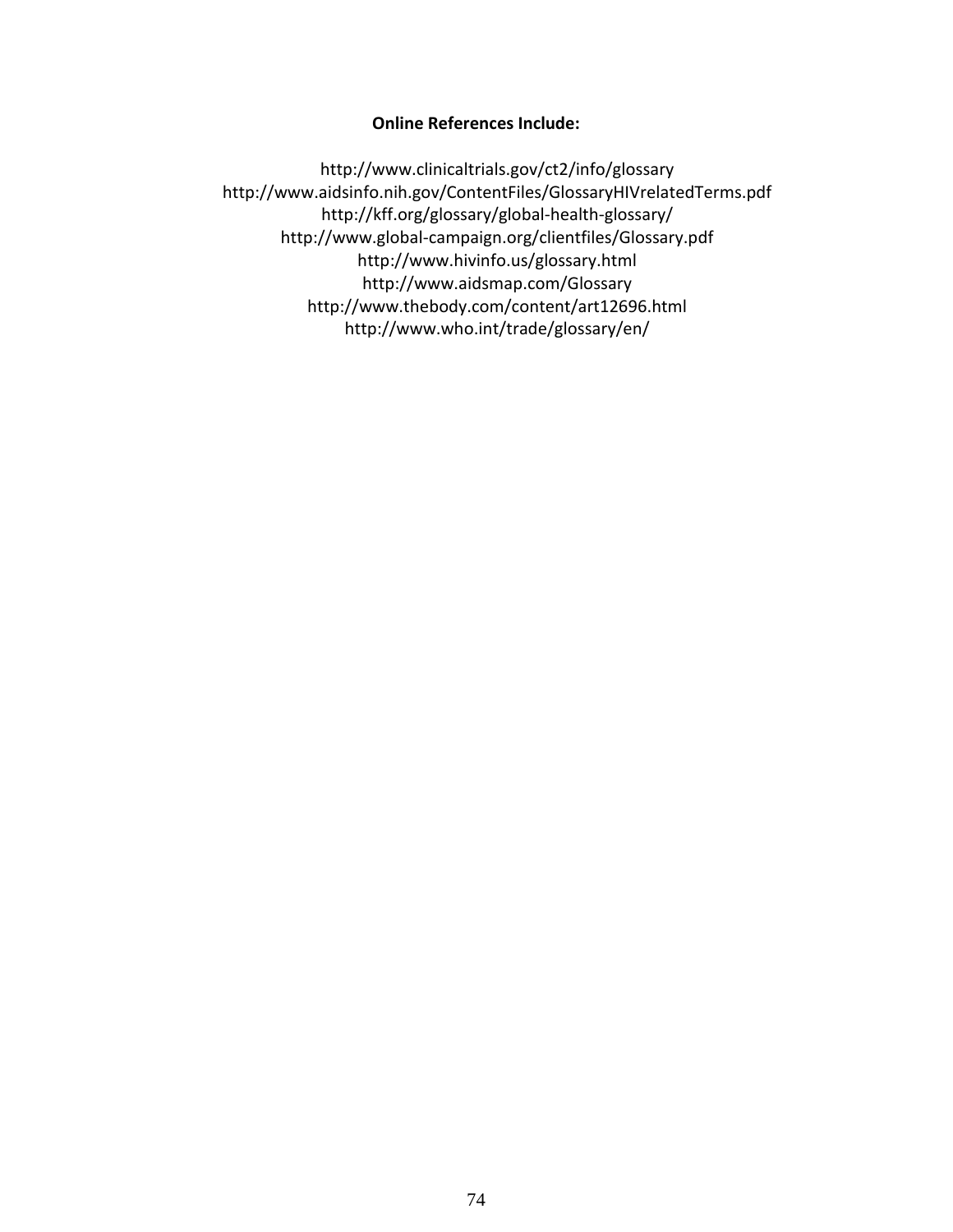**Online References Include:**

http://www.clinicaltrials.gov/ct2/info/glossary
http://www.aidsinfo.nih.gov/ContentFiles/GlossaryHIVrelatedTerms.pdf
http://kff.org/glossary/global-health-glossary/
http://www.global-campaign.org/clientfiles/Glossary.pdf
http://www.hivinfo.us/glossary.html
http://www.aidsmap.com/Glossary
http://www.thebody.com/content/art12696.html
http://www.who.int/trade/glossary/en/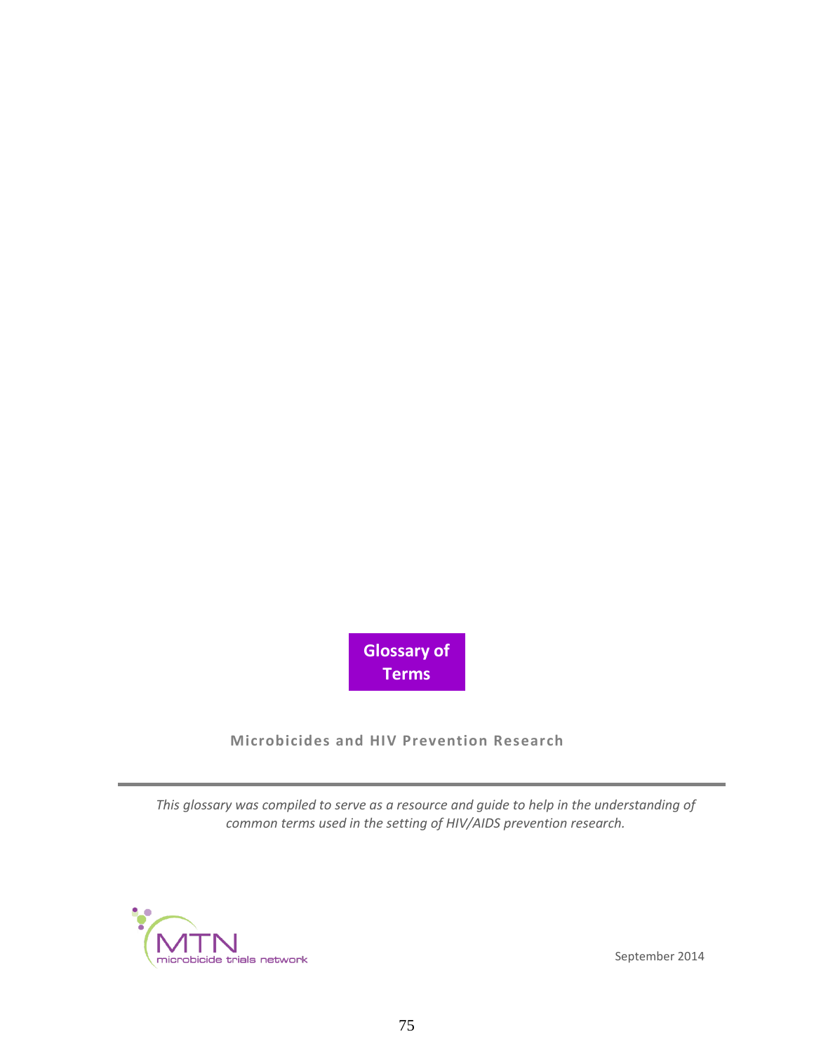# Glossary of Terms

**Microbicides and HIV Prevention Research**

---

*This glossary was compiled to serve as a resource and guide to help in the understanding of common terms used in the setting of HIV/AIDS prevention research.*

MTN microbicide trials network

September 2014